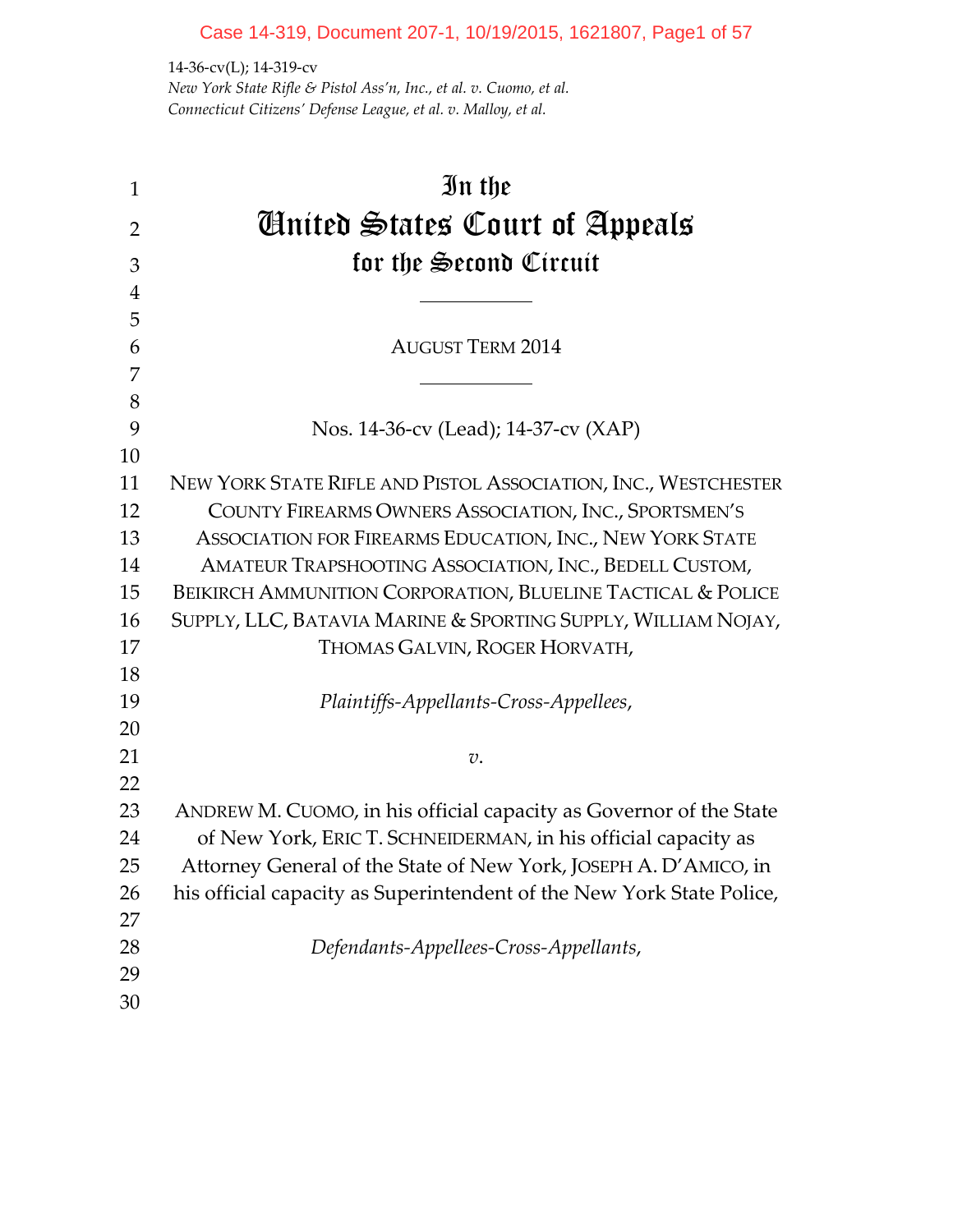14-36-cv(L); 14-319-cv
*New York State Rifle & Pistol Ass'n, Inc., et al. v. Cuomo, et al.*
*Connecticut Citizens' Defense League, et al. v. Malloy, et al.*

# In the
# United States Court of Appeals
## for the Second Circuit

---

AUGUST TERM 2014

---

Nos. 14-36-cv (Lead); 14-37-cv (XAP)

NEW YORK STATE RIFLE AND PISTOL ASSOCIATION, INC., WESTCHESTER COUNTY FIREARMS OWNERS ASSOCIATION, INC., SPORTSMEN'S ASSOCIATION FOR FIREARMS EDUCATION, INC., NEW YORK STATE AMATEUR TRAPSHOOTING ASSOCIATION, INC., BEDELL CUSTOM, BEIKIRCH AMMUNITION CORPORATION, BLUELINE TACTICAL & POLICE SUPPLY, LLC, BATAVIA MARINE & SPORTING SUPPLY, WILLIAM NOJAY, THOMAS GALVIN, ROGER HORVATH,

*Plaintiffs-Appellants-Cross-Appellees*,

*v.*

ANDREW M. CUOMO, in his official capacity as Governor of the State of New York, ERIC T. SCHNEIDERMAN, in his official capacity as Attorney General of the State of New York, JOSEPH A. D'AMICO, in his official capacity as Superintendent of the New York State Police,

*Defendants-Appellees-Cross-Appellants*,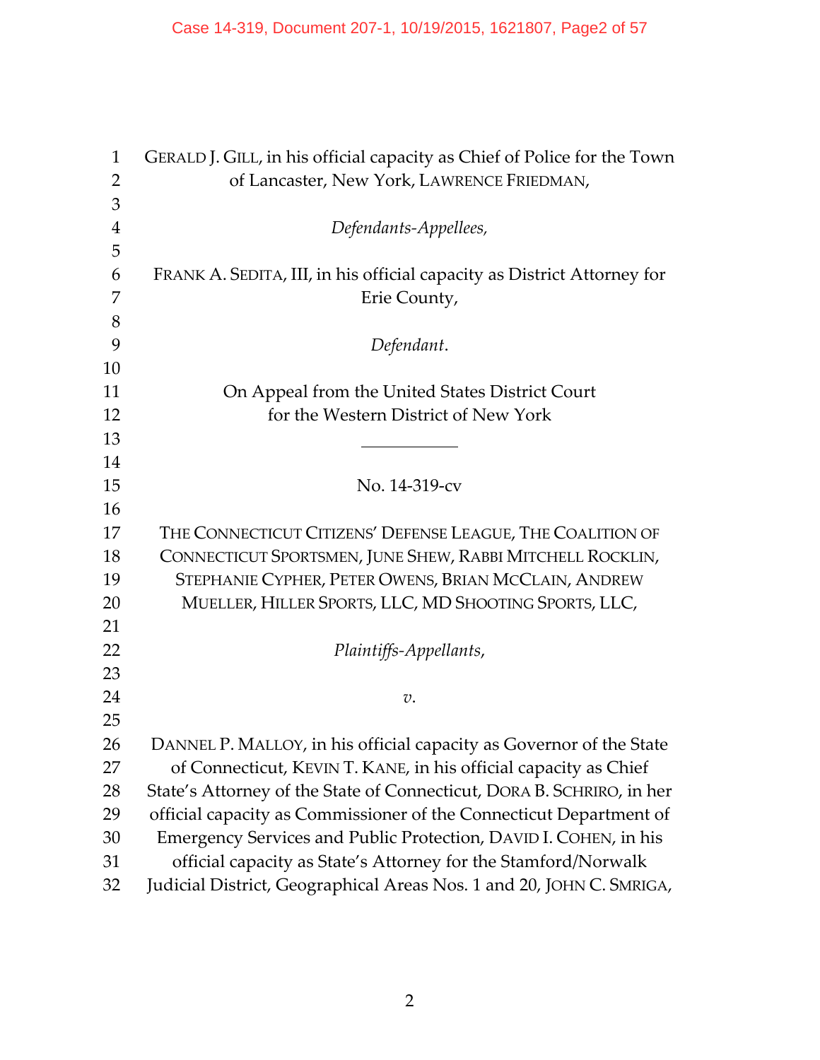GERALD J. GILL, in his official capacity as Chief of Police for the Town of Lancaster, New York, LAWRENCE FRIEDMAN,

*Defendants-Appellees,*

FRANK A. SEDITA, III, in his official capacity as District Attorney for Erie County,

*Defendant*.

On Appeal from the United States District Court
for the Western District of New York

---

No. 14-319-cv

THE CONNECTICUT CITIZENS' DEFENSE LEAGUE, THE COALITION OF CONNECTICUT SPORTSMEN, JUNE SHEW, RABBI MITCHELL ROCKLIN, STEPHANIE CYPHER, PETER OWENS, BRIAN MCCLAIN, ANDREW MUELLER, HILLER SPORTS, LLC, MD SHOOTING SPORTS, LLC,

*Plaintiffs-Appellants,*

*v.*

DANNEL P. MALLOY, in his official capacity as Governor of the State of Connecticut, KEVIN T. KANE, in his official capacity as Chief State's Attorney of the State of Connecticut, DORA B. SCHRIRO, in her official capacity as Commissioner of the Connecticut Department of Emergency Services and Public Protection, DAVID I. COHEN, in his official capacity as State's Attorney for the Stamford/Norwalk Judicial District, Geographical Areas Nos. 1 and 20, JOHN C. SMRIGA,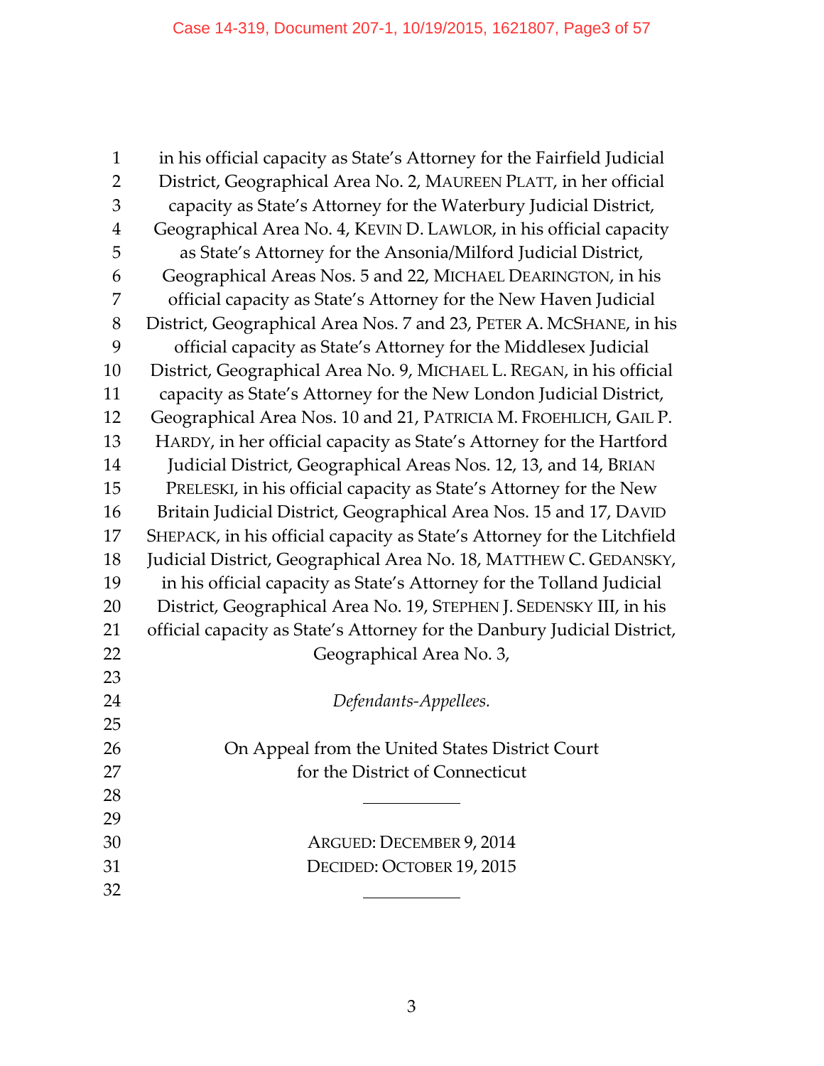in his official capacity as State's Attorney for the Fairfield Judicial District, Geographical Area No. 2, MAUREEN PLATT, in her official capacity as State's Attorney for the Waterbury Judicial District, Geographical Area No. 4, KEVIN D. LAWLOR, in his official capacity as State's Attorney for the Ansonia/Milford Judicial District, Geographical Areas Nos. 5 and 22, MICHAEL DEARINGTON, in his official capacity as State's Attorney for the New Haven Judicial District, Geographical Area Nos. 7 and 23, PETER A. MCSHANE, in his official capacity as State's Attorney for the Middlesex Judicial District, Geographical Area No. 9, MICHAEL L. REGAN, in his official capacity as State's Attorney for the New London Judicial District, Geographical Area Nos. 10 and 21, PATRICIA M. FROEHLICH, GAIL P. HARDY, in her official capacity as State's Attorney for the Hartford Judicial District, Geographical Areas Nos. 12, 13, and 14, BRIAN PRELESKI, in his official capacity as State's Attorney for the New Britain Judicial District, Geographical Area Nos. 15 and 17, DAVID SHEPACK, in his official capacity as State's Attorney for the Litchfield Judicial District, Geographical Area No. 18, MATTHEW C. GEDANSKY, in his official capacity as State's Attorney for the Tolland Judicial District, Geographical Area No. 19, STEPHEN J. SEDENSKY III, in his official capacity as State's Attorney for the Danbury Judicial District, Geographical Area No. 3,

*Defendants-Appellees.*

On Appeal from the United States District Court
for the District of Connecticut

---

ARGUED: DECEMBER 9, 2014
DECIDED: OCTOBER 19, 2015

---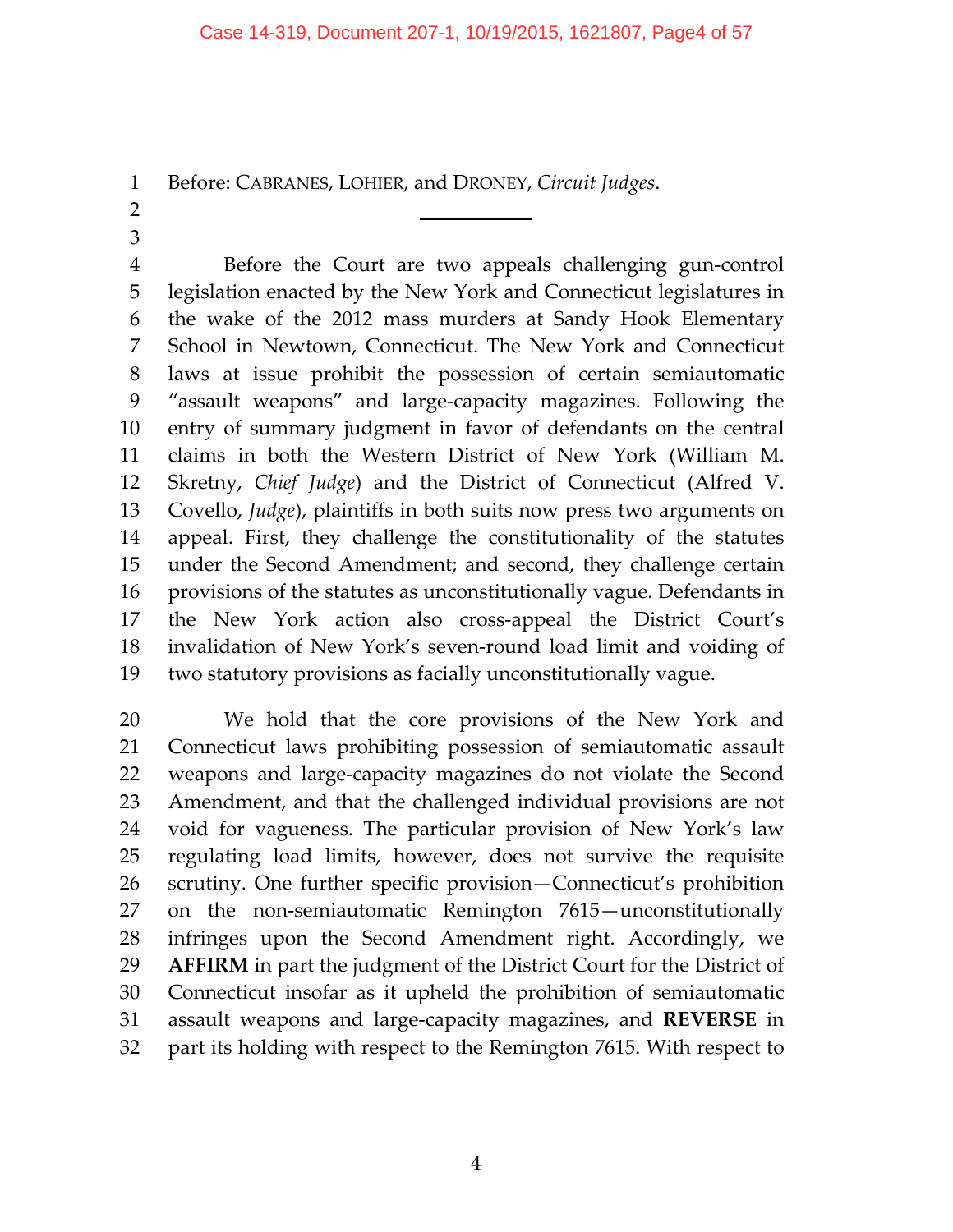Before: CABRANES, LOHIER, and DRONEY, *Circuit Judges*.

---

Before the Court are two appeals challenging gun-control legislation enacted by the New York and Connecticut legislatures in the wake of the 2012 mass murders at Sandy Hook Elementary School in Newtown, Connecticut. The New York and Connecticut laws at issue prohibit the possession of certain semiautomatic "assault weapons" and large-capacity magazines. Following the entry of summary judgment in favor of defendants on the central claims in both the Western District of New York (William M. Skretny, *Chief Judge*) and the District of Connecticut (Alfred V. Covello, *Judge*), plaintiffs in both suits now press two arguments on appeal. First, they challenge the constitutionality of the statutes under the Second Amendment; and second, they challenge certain provisions of the statutes as unconstitutionally vague. Defendants in the New York action also cross-appeal the District Court's invalidation of New York's seven-round load limit and voiding of two statutory provisions as facially unconstitutionally vague.

We hold that the core provisions of the New York and Connecticut laws prohibiting possession of semiautomatic assault weapons and large-capacity magazines do not violate the Second Amendment, and that the challenged individual provisions are not void for vagueness. The particular provision of New York's law regulating load limits, however, does not survive the requisite scrutiny. One further specific provision—Connecticut's prohibition on the non-semiautomatic Remington 7615—unconstitutionally infringes upon the Second Amendment right. Accordingly, we **AFFIRM** in part the judgment of the District Court for the District of Connecticut insofar as it upheld the prohibition of semiautomatic assault weapons and large-capacity magazines, and **REVERSE** in part its holding with respect to the Remington 7615. With respect to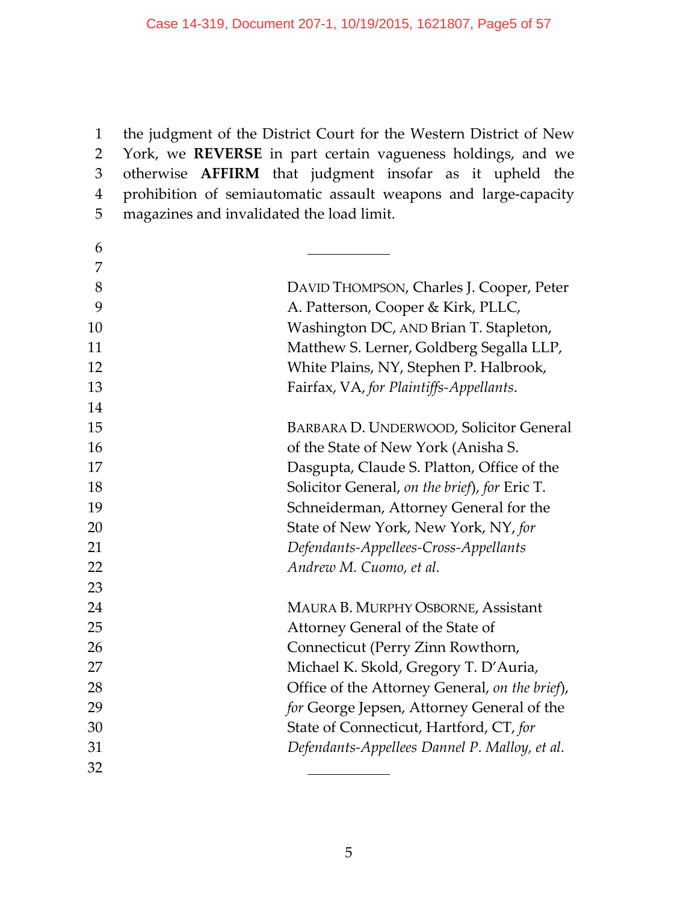the judgment of the District Court for the Western District of New York, we **REVERSE** in part certain vagueness holdings, and we otherwise **AFFIRM** that judgment insofar as it upheld the prohibition of semiautomatic assault weapons and large-capacity magazines and invalidated the load limit.

---

DAVID THOMPSON, Charles J. Cooper, Peter A. Patterson, Cooper & Kirk, PLLC, Washington DC, AND Brian T. Stapleton, Matthew S. Lerner, Goldberg Segalla LLP, White Plains, NY, Stephen P. Halbrook, Fairfax, VA, *for Plaintiffs-Appellants*.

BARBARA D. UNDERWOOD, Solicitor General of the State of New York (Anisha S. Dasgupta, Claude S. Platton, Office of the Solicitor General, *on the brief*), *for* Eric T. Schneiderman, Attorney General for the State of New York, New York, NY, *for Defendants-Appellees-Cross-Appellants Andrew M. Cuomo, et al.*

MAURA B. MURPHY OSBORNE, Assistant Attorney General of the State of Connecticut (Perry Zinn Rowthorn, Michael K. Skold, Gregory T. D'Auria, Office of the Attorney General, *on the brief*), *for* George Jepsen, Attorney General of the State of Connecticut, Hartford, CT, *for Defendants-Appellees Dannel P. Malloy, et al.*

---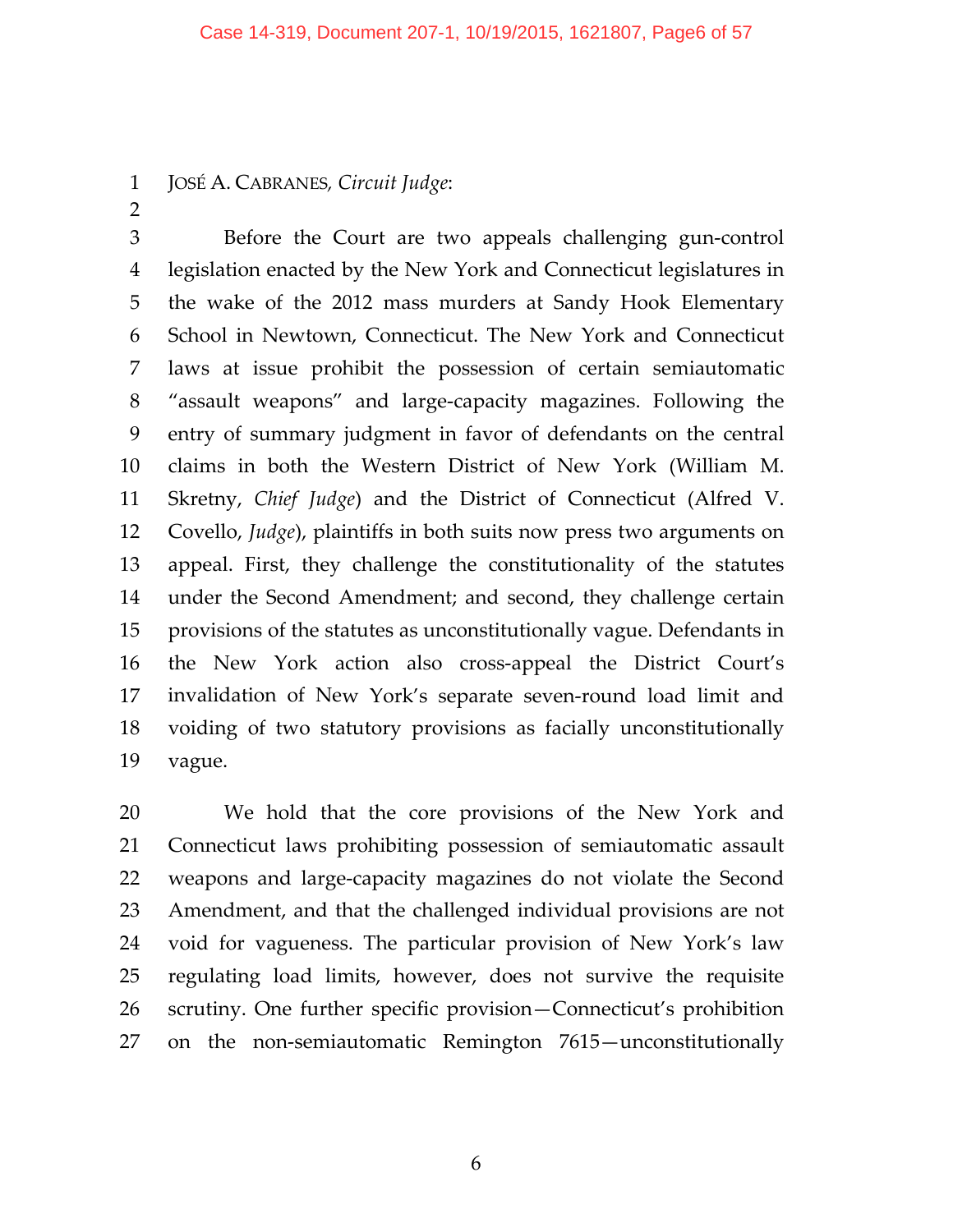JOSÉ A. CABRANES, *Circuit Judge*:

Before the Court are two appeals challenging gun-control legislation enacted by the New York and Connecticut legislatures in the wake of the 2012 mass murders at Sandy Hook Elementary School in Newtown, Connecticut. The New York and Connecticut laws at issue prohibit the possession of certain semiautomatic "assault weapons" and large-capacity magazines. Following the entry of summary judgment in favor of defendants on the central claims in both the Western District of New York (William M. Skretny, *Chief Judge*) and the District of Connecticut (Alfred V. Covello, *Judge*), plaintiffs in both suits now press two arguments on appeal. First, they challenge the constitutionality of the statutes under the Second Amendment; and second, they challenge certain provisions of the statutes as unconstitutionally vague. Defendants in the New York action also cross-appeal the District Court's invalidation of New York's separate seven-round load limit and voiding of two statutory provisions as facially unconstitutionally vague.

We hold that the core provisions of the New York and Connecticut laws prohibiting possession of semiautomatic assault weapons and large-capacity magazines do not violate the Second Amendment, and that the challenged individual provisions are not void for vagueness. The particular provision of New York's law regulating load limits, however, does not survive the requisite scrutiny. One further specific provision—Connecticut's prohibition on the non-semiautomatic Remington 7615—unconstitutionally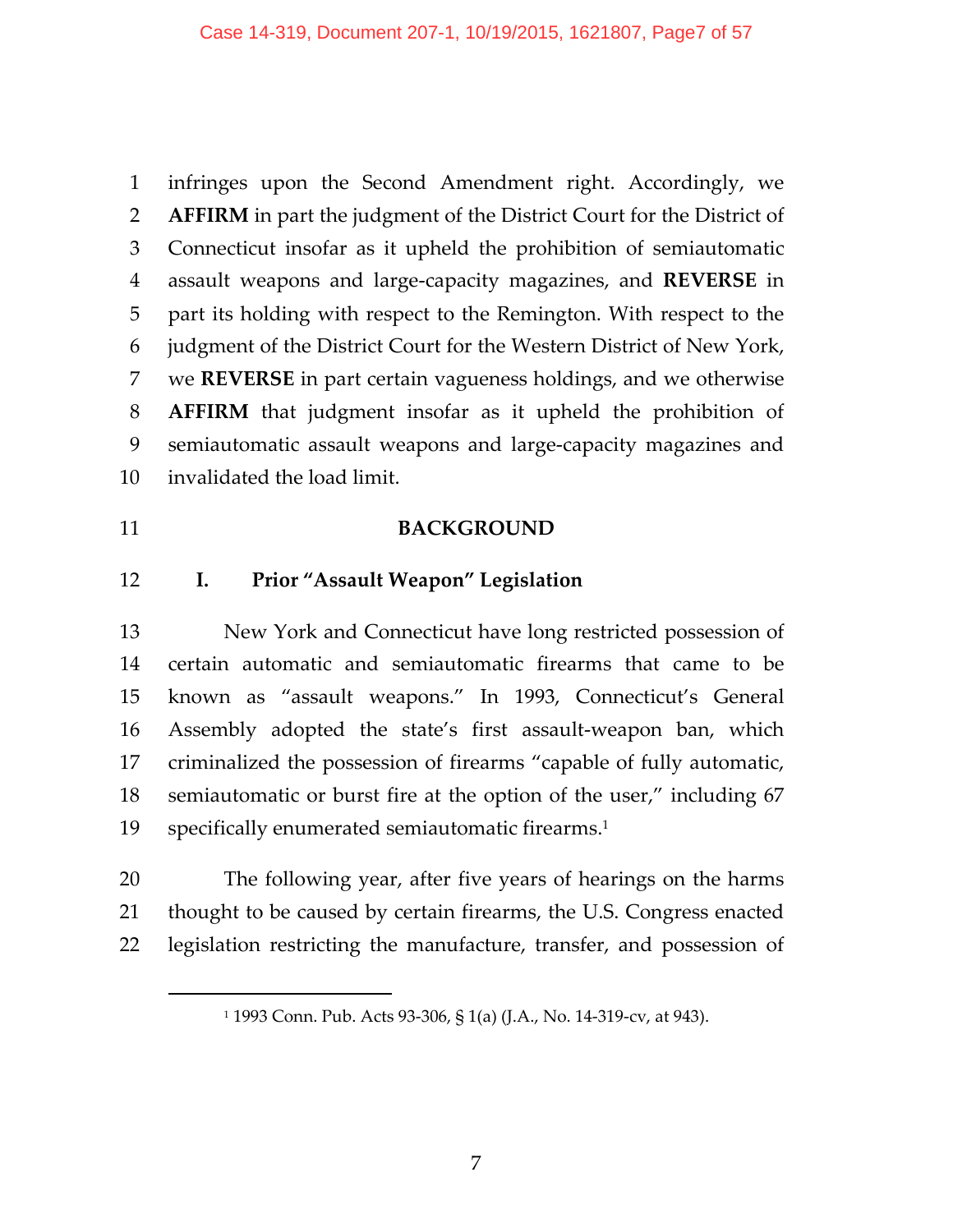infringes upon the Second Amendment right. Accordingly, we **AFFIRM** in part the judgment of the District Court for the District of Connecticut insofar as it upheld the prohibition of semiautomatic assault weapons and large-capacity magazines, and **REVERSE** in part its holding with respect to the Remington. With respect to the judgment of the District Court for the Western District of New York, we **REVERSE** in part certain vagueness holdings, and we otherwise **AFFIRM** that judgment insofar as it upheld the prohibition of semiautomatic assault weapons and large-capacity magazines and invalidated the load limit.

## BACKGROUND

### I. Prior "Assault Weapon" Legislation

New York and Connecticut have long restricted possession of certain automatic and semiautomatic firearms that came to be known as "assault weapons." In 1993, Connecticut's General Assembly adopted the state's first assault-weapon ban, which criminalized the possession of firearms "capable of fully automatic, semiautomatic or burst fire at the option of the user," including 67 specifically enumerated semiautomatic firearms.[1]

The following year, after five years of hearings on the harms thought to be caused by certain firearms, the U.S. Congress enacted legislation restricting the manufacture, transfer, and possession of

---

[1] 1993 Conn. Pub. Acts 93-306, § 1(a) (J.A., No. 14-319-cv, at 943).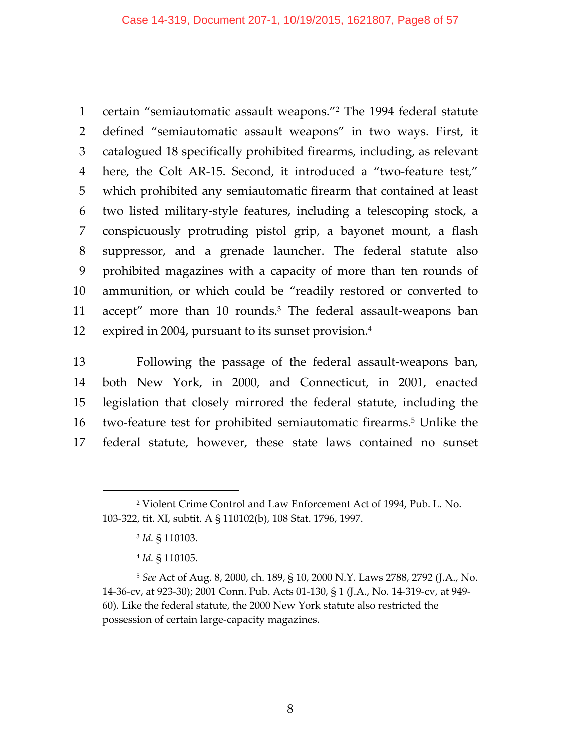certain "semiautomatic assault weapons."[2] The 1994 federal statute defined "semiautomatic assault weapons" in two ways. First, it catalogued 18 specifically prohibited firearms, including, as relevant here, the Colt AR-15. Second, it introduced a "two-feature test," which prohibited any semiautomatic firearm that contained at least two listed military-style features, including a telescoping stock, a conspicuously protruding pistol grip, a bayonet mount, a flash suppressor, and a grenade launcher. The federal statute also prohibited magazines with a capacity of more than ten rounds of ammunition, or which could be "readily restored or converted to accept" more than 10 rounds.[3] The federal assault-weapons ban expired in 2004, pursuant to its sunset provision.[4]

Following the passage of the federal assault-weapons ban, both New York, in 2000, and Connecticut, in 2001, enacted legislation that closely mirrored the federal statute, including the two-feature test for prohibited semiautomatic firearms.[5] Unlike the federal statute, however, these state laws contained no sunset

---

[2] Violent Crime Control and Law Enforcement Act of 1994, Pub. L. No. 103-322, tit. XI, subtit. A § 110102(b), 108 Stat. 1796, 1997.

[3] *Id.* § 110103.

[4] *Id.* § 110105.

[5] *See* Act of Aug. 8, 2000, ch. 189, § 10, 2000 N.Y. Laws 2788, 2792 (J.A., No. 14-36-cv, at 923-30); 2001 Conn. Pub. Acts 01-130, § 1 (J.A., No. 14-319-cv, at 949-60). Like the federal statute, the 2000 New York statute also restricted the possession of certain large-capacity magazines.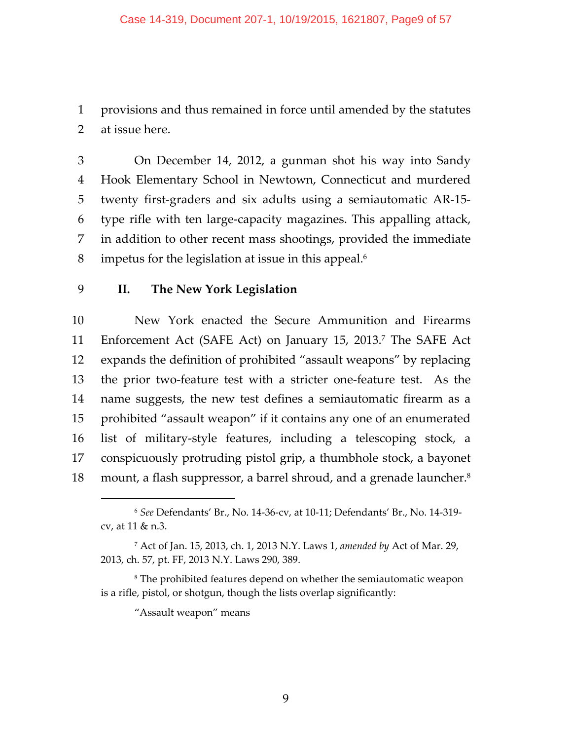provisions and thus remained in force until amended by the statutes at issue here.

On December 14, 2012, a gunman shot his way into Sandy Hook Elementary School in Newtown, Connecticut and murdered twenty first-graders and six adults using a semiautomatic AR-15-type rifle with ten large-capacity magazines. This appalling attack, in addition to other recent mass shootings, provided the immediate impetus for the legislation at issue in this appeal.[6]

## II. The New York Legislation

New York enacted the Secure Ammunition and Firearms Enforcement Act (SAFE Act) on January 15, 2013.[7] The SAFE Act expands the definition of prohibited "assault weapons" by replacing the prior two-feature test with a stricter one-feature test. As the name suggests, the new test defines a semiautomatic firearm as a prohibited "assault weapon" if it contains any one of an enumerated list of military-style features, including a telescoping stock, a conspicuously protruding pistol grip, a thumbhole stock, a bayonet mount, a flash suppressor, a barrel shroud, and a grenade launcher.[8]

---

[6] *See* Defendants' Br., No. 14-36-cv, at 10-11; Defendants' Br., No. 14-319-cv, at 11 & n.3.

[7] Act of Jan. 15, 2013, ch. 1, 2013 N.Y. Laws 1, *amended by* Act of Mar. 29, 2013, ch. 57, pt. FF, 2013 N.Y. Laws 290, 389.

[8] The prohibited features depend on whether the semiautomatic weapon is a rifle, pistol, or shotgun, though the lists overlap significantly:

"Assault weapon" means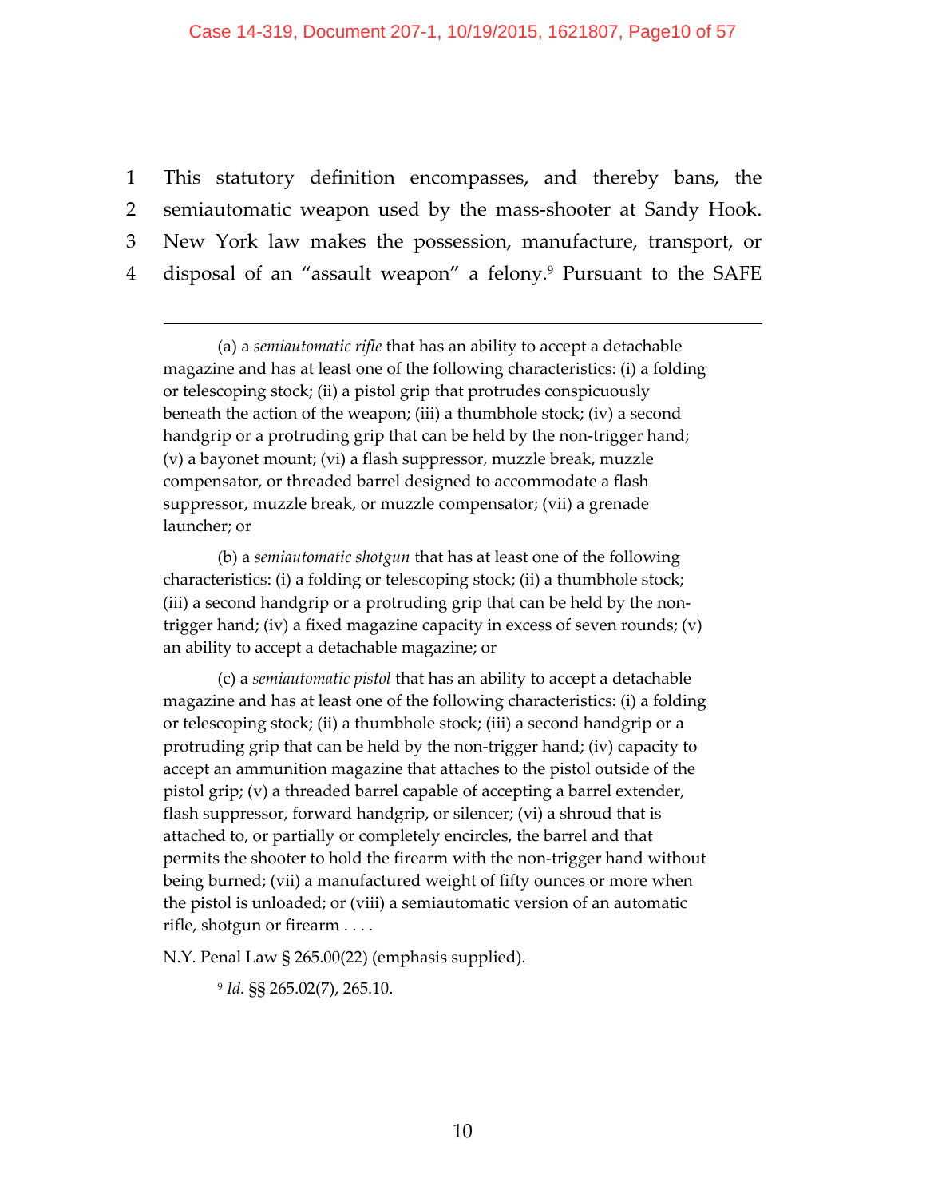This statutory definition encompasses, and thereby bans, the semiautomatic weapon used by the mass-shooter at Sandy Hook. New York law makes the possession, manufacture, transport, or disposal of an "assault weapon" a felony.[9] Pursuant to the SAFE

---

(a) a *semiautomatic rifle* that has an ability to accept a detachable magazine and has at least one of the following characteristics: (i) a folding or telescoping stock; (ii) a pistol grip that protrudes conspicuously beneath the action of the weapon; (iii) a thumbhole stock; (iv) a second handgrip or a protruding grip that can be held by the non-trigger hand; (v) a bayonet mount; (vi) a flash suppressor, muzzle break, muzzle compensator, or threaded barrel designed to accommodate a flash suppressor, muzzle break, or muzzle compensator; (vii) a grenade launcher; or

(b) a *semiautomatic shotgun* that has at least one of the following characteristics: (i) a folding or telescoping stock; (ii) a thumbhole stock; (iii) a second handgrip or a protruding grip that can be held by the non-trigger hand; (iv) a fixed magazine capacity in excess of seven rounds; (v) an ability to accept a detachable magazine; or

(c) a *semiautomatic pistol* that has an ability to accept a detachable magazine and has at least one of the following characteristics: (i) a folding or telescoping stock; (ii) a thumbhole stock; (iii) a second handgrip or a protruding grip that can be held by the non-trigger hand; (iv) capacity to accept an ammunition magazine that attaches to the pistol outside of the pistol grip; (v) a threaded barrel capable of accepting a barrel extender, flash suppressor, forward handgrip, or silencer; (vi) a shroud that is attached to, or partially or completely encircles, the barrel and that permits the shooter to hold the firearm with the non-trigger hand without being burned; (vii) a manufactured weight of fifty ounces or more when the pistol is unloaded; or (viii) a semiautomatic version of an automatic rifle, shotgun or firearm . . . .

N.Y. Penal Law § 265.00(22) (emphasis supplied).

[9] *Id.* §§ 265.02(7), 265.10.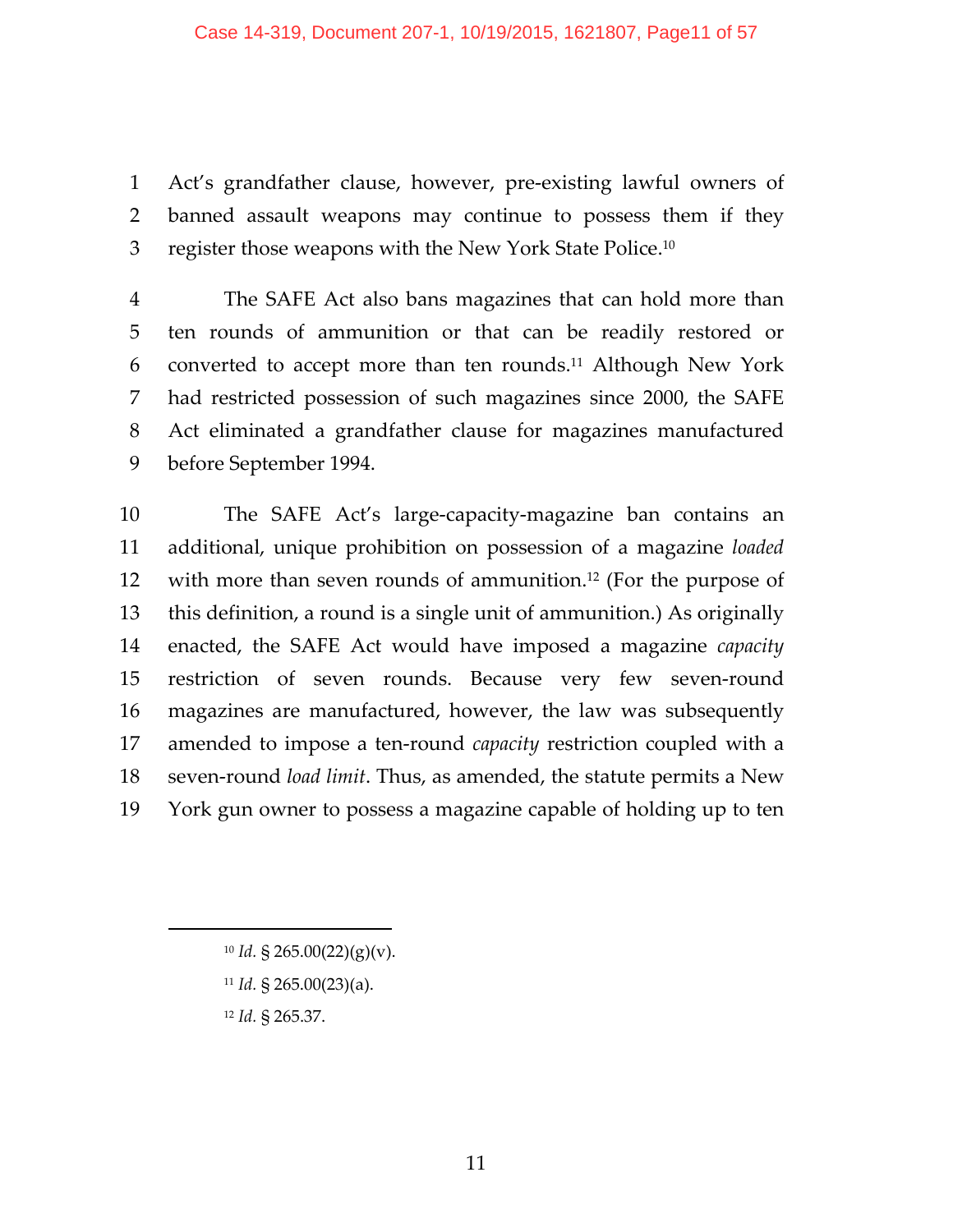Act's grandfather clause, however, pre-existing lawful owners of banned assault weapons may continue to possess them if they register those weapons with the New York State Police.[10]

The SAFE Act also bans magazines that can hold more than ten rounds of ammunition or that can be readily restored or converted to accept more than ten rounds.[11] Although New York had restricted possession of such magazines since 2000, the SAFE Act eliminated a grandfather clause for magazines manufactured before September 1994.

The SAFE Act's large-capacity-magazine ban contains an additional, unique prohibition on possession of a magazine *loaded* with more than seven rounds of ammunition.[12] (For the purpose of this definition, a round is a single unit of ammunition.) As originally enacted, the SAFE Act would have imposed a magazine *capacity* restriction of seven rounds. Because very few seven-round magazines are manufactured, however, the law was subsequently amended to impose a ten-round *capacity* restriction coupled with a seven-round *load limit*. Thus, as amended, the statute permits a New York gun owner to possess a magazine capable of holding up to ten

---

[10] *Id.* § 265.00(22)(g)(v).

[11] *Id.* § 265.00(23)(a).

[12] *Id.* § 265.37.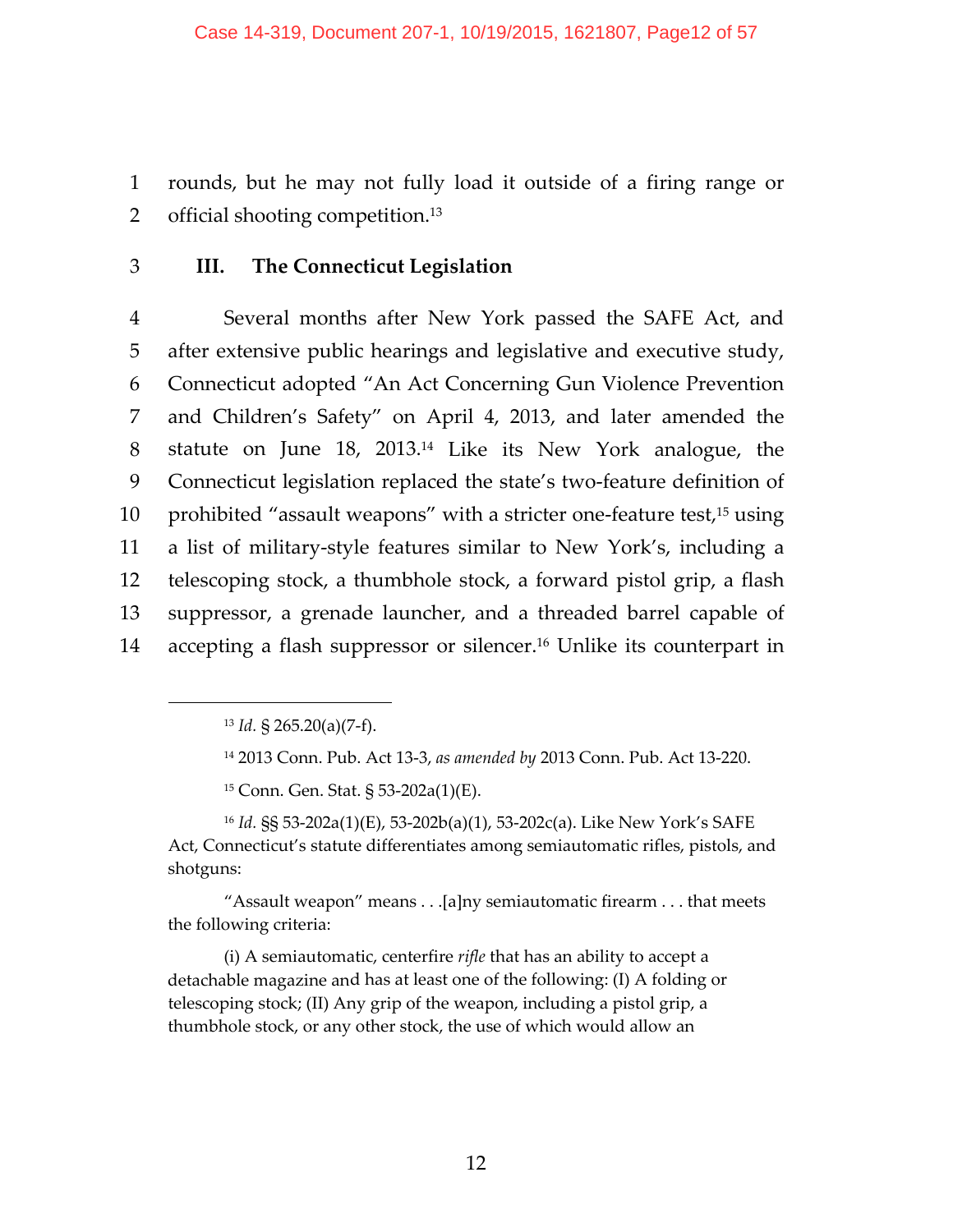rounds, but he may not fully load it outside of a firing range or official shooting competition.[13]

### III. The Connecticut Legislation

Several months after New York passed the SAFE Act, and after extensive public hearings and legislative and executive study, Connecticut adopted "An Act Concerning Gun Violence Prevention and Children's Safety" on April 4, 2013, and later amended the statute on June 18, 2013.[14] Like its New York analogue, the Connecticut legislation replaced the state's two-feature definition of prohibited "assault weapons" with a stricter one-feature test,[15] using a list of military-style features similar to New York's, including a telescoping stock, a thumbhole stock, a forward pistol grip, a flash suppressor, a grenade launcher, and a threaded barrel capable of accepting a flash suppressor or silencer.[16] Unlike its counterpart in

---

[13] *Id.* § 265.20(a)(7-f).

[14] 2013 Conn. Pub. Act 13-3, *as amended by* 2013 Conn. Pub. Act 13-220.

[15] Conn. Gen. Stat. § 53-202a(1)(E).

[16] *Id.* §§ 53-202a(1)(E), 53-202b(a)(1), 53-202c(a). Like New York's SAFE Act, Connecticut's statute differentiates among semiautomatic rifles, pistols, and shotguns:

"Assault weapon" means . . .[a]ny semiautomatic firearm . . . that meets the following criteria:

(i) A semiautomatic, centerfire *rifle* that has an ability to accept a detachable magazine and has at least one of the following: (I) A folding or telescoping stock; (II) Any grip of the weapon, including a pistol grip, a thumbhole stock, or any other stock, the use of which would allow an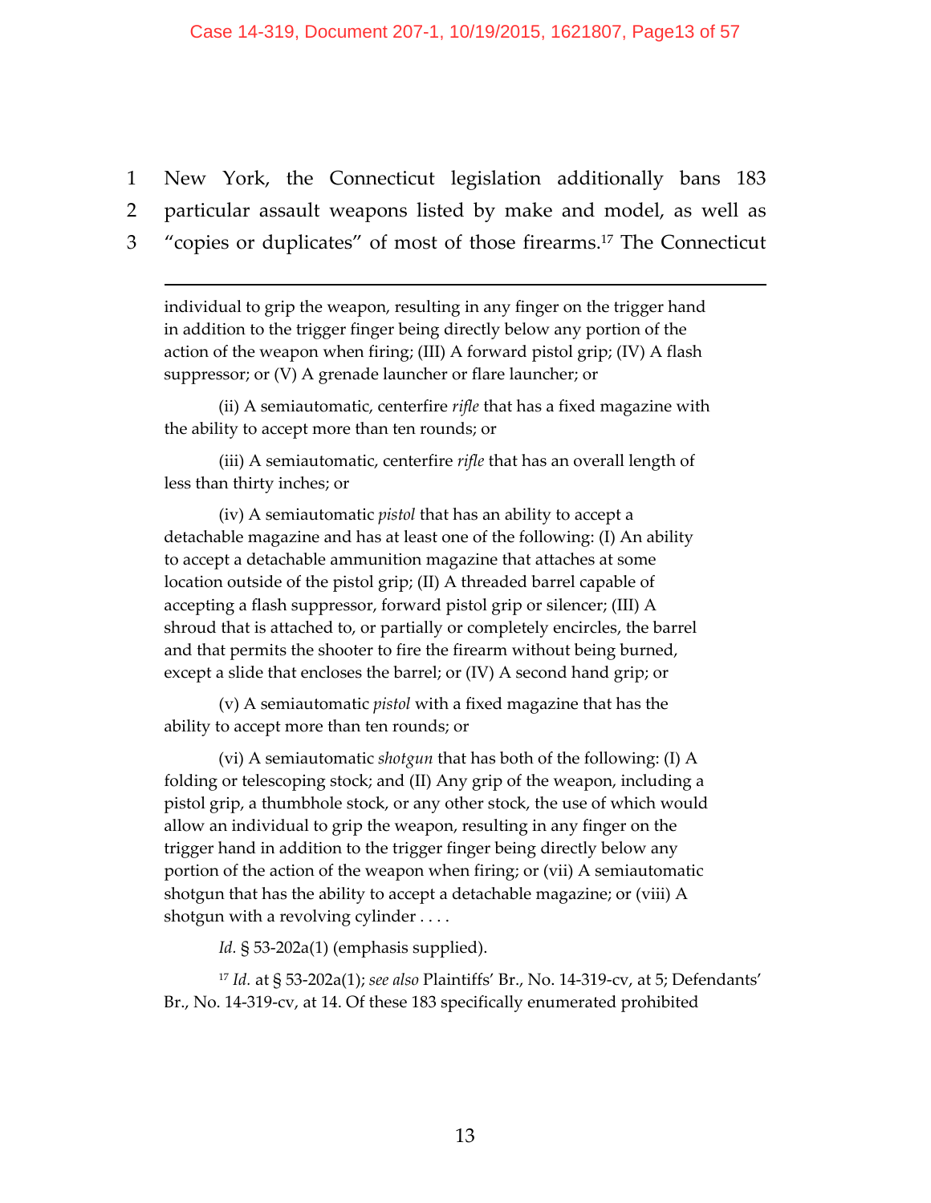New York, the Connecticut legislation additionally bans 183 particular assault weapons listed by make and model, as well as "copies or duplicates" of most of those firearms.[17] The Connecticut

---

individual to grip the weapon, resulting in any finger on the trigger hand in addition to the trigger finger being directly below any portion of the action of the weapon when firing; (III) A forward pistol grip; (IV) A flash suppressor; or (V) A grenade launcher or flare launcher; or

(ii) A semiautomatic, centerfire *rifle* that has a fixed magazine with the ability to accept more than ten rounds; or

(iii) A semiautomatic, centerfire *rifle* that has an overall length of less than thirty inches; or

(iv) A semiautomatic *pistol* that has an ability to accept a detachable magazine and has at least one of the following: (I) An ability to accept a detachable ammunition magazine that attaches at some location outside of the pistol grip; (II) A threaded barrel capable of accepting a flash suppressor, forward pistol grip or silencer; (III) A shroud that is attached to, or partially or completely encircles, the barrel and that permits the shooter to fire the firearm without being burned, except a slide that encloses the barrel; or (IV) A second hand grip; or

(v) A semiautomatic *pistol* with a fixed magazine that has the ability to accept more than ten rounds; or

(vi) A semiautomatic *shotgun* that has both of the following: (I) A folding or telescoping stock; and (II) Any grip of the weapon, including a pistol grip, a thumbhole stock, or any other stock, the use of which would allow an individual to grip the weapon, resulting in any finger on the trigger hand in addition to the trigger finger being directly below any portion of the action of the weapon when firing; or (vii) A semiautomatic shotgun that has the ability to accept a detachable magazine; or (viii) A shotgun with a revolving cylinder . . . .

*Id.* § 53-202a(1) (emphasis supplied).

[17] *Id.* at § 53-202a(1); *see also* Plaintiffs' Br., No. 14-319-cv, at 5; Defendants' Br., No. 14-319-cv, at 14. Of these 183 specifically enumerated prohibited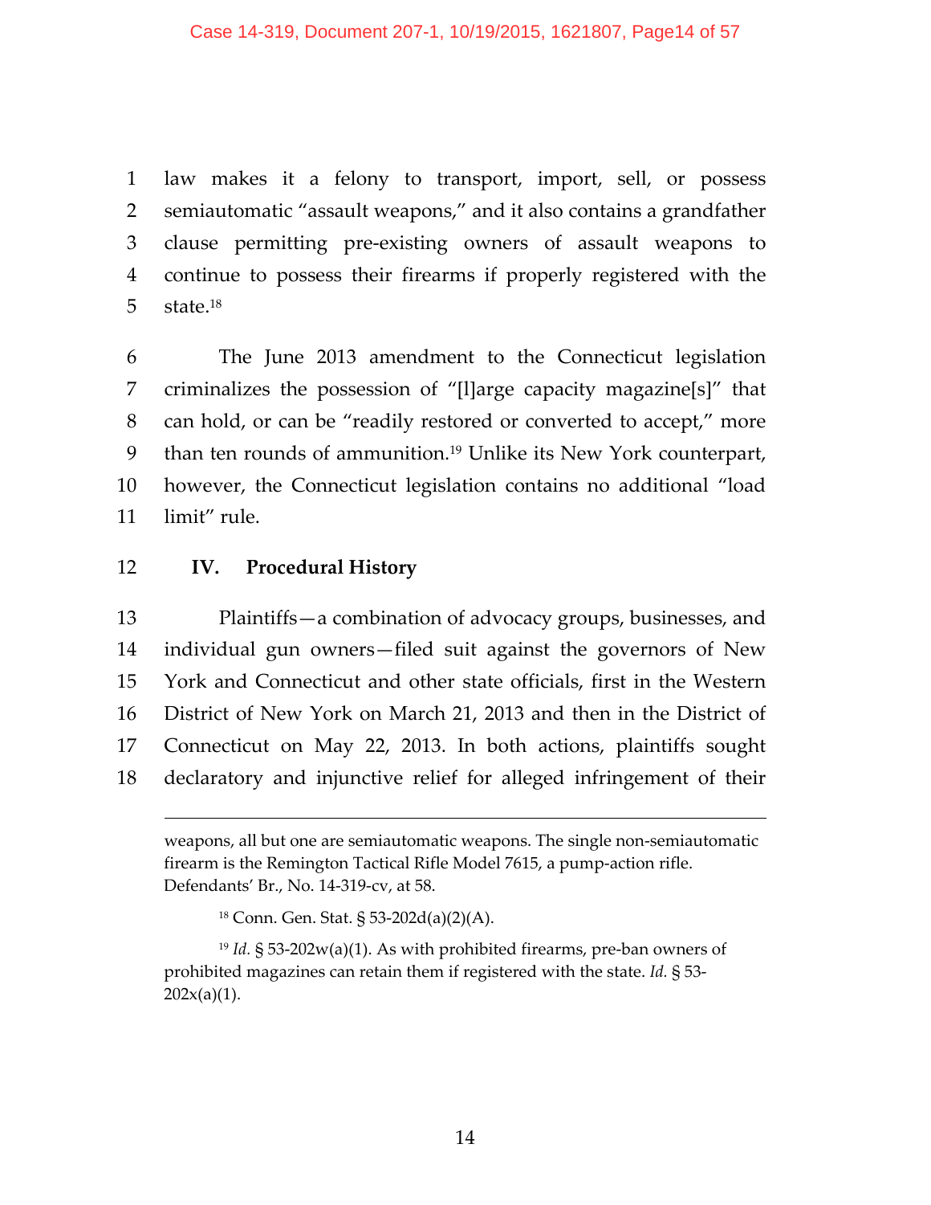law makes it a felony to transport, import, sell, or possess semiautomatic "assault weapons," and it also contains a grandfather clause permitting pre-existing owners of assault weapons to continue to possess their firearms if properly registered with the state.[18]

The June 2013 amendment to the Connecticut legislation criminalizes the possession of "[l]arge capacity magazine[s]" that can hold, or can be "readily restored or converted to accept," more than ten rounds of ammunition.[19] Unlike its New York counterpart, however, the Connecticut legislation contains no additional "load limit" rule.

## IV. Procedural History

Plaintiffs—a combination of advocacy groups, businesses, and individual gun owners—filed suit against the governors of New York and Connecticut and other state officials, first in the Western District of New York on March 21, 2013 and then in the District of Connecticut on May 22, 2013. In both actions, plaintiffs sought declaratory and injunctive relief for alleged infringement of their

---

weapons, all but one are semiautomatic weapons. The single non-semiautomatic firearm is the Remington Tactical Rifle Model 7615, a pump-action rifle. Defendants' Br., No. 14-319-cv, at 58.

[18] Conn. Gen. Stat. § 53-202d(a)(2)(A).

[19] *Id.* § 53-202w(a)(1). As with prohibited firearms, pre-ban owners of prohibited magazines can retain them if registered with the state. *Id.* § 53-202x(a)(1).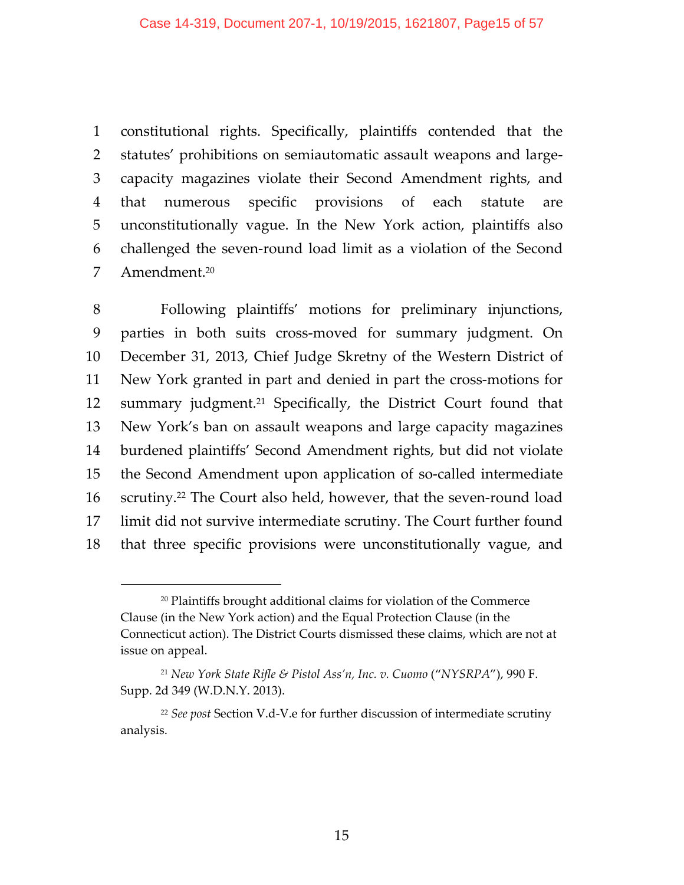constitutional rights. Specifically, plaintiffs contended that the statutes' prohibitions on semiautomatic assault weapons and large-capacity magazines violate their Second Amendment rights, and that numerous specific provisions of each statute are unconstitutionally vague. In the New York action, plaintiffs also challenged the seven-round load limit as a violation of the Second Amendment.[20]

Following plaintiffs' motions for preliminary injunctions, parties in both suits cross-moved for summary judgment. On December 31, 2013, Chief Judge Skretny of the Western District of New York granted in part and denied in part the cross-motions for summary judgment.[21] Specifically, the District Court found that New York's ban on assault weapons and large capacity magazines burdened plaintiffs' Second Amendment rights, but did not violate the Second Amendment upon application of so-called intermediate scrutiny.[22] The Court also held, however, that the seven-round load limit did not survive intermediate scrutiny. The Court further found that three specific provisions were unconstitutionally vague, and

---

[20] Plaintiffs brought additional claims for violation of the Commerce Clause (in the New York action) and the Equal Protection Clause (in the Connecticut action). The District Courts dismissed these claims, which are not at issue on appeal.

[21] *New York State Rifle & Pistol Ass'n, Inc. v. Cuomo* ("*NYSRPA*"), 990 F. Supp. 2d 349 (W.D.N.Y. 2013).

[22] *See post* Section V.d-V.e for further discussion of intermediate scrutiny analysis.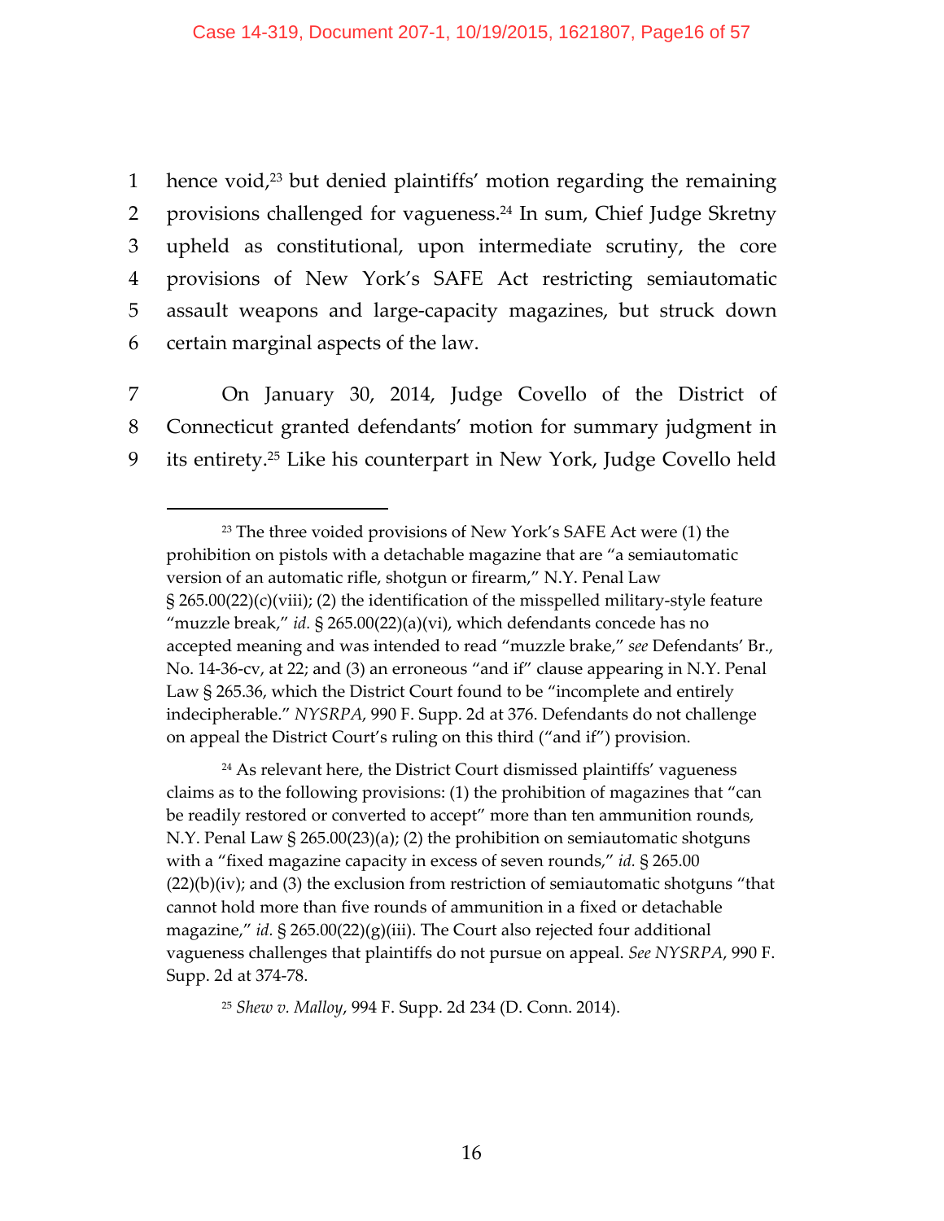hence void,[23] but denied plaintiffs' motion regarding the remaining provisions challenged for vagueness.[24] In sum, Chief Judge Skretny upheld as constitutional, upon intermediate scrutiny, the core provisions of New York's SAFE Act restricting semiautomatic assault weapons and large-capacity magazines, but struck down certain marginal aspects of the law.

On January 30, 2014, Judge Covello of the District of Connecticut granted defendants' motion for summary judgment in its entirety.[25] Like his counterpart in New York, Judge Covello held

---

[23] The three voided provisions of New York's SAFE Act were (1) the prohibition on pistols with a detachable magazine that are "a semiautomatic version of an automatic rifle, shotgun or firearm," N.Y. Penal Law § 265.00(22)(c)(viii); (2) the identification of the misspelled military-style feature "muzzle break," *id.* § 265.00(22)(a)(vi), which defendants concede has no accepted meaning and was intended to read "muzzle brake," *see* Defendants' Br., No. 14-36-cv, at 22; and (3) an erroneous "and if" clause appearing in N.Y. Penal Law § 265.36, which the District Court found to be "incomplete and entirely indecipherable." *NYSRPA*, 990 F. Supp. 2d at 376. Defendants do not challenge on appeal the District Court's ruling on this third ("and if") provision.

[24] As relevant here, the District Court dismissed plaintiffs' vagueness claims as to the following provisions: (1) the prohibition of magazines that "can be readily restored or converted to accept" more than ten ammunition rounds, N.Y. Penal Law § 265.00(23)(a); (2) the prohibition on semiautomatic shotguns with a "fixed magazine capacity in excess of seven rounds," *id.* § 265.00 (22)(b)(iv); and (3) the exclusion from restriction of semiautomatic shotguns "that cannot hold more than five rounds of ammunition in a fixed or detachable magazine," *id.* § 265.00(22)(g)(iii). The Court also rejected four additional vagueness challenges that plaintiffs do not pursue on appeal. *See NYSRPA*, 990 F. Supp. 2d at 374-78.

[25] *Shew v. Malloy*, 994 F. Supp. 2d 234 (D. Conn. 2014).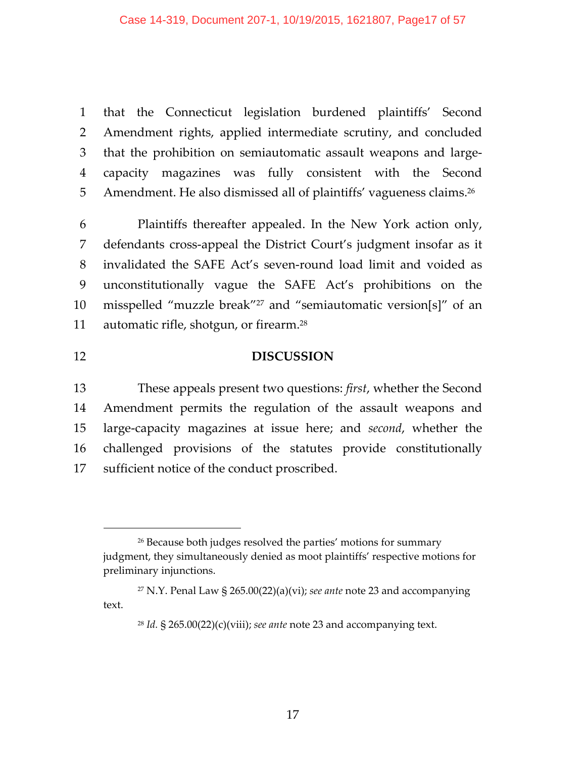that the Connecticut legislation burdened plaintiffs' Second Amendment rights, applied intermediate scrutiny, and concluded that the prohibition on semiautomatic assault weapons and large-capacity magazines was fully consistent with the Second Amendment. He also dismissed all of plaintiffs' vagueness claims.[26]

Plaintiffs thereafter appealed. In the New York action only, defendants cross-appeal the District Court's judgment insofar as it invalidated the SAFE Act's seven-round load limit and voided as unconstitutionally vague the SAFE Act's prohibitions on the misspelled "muzzle break"[27] and "semiautomatic version[s]" of an automatic rifle, shotgun, or firearm.[28]

## DISCUSSION

These appeals present two questions: *first*, whether the Second Amendment permits the regulation of the assault weapons and large-capacity magazines at issue here; and *second*, whether the challenged provisions of the statutes provide constitutionally sufficient notice of the conduct proscribed.

---

[26] Because both judges resolved the parties' motions for summary judgment, they simultaneously denied as moot plaintiffs' respective motions for preliminary injunctions.

[27] N.Y. Penal Law § 265.00(22)(a)(vi); *see ante* note 23 and accompanying text.

[28] *Id.* § 265.00(22)(c)(viii); *see ante* note 23 and accompanying text.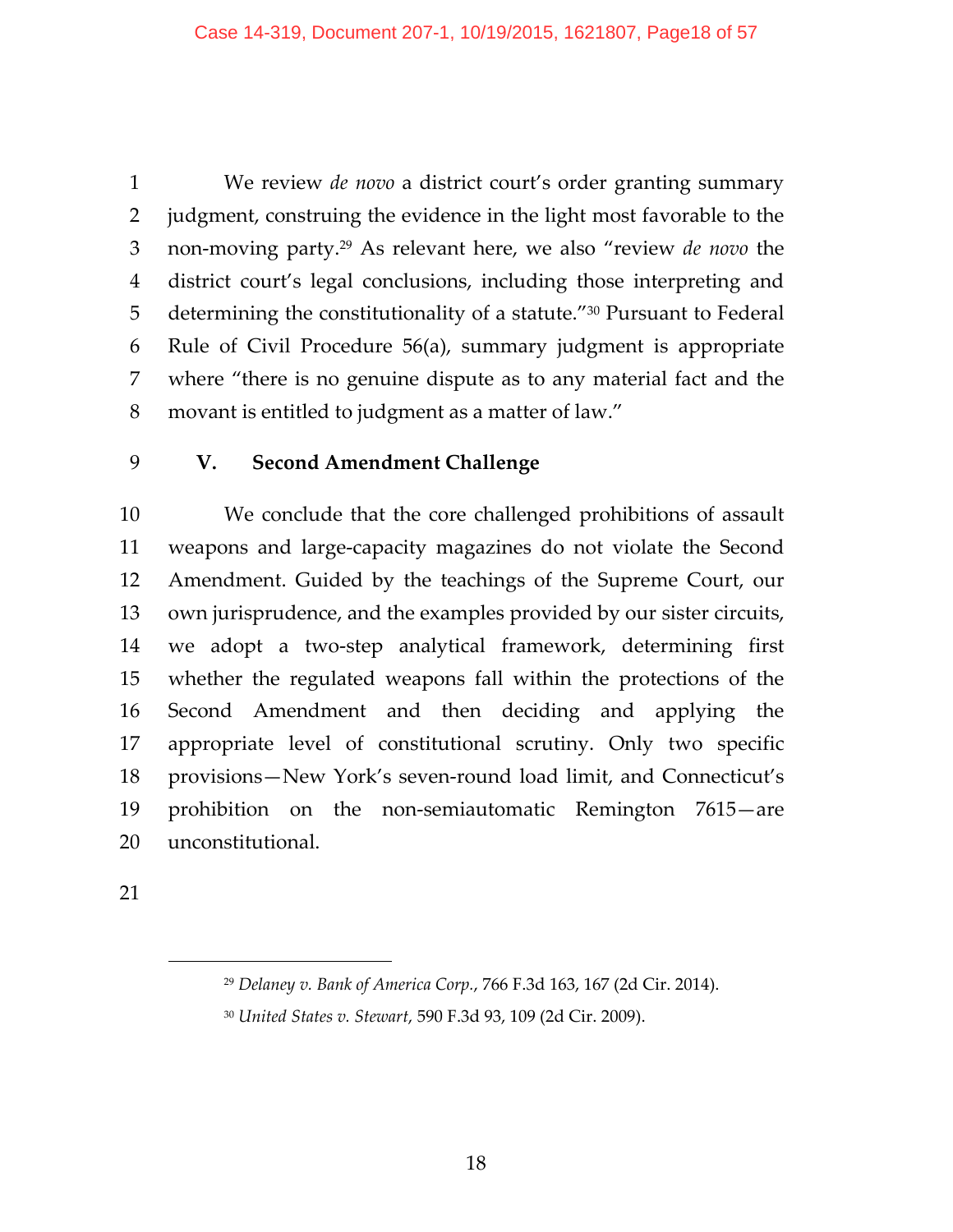We review *de novo* a district court's order granting summary judgment, construing the evidence in the light most favorable to the non-moving party.[29] As relevant here, we also "review *de novo* the district court's legal conclusions, including those interpreting and determining the constitutionality of a statute."[30] Pursuant to Federal Rule of Civil Procedure 56(a), summary judgment is appropriate where "there is no genuine dispute as to any material fact and the movant is entitled to judgment as a matter of law."

## V. Second Amendment Challenge

We conclude that the core challenged prohibitions of assault weapons and large-capacity magazines do not violate the Second Amendment. Guided by the teachings of the Supreme Court, our own jurisprudence, and the examples provided by our sister circuits, we adopt a two-step analytical framework, determining first whether the regulated weapons fall within the protections of the Second Amendment and then deciding and applying the appropriate level of constitutional scrutiny. Only two specific provisions—New York's seven-round load limit, and Connecticut's prohibition on the non-semiautomatic Remington 7615—are unconstitutional.

---

[29] *Delaney v. Bank of America Corp.*, 766 F.3d 163, 167 (2d Cir. 2014).

[30] *United States v. Stewart*, 590 F.3d 93, 109 (2d Cir. 2009).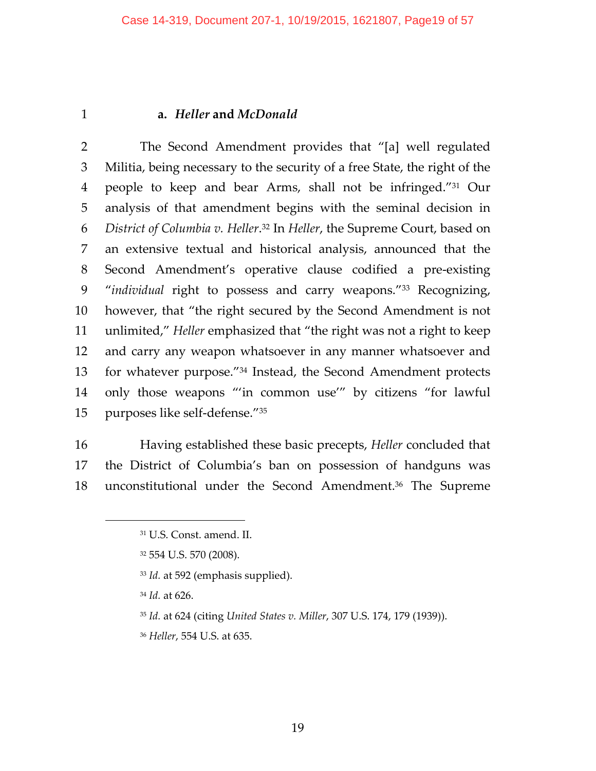### a. *Heller* and *McDonald*

The Second Amendment provides that "[a] well regulated Militia, being necessary to the security of a free State, the right of the people to keep and bear Arms, shall not be infringed."[31] Our analysis of that amendment begins with the seminal decision in *District of Columbia v. Heller*.[32] In *Heller*, the Supreme Court, based on an extensive textual and historical analysis, announced that the Second Amendment's operative clause codified a pre-existing "*individual* right to possess and carry weapons."[33] Recognizing, however, that "the right secured by the Second Amendment is not unlimited," *Heller* emphasized that "the right was not a right to keep and carry any weapon whatsoever in any manner whatsoever and for whatever purpose."[34] Instead, the Second Amendment protects only those weapons "'in common use'" by citizens "for lawful purposes like self-defense."[35]

Having established these basic precepts, *Heller* concluded that the District of Columbia's ban on possession of handguns was unconstitutional under the Second Amendment.[36] The Supreme

---

[31] U.S. Const. amend. II.

[32] 554 U.S. 570 (2008).

[33] *Id.* at 592 (emphasis supplied).

[34] *Id.* at 626.

[35] *Id.* at 624 (citing *United States v. Miller*, 307 U.S. 174, 179 (1939)).

[36] *Heller*, 554 U.S. at 635.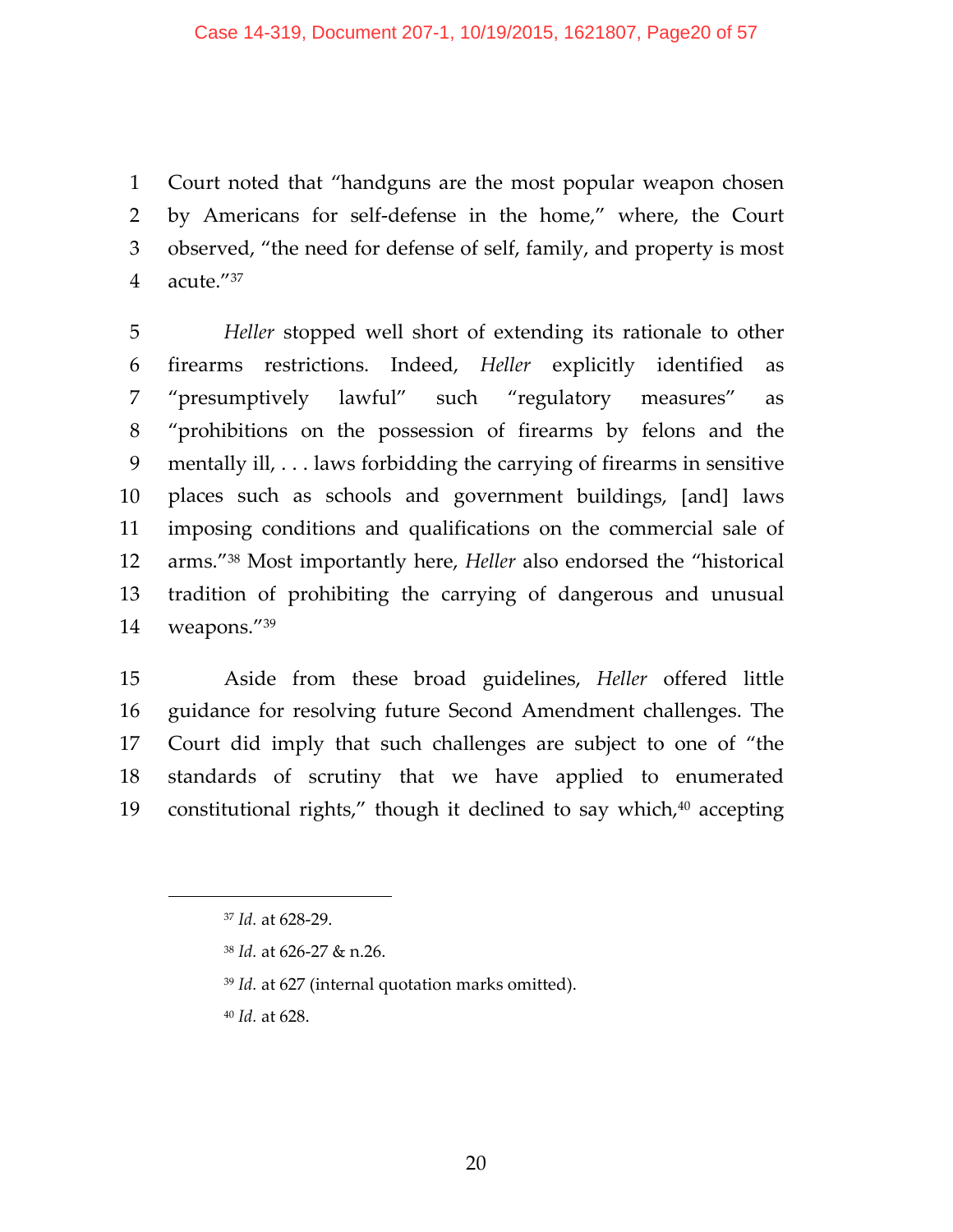Court noted that "handguns are the most popular weapon chosen by Americans for self-defense in the home," where, the Court observed, "the need for defense of self, family, and property is most acute."[37]

*Heller* stopped well short of extending its rationale to other firearms restrictions. Indeed, *Heller* explicitly identified as "presumptively lawful" such "regulatory measures" as "prohibitions on the possession of firearms by felons and the mentally ill, . . . laws forbidding the carrying of firearms in sensitive places such as schools and government buildings, [and] laws imposing conditions and qualifications on the commercial sale of arms."[38] Most importantly here, *Heller* also endorsed the "historical tradition of prohibiting the carrying of dangerous and unusual weapons."[39]

Aside from these broad guidelines, *Heller* offered little guidance for resolving future Second Amendment challenges. The Court did imply that such challenges are subject to one of "the standards of scrutiny that we have applied to enumerated constitutional rights," though it declined to say which,[40] accepting

---

[37] *Id.* at 628-29.

[38] *Id.* at 626-27 & n.26.

[39] *Id.* at 627 (internal quotation marks omitted).

[40] *Id.* at 628.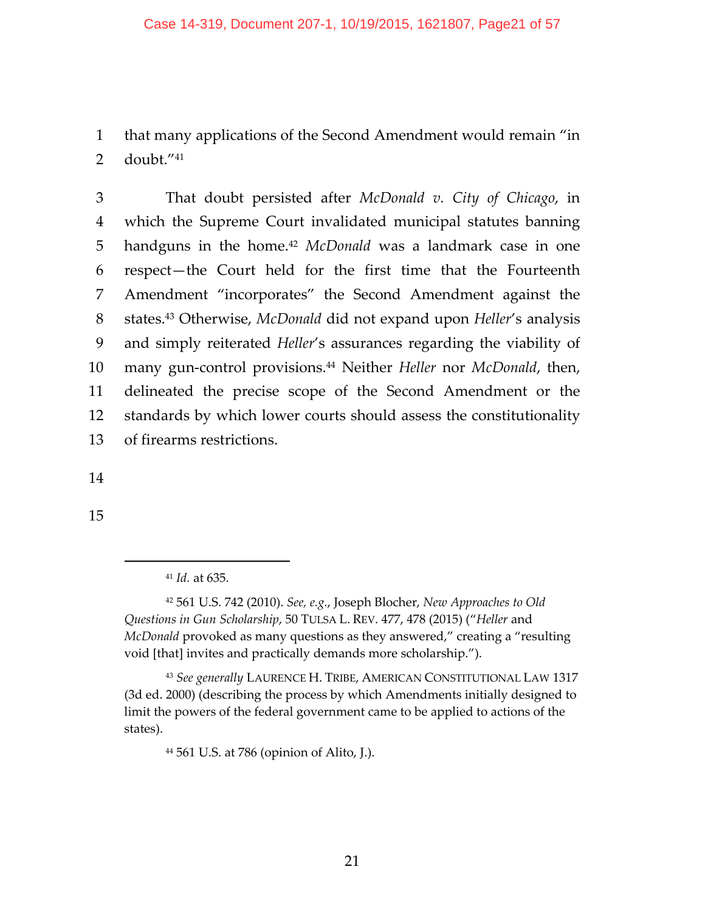that many applications of the Second Amendment would remain "in doubt."[41]

That doubt persisted after *McDonald v. City of Chicago*, in which the Supreme Court invalidated municipal statutes banning handguns in the home.[42] *McDonald* was a landmark case in one respect—the Court held for the first time that the Fourteenth Amendment "incorporates" the Second Amendment against the states.[43] Otherwise, *McDonald* did not expand upon *Heller*'s analysis and simply reiterated *Heller*'s assurances regarding the viability of many gun-control provisions.[44] Neither *Heller* nor *McDonald*, then, delineated the precise scope of the Second Amendment or the standards by which lower courts should assess the constitutionality of firearms restrictions.

---

[41] *Id.* at 635.

[42] 561 U.S. 742 (2010). *See, e.g.*, Joseph Blocher, *New Approaches to Old Questions in Gun Scholarship*, 50 TULSA L. REV. 477, 478 (2015) ("*Heller* and *McDonald* provoked as many questions as they answered," creating a "resulting void [that] invites and practically demands more scholarship.").

[43] *See generally* LAURENCE H. TRIBE, AMERICAN CONSTITUTIONAL LAW 1317 (3d ed. 2000) (describing the process by which Amendments initially designed to limit the powers of the federal government came to be applied to actions of the states).

[44] 561 U.S. at 786 (opinion of Alito, J.).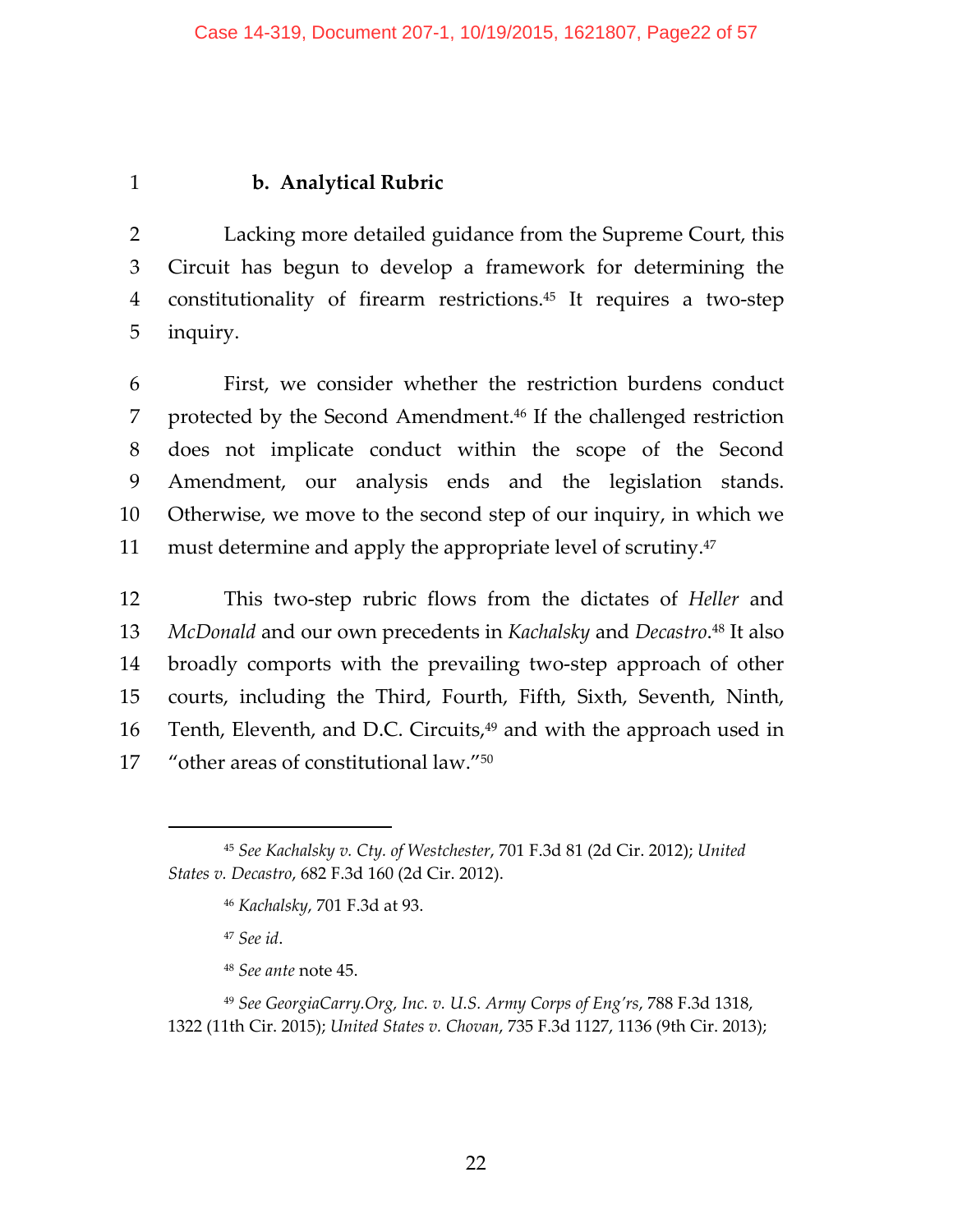#### b. Analytical Rubric

Lacking more detailed guidance from the Supreme Court, this Circuit has begun to develop a framework for determining the constitutionality of firearm restrictions.[45] It requires a two-step inquiry.

First, we consider whether the restriction burdens conduct protected by the Second Amendment.[46] If the challenged restriction does not implicate conduct within the scope of the Second Amendment, our analysis ends and the legislation stands. Otherwise, we move to the second step of our inquiry, in which we must determine and apply the appropriate level of scrutiny.[47]

This two-step rubric flows from the dictates of *Heller* and *McDonald* and our own precedents in *Kachalsky* and *Decastro*.[48] It also broadly comports with the prevailing two-step approach of other courts, including the Third, Fourth, Fifth, Sixth, Seventh, Ninth, Tenth, Eleventh, and D.C. Circuits,[49] and with the approach used in "other areas of constitutional law."[50]

---

[45] *See Kachalsky v. Cty. of Westchester*, 701 F.3d 81 (2d Cir. 2012); *United States v. Decastro*, 682 F.3d 160 (2d Cir. 2012).

[46] *Kachalsky*, 701 F.3d at 93.

[47] *See id*.

[48] *See ante* note 45.

[49] *See GeorgiaCarry.Org, Inc. v. U.S. Army Corps of Eng'rs*, 788 F.3d 1318, 1322 (11th Cir. 2015); *United States v. Chovan*, 735 F.3d 1127, 1136 (9th Cir. 2013);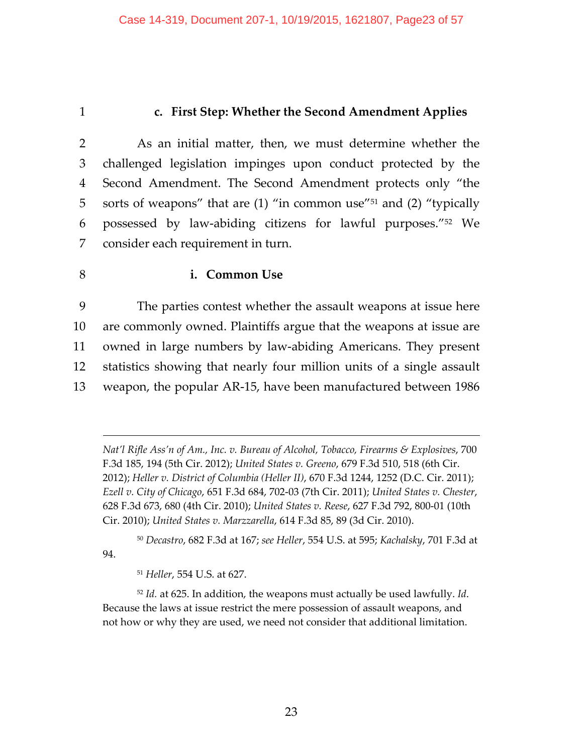### c. First Step: Whether the Second Amendment Applies

As an initial matter, then, we must determine whether the challenged legislation impinges upon conduct protected by the Second Amendment. The Second Amendment protects only "the sorts of weapons" that are (1) "in common use"[51] and (2) "typically possessed by law-abiding citizens for lawful purposes."[52] We consider each requirement in turn.

#### i. Common Use

The parties contest whether the assault weapons at issue here are commonly owned. Plaintiffs argue that the weapons at issue are owned in large numbers by law-abiding Americans. They present statistics showing that nearly four million units of a single assault weapon, the popular AR-15, have been manufactured between 1986

---

*Nat'l Rifle Ass'n of Am., Inc. v. Bureau of Alcohol, Tobacco, Firearms & Explosives*, 700 F.3d 185, 194 (5th Cir. 2012); *United States v. Greeno*, 679 F.3d 510, 518 (6th Cir. 2012); *Heller v. District of Columbia (Heller II)*, 670 F.3d 1244, 1252 (D.C. Cir. 2011); *Ezell v. City of Chicago*, 651 F.3d 684, 702-03 (7th Cir. 2011); *United States v. Chester*, 628 F.3d 673, 680 (4th Cir. 2010); *United States v. Reese*, 627 F.3d 792, 800-01 (10th Cir. 2010); *United States v. Marzzarella*, 614 F.3d 85, 89 (3d Cir. 2010).

[50] *Decastro*, 682 F.3d at 167; *see Heller*, 554 U.S. at 595; *Kachalsky*, 701 F.3d at 94.

[51] *Heller*, 554 U.S. at 627.

[52] *Id.* at 625. In addition, the weapons must actually be used lawfully. *Id*. Because the laws at issue restrict the mere possession of assault weapons, and not how or why they are used, we need not consider that additional limitation.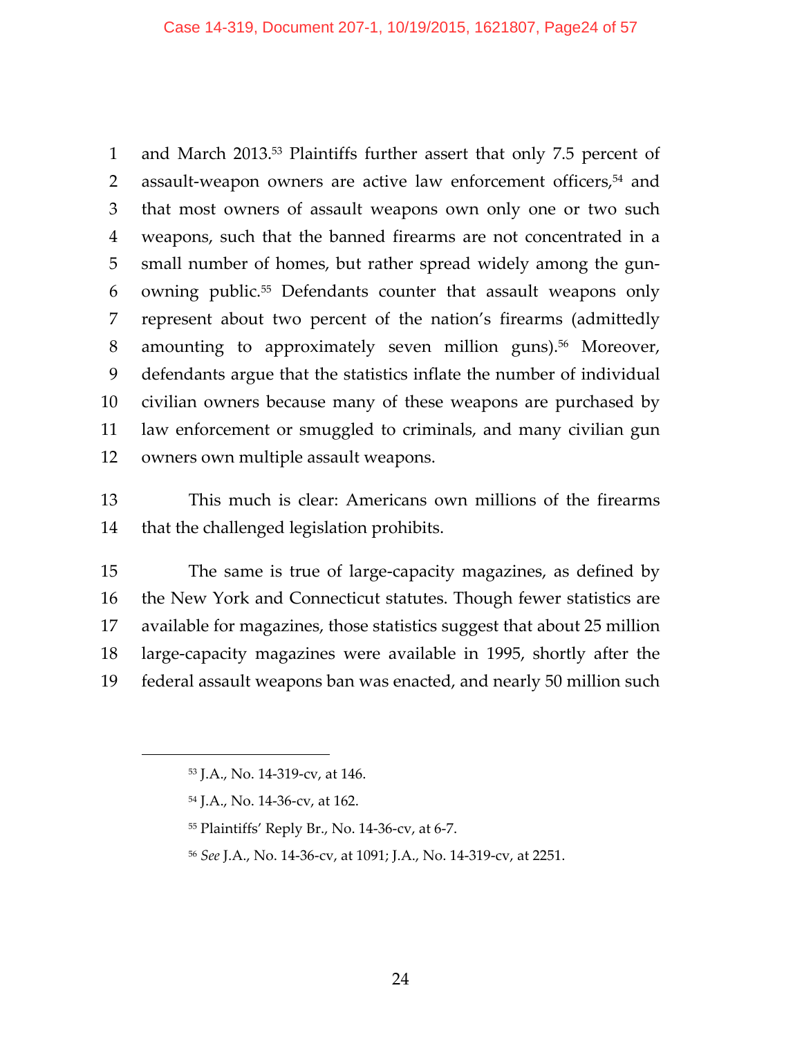and March 2013.[53] Plaintiffs further assert that only 7.5 percent of assault-weapon owners are active law enforcement officers,[54] and that most owners of assault weapons own only one or two such weapons, such that the banned firearms are not concentrated in a small number of homes, but rather spread widely among the gun-owning public.[55] Defendants counter that assault weapons only represent about two percent of the nation's firearms (admittedly amounting to approximately seven million guns).[56] Moreover, defendants argue that the statistics inflate the number of individual civilian owners because many of these weapons are purchased by law enforcement or smuggled to criminals, and many civilian gun owners own multiple assault weapons.

This much is clear: Americans own millions of the firearms that the challenged legislation prohibits.

The same is true of large-capacity magazines, as defined by the New York and Connecticut statutes. Though fewer statistics are available for magazines, those statistics suggest that about 25 million large-capacity magazines were available in 1995, shortly after the federal assault weapons ban was enacted, and nearly 50 million such

---

[53] J.A., No. 14-319-cv, at 146.

[54] J.A., No. 14-36-cv, at 162.

[55] Plaintiffs' Reply Br., No. 14-36-cv, at 6-7.

[56] *See* J.A., No. 14-36-cv, at 1091; J.A., No. 14-319-cv, at 2251.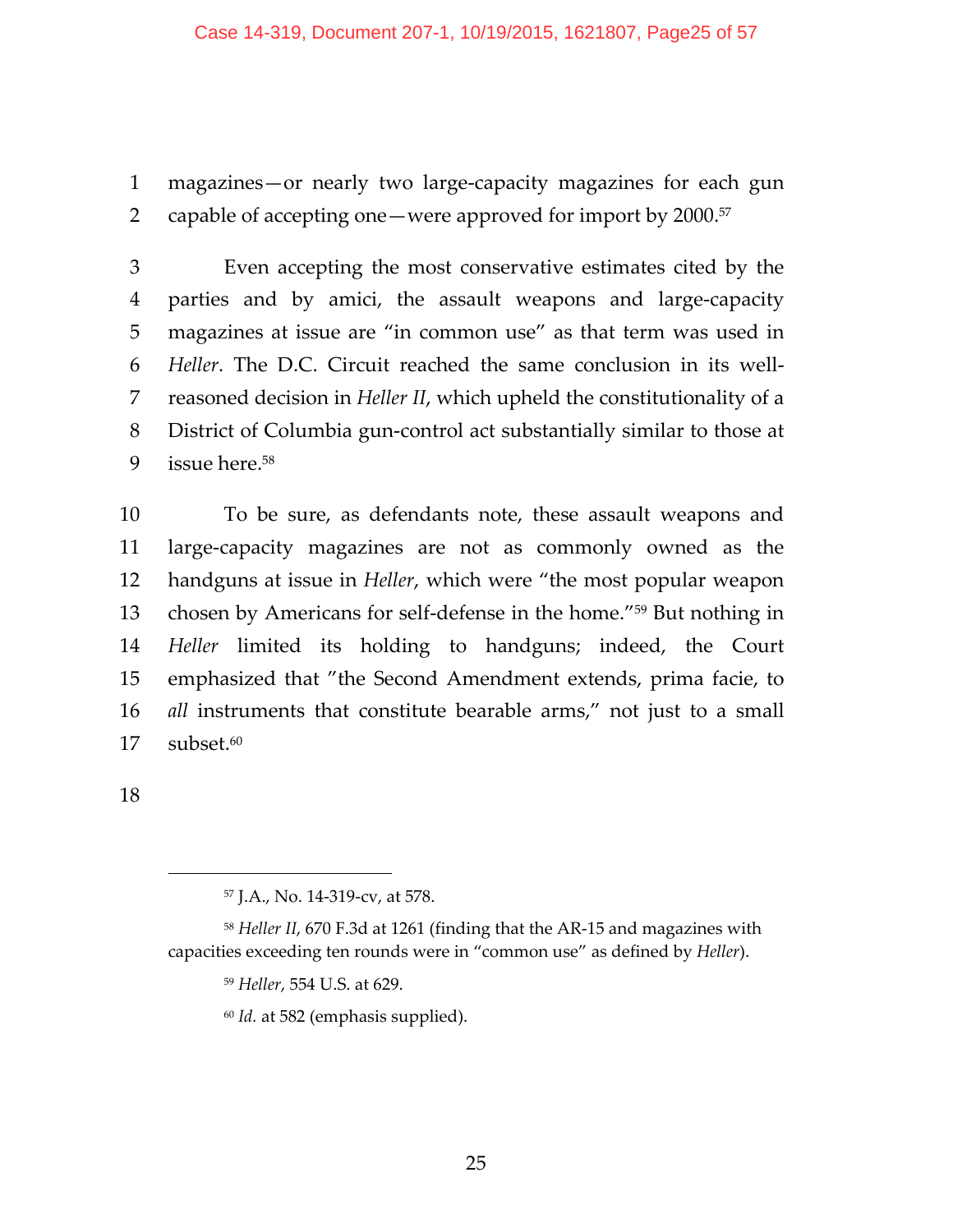magazines—or nearly two large-capacity magazines for each gun capable of accepting one—were approved for import by 2000.[57]

Even accepting the most conservative estimates cited by the parties and by amici, the assault weapons and large-capacity magazines at issue are "in common use" as that term was used in *Heller*. The D.C. Circuit reached the same conclusion in its well-reasoned decision in *Heller II*, which upheld the constitutionality of a District of Columbia gun-control act substantially similar to those at issue here.[58]

To be sure, as defendants note, these assault weapons and large-capacity magazines are not as commonly owned as the handguns at issue in *Heller*, which were "the most popular weapon chosen by Americans for self-defense in the home."[59] But nothing in *Heller* limited its holding to handguns; indeed, the Court emphasized that "the Second Amendment extends, prima facie, to *all* instruments that constitute bearable arms," not just to a small subset.[60]

---

[57] J.A., No. 14-319-cv, at 578.

[58] *Heller II*, 670 F.3d at 1261 (finding that the AR-15 and magazines with capacities exceeding ten rounds were in "common use" as defined by *Heller*).

[59] *Heller*, 554 U.S. at 629.

[60] *Id.* at 582 (emphasis supplied).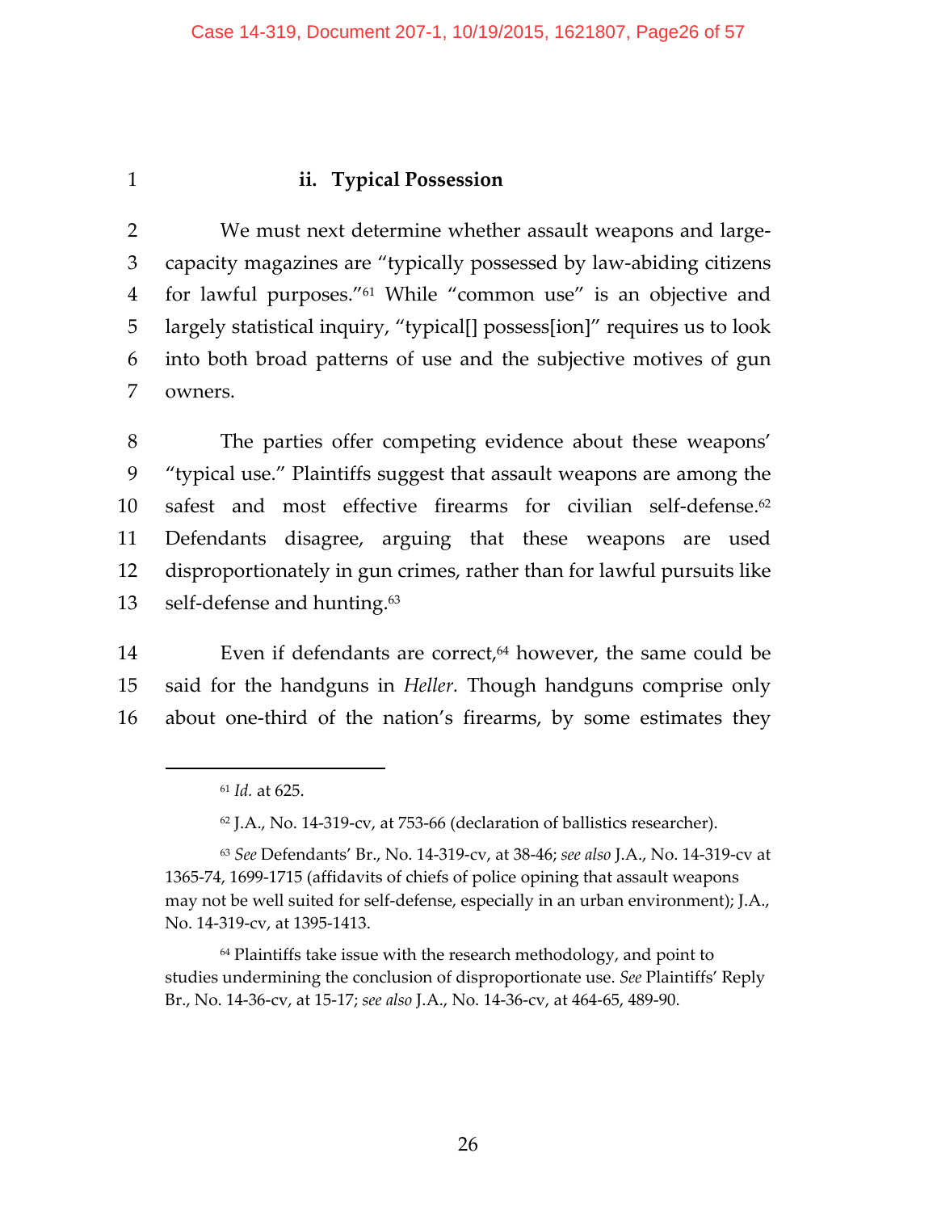### ii. Typical Possession

We must next determine whether assault weapons and large-capacity magazines are "typically possessed by law-abiding citizens for lawful purposes."[61] While "common use" is an objective and largely statistical inquiry, "typical[] possess[ion]" requires us to look into both broad patterns of use and the subjective motives of gun owners.

The parties offer competing evidence about these weapons' "typical use." Plaintiffs suggest that assault weapons are among the safest and most effective firearms for civilian self-defense.[62] Defendants disagree, arguing that these weapons are used disproportionately in gun crimes, rather than for lawful pursuits like self-defense and hunting.[63]

Even if defendants are correct,[64] however, the same could be said for the handguns in *Heller*. Though handguns comprise only about one-third of the nation's firearms, by some estimates they

---

[61] *Id.* at 625.

[62] J.A., No. 14-319-cv, at 753-66 (declaration of ballistics researcher).

[63] *See* Defendants' Br., No. 14-319-cv, at 38-46; *see also* J.A., No. 14-319-cv at 1365-74, 1699-1715 (affidavits of chiefs of police opining that assault weapons may not be well suited for self-defense, especially in an urban environment); J.A., No. 14-319-cv, at 1395-1413.

[64] Plaintiffs take issue with the research methodology, and point to studies undermining the conclusion of disproportionate use. *See* Plaintiffs' Reply Br., No. 14-36-cv, at 15-17; *see also* J.A., No. 14-36-cv, at 464-65, 489-90.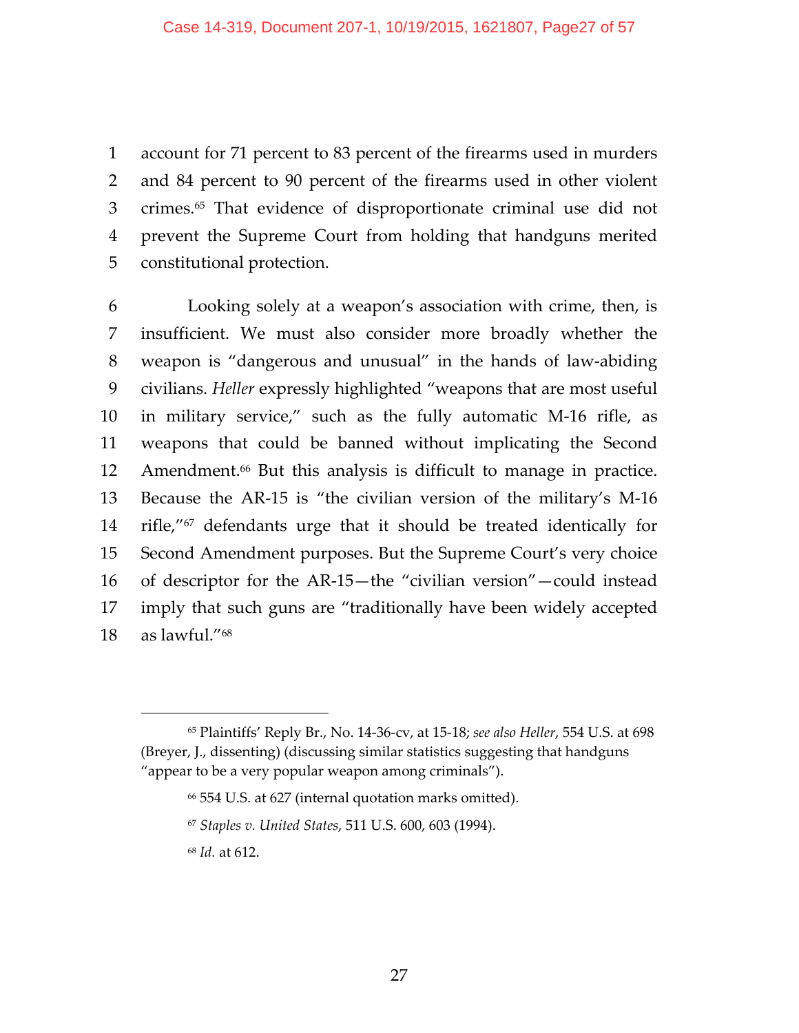account for 71 percent to 83 percent of the firearms used in murders and 84 percent to 90 percent of the firearms used in other violent crimes.[65] That evidence of disproportionate criminal use did not prevent the Supreme Court from holding that handguns merited constitutional protection.

Looking solely at a weapon's association with crime, then, is insufficient. We must also consider more broadly whether the weapon is "dangerous and unusual" in the hands of law-abiding civilians. *Heller* expressly highlighted "weapons that are most useful in military service," such as the fully automatic M-16 rifle, as weapons that could be banned without implicating the Second Amendment.[66] But this analysis is difficult to manage in practice. Because the AR-15 is "the civilian version of the military's M-16 rifle,"[67] defendants urge that it should be treated identically for Second Amendment purposes. But the Supreme Court's very choice of descriptor for the AR-15—the "civilian version"—could instead imply that such guns are "traditionally have been widely accepted as lawful."[68]

---

[65] Plaintiffs' Reply Br., No. 14-36-cv, at 15-18; *see also Heller*, 554 U.S. at 698 (Breyer, J., dissenting) (discussing similar statistics suggesting that handguns "appear to be a very popular weapon among criminals").

[66] 554 U.S. at 627 (internal quotation marks omitted).

[67] *Staples v. United States*, 511 U.S. 600, 603 (1994).

[68] *Id.* at 612.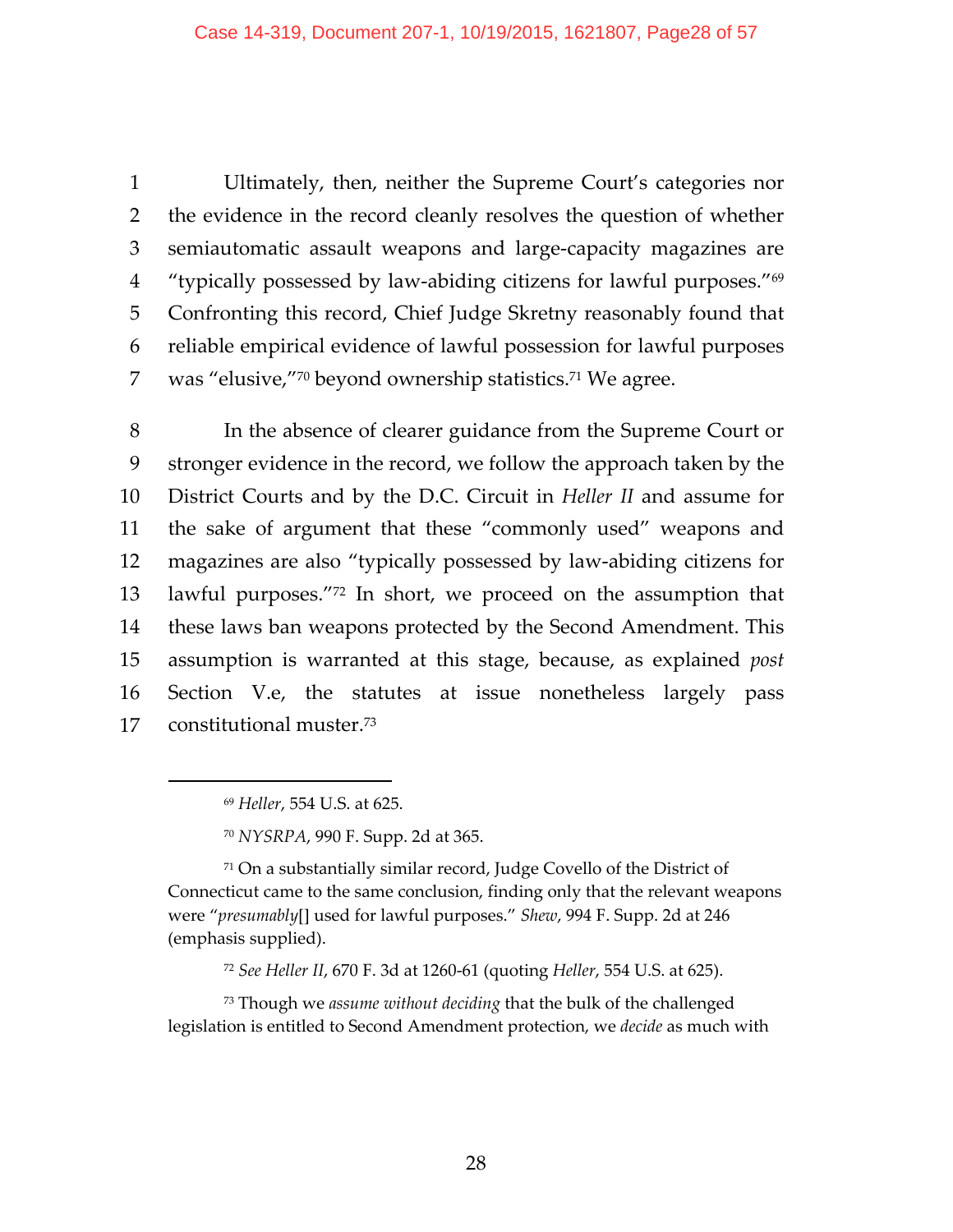Ultimately, then, neither the Supreme Court's categories nor the evidence in the record cleanly resolves the question of whether semiautomatic assault weapons and large-capacity magazines are "typically possessed by law-abiding citizens for lawful purposes."[69] Confronting this record, Chief Judge Skretny reasonably found that reliable empirical evidence of lawful possession for lawful purposes was "elusive,"[70] beyond ownership statistics.[71] We agree.

In the absence of clearer guidance from the Supreme Court or stronger evidence in the record, we follow the approach taken by the District Courts and by the D.C. Circuit in *Heller II* and assume for the sake of argument that these "commonly used" weapons and magazines are also "typically possessed by law-abiding citizens for lawful purposes."[72] In short, we proceed on the assumption that these laws ban weapons protected by the Second Amendment. This assumption is warranted at this stage, because, as explained *post* Section V.e, the statutes at issue nonetheless largely pass constitutional muster.[73]

---

[69] *Heller*, 554 U.S. at 625.

[70] *NYSRPA*, 990 F. Supp. 2d at 365.

[71] On a substantially similar record, Judge Covello of the District of Connecticut came to the same conclusion, finding only that the relevant weapons were "*presumably*[] used for lawful purposes." *Shew*, 994 F. Supp. 2d at 246 (emphasis supplied).

[72] *See Heller II*, 670 F. 3d at 1260-61 (quoting *Heller*, 554 U.S. at 625).

[73] Though we *assume without deciding* that the bulk of the challenged legislation is entitled to Second Amendment protection, we *decide* as much with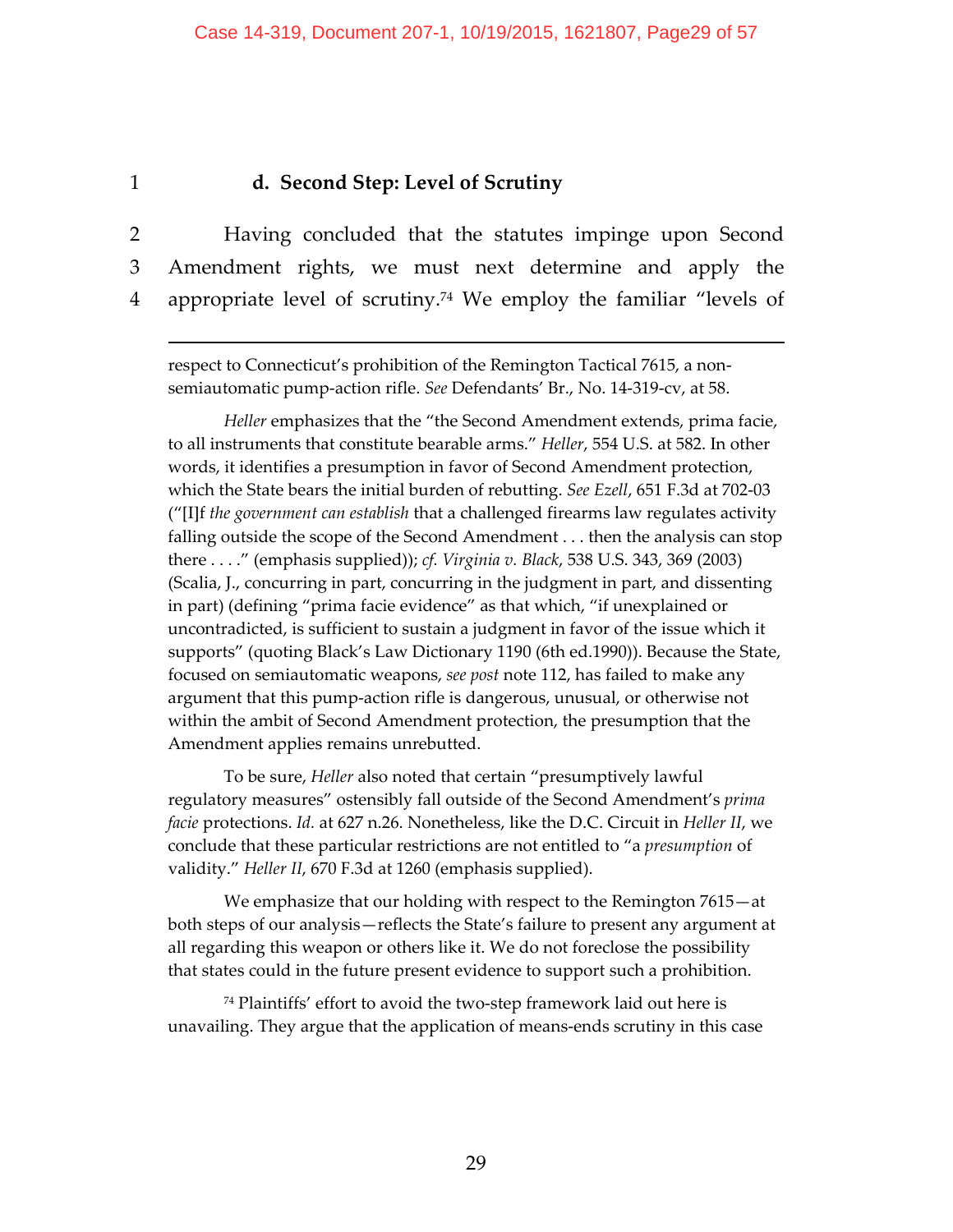#### d. Second Step: Level of Scrutiny

Having concluded that the statutes impinge upon Second Amendment rights, we must next determine and apply the appropriate level of scrutiny.[74] We employ the familiar "levels of

---

respect to Connecticut's prohibition of the Remington Tactical 7615, a non-semiautomatic pump-action rifle. *See* Defendants' Br., No. 14-319-cv, at 58.

*Heller* emphasizes that the "the Second Amendment extends, prima facie, to all instruments that constitute bearable arms." *Heller*, 554 U.S. at 582. In other words, it identifies a presumption in favor of Second Amendment protection, which the State bears the initial burden of rebutting. *See Ezell*, 651 F.3d at 702-03 ("[I]f *the government can establish* that a challenged firearms law regulates activity falling outside the scope of the Second Amendment . . . then the analysis can stop there . . . ." (emphasis supplied)); *cf. Virginia v. Black*, 538 U.S. 343, 369 (2003) (Scalia, J., concurring in part, concurring in the judgment in part, and dissenting in part) (defining "prima facie evidence" as that which, "if unexplained or uncontradicted, is sufficient to sustain a judgment in favor of the issue which it supports" (quoting Black's Law Dictionary 1190 (6th ed.1990)). Because the State, focused on semiautomatic weapons, *see post* note 112, has failed to make any argument that this pump-action rifle is dangerous, unusual, or otherwise not within the ambit of Second Amendment protection, the presumption that the Amendment applies remains unrebutted.

To be sure, *Heller* also noted that certain "presumptively lawful regulatory measures" ostensibly fall outside of the Second Amendment's *prima facie* protections. *Id.* at 627 n.26. Nonetheless, like the D.C. Circuit in *Heller II*, we conclude that these particular restrictions are not entitled to "a *presumption* of validity." *Heller II*, 670 F.3d at 1260 (emphasis supplied).

We emphasize that our holding with respect to the Remington 7615—at both steps of our analysis—reflects the State's failure to present any argument at all regarding this weapon or others like it. We do not foreclose the possibility that states could in the future present evidence to support such a prohibition.

[74] Plaintiffs' effort to avoid the two-step framework laid out here is unavailing. They argue that the application of means-ends scrutiny in this case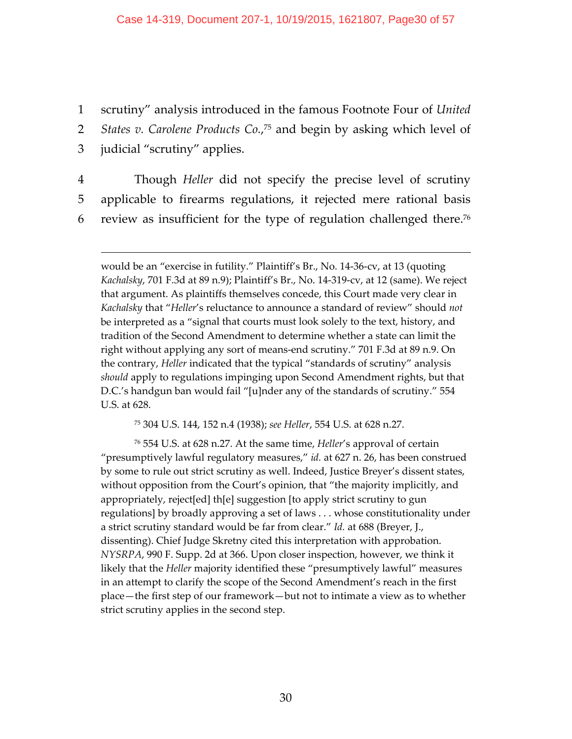scrutiny" analysis introduced in the famous Footnote Four of *United States v. Carolene Products Co.*,[75] and begin by asking which level of judicial "scrutiny" applies.

Though *Heller* did not specify the precise level of scrutiny applicable to firearms regulations, it rejected mere rational basis review as insufficient for the type of regulation challenged there.[76]

---

would be an "exercise in futility." Plaintiff's Br., No. 14-36-cv, at 13 (quoting *Kachalsky*, 701 F.3d at 89 n.9); Plaintiff's Br., No. 14-319-cv, at 12 (same). We reject that argument. As plaintiffs themselves concede, this Court made very clear in *Kachalsky* that "*Heller*'s reluctance to announce a standard of review" should *not* be interpreted as a "signal that courts must look solely to the text, history, and tradition of the Second Amendment to determine whether a state can limit the right without applying any sort of means-end scrutiny." 701 F.3d at 89 n.9. On the contrary, *Heller* indicated that the typical "standards of scrutiny" analysis *should* apply to regulations impinging upon Second Amendment rights, but that D.C.'s handgun ban would fail "[u]nder any of the standards of scrutiny." 554 U.S. at 628.

[75] 304 U.S. 144, 152 n.4 (1938); *see Heller*, 554 U.S. at 628 n.27.

[76] 554 U.S. at 628 n.27. At the same time, *Heller*'s approval of certain "presumptively lawful regulatory measures," *id.* at 627 n. 26, has been construed by some to rule out strict scrutiny as well. Indeed, Justice Breyer's dissent states, without opposition from the Court's opinion, that "the majority implicitly, and appropriately, reject[ed] th[e] suggestion [to apply strict scrutiny to gun regulations] by broadly approving a set of laws . . . whose constitutionality under a strict scrutiny standard would be far from clear." *Id.* at 688 (Breyer, J., dissenting). Chief Judge Skretny cited this interpretation with approbation. *NYSRPA*, 990 F. Supp. 2d at 366. Upon closer inspection, however, we think it likely that the *Heller* majority identified these "presumptively lawful" measures in an attempt to clarify the scope of the Second Amendment's reach in the first place—the first step of our framework—but not to intimate a view as to whether strict scrutiny applies in the second step.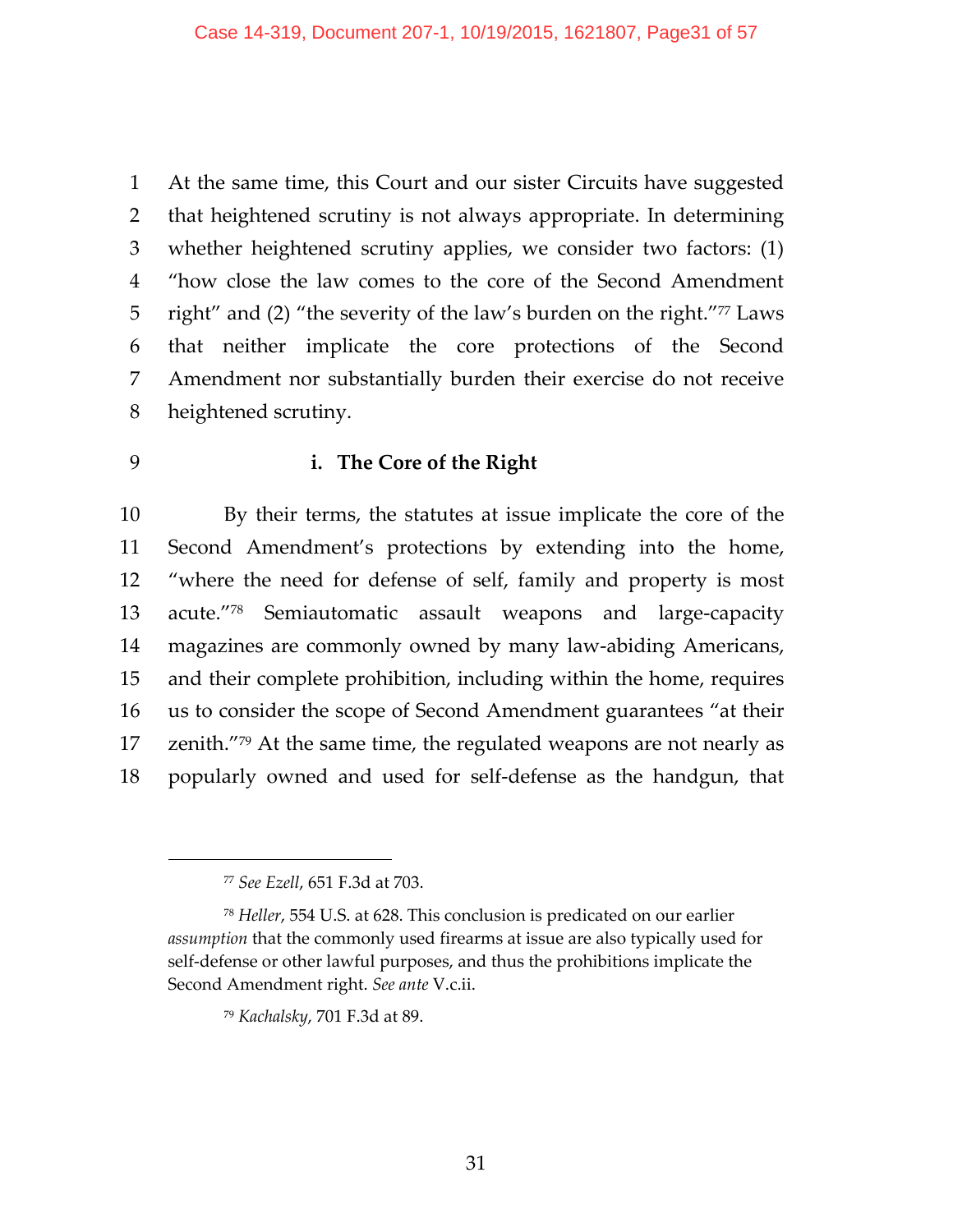At the same time, this Court and our sister Circuits have suggested that heightened scrutiny is not always appropriate. In determining whether heightened scrutiny applies, we consider two factors: (1) "how close the law comes to the core of the Second Amendment right" and (2) "the severity of the law's burden on the right."[77] Laws that neither implicate the core protections of the Second Amendment nor substantially burden their exercise do not receive heightened scrutiny.

### i. The Core of the Right

By their terms, the statutes at issue implicate the core of the Second Amendment's protections by extending into the home, "where the need for defense of self, family and property is most acute."[78] Semiautomatic assault weapons and large-capacity magazines are commonly owned by many law-abiding Americans, and their complete prohibition, including within the home, requires us to consider the scope of Second Amendment guarantees "at their zenith."[79] At the same time, the regulated weapons are not nearly as popularly owned and used for self-defense as the handgun, that

---

[77] *See Ezell*, 651 F.3d at 703.

[78] *Heller*, 554 U.S. at 628. This conclusion is predicated on our earlier *assumption* that the commonly used firearms at issue are also typically used for self-defense or other lawful purposes, and thus the prohibitions implicate the Second Amendment right. *See ante* V.c.ii.

[79] *Kachalsky*, 701 F.3d at 89.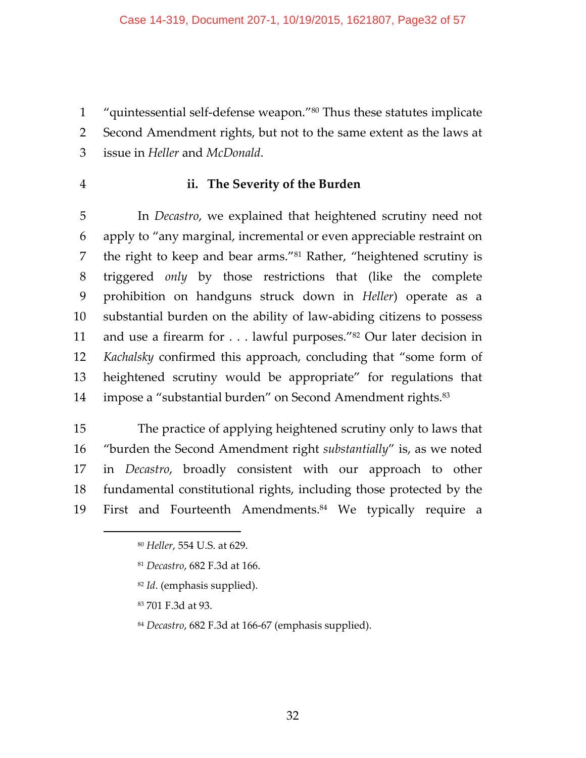"quintessential self-defense weapon."[80] Thus these statutes implicate Second Amendment rights, but not to the same extent as the laws at issue in *Heller* and *McDonald*.

#### ii. The Severity of the Burden

In *Decastro*, we explained that heightened scrutiny need not apply to "any marginal, incremental or even appreciable restraint on the right to keep and bear arms."[81] Rather, "heightened scrutiny is triggered *only* by those restrictions that (like the complete prohibition on handguns struck down in *Heller*) operate as a substantial burden on the ability of law-abiding citizens to possess and use a firearm for . . . lawful purposes."[82] Our later decision in *Kachalsky* confirmed this approach, concluding that "some form of heightened scrutiny would be appropriate" for regulations that impose a "substantial burden" on Second Amendment rights.[83]

The practice of applying heightened scrutiny only to laws that "burden the Second Amendment right *substantially*" is, as we noted in *Decastro*, broadly consistent with our approach to other fundamental constitutional rights, including those protected by the First and Fourteenth Amendments.[84] We typically require a

---

[80] *Heller*, 554 U.S. at 629.

[81] *Decastro*, 682 F.3d at 166.

[82] *Id*. (emphasis supplied).

[83] 701 F.3d at 93.

[84] *Decastro*, 682 F.3d at 166-67 (emphasis supplied).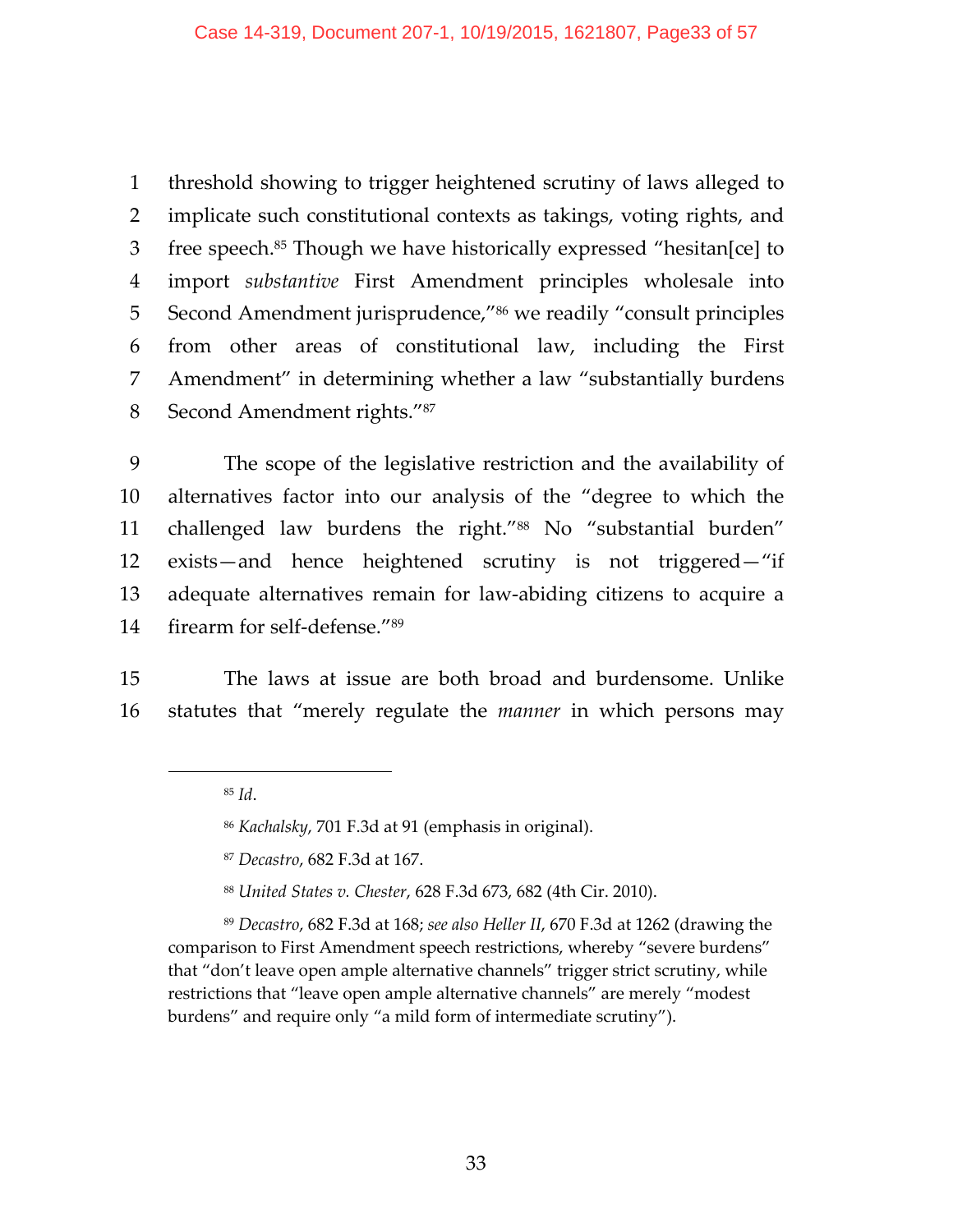threshold showing to trigger heightened scrutiny of laws alleged to implicate such constitutional contexts as takings, voting rights, and free speech.[85] Though we have historically expressed "hesitan[ce] to import *substantive* First Amendment principles wholesale into Second Amendment jurisprudence,"[86] we readily "consult principles from other areas of constitutional law, including the First Amendment" in determining whether a law "substantially burdens Second Amendment rights."[87]

The scope of the legislative restriction and the availability of alternatives factor into our analysis of the "degree to which the challenged law burdens the right."[88] No "substantial burden" exists—and hence heightened scrutiny is not triggered—"if adequate alternatives remain for law-abiding citizens to acquire a firearm for self-defense."[89]

The laws at issue are both broad and burdensome. Unlike statutes that "merely regulate the *manner* in which persons may

---

[85] *Id*.

[86] *Kachalsky*, 701 F.3d at 91 (emphasis in original).

[87] *Decastro*, 682 F.3d at 167.

[88] *United States v. Chester*, 628 F.3d 673, 682 (4th Cir. 2010).

[89] *Decastro*, 682 F.3d at 168; *see also Heller II*, 670 F.3d at 1262 (drawing the comparison to First Amendment speech restrictions, whereby "severe burdens" that "don't leave open ample alternative channels" trigger strict scrutiny, while restrictions that "leave open ample alternative channels" are merely "modest burdens" and require only "a mild form of intermediate scrutiny").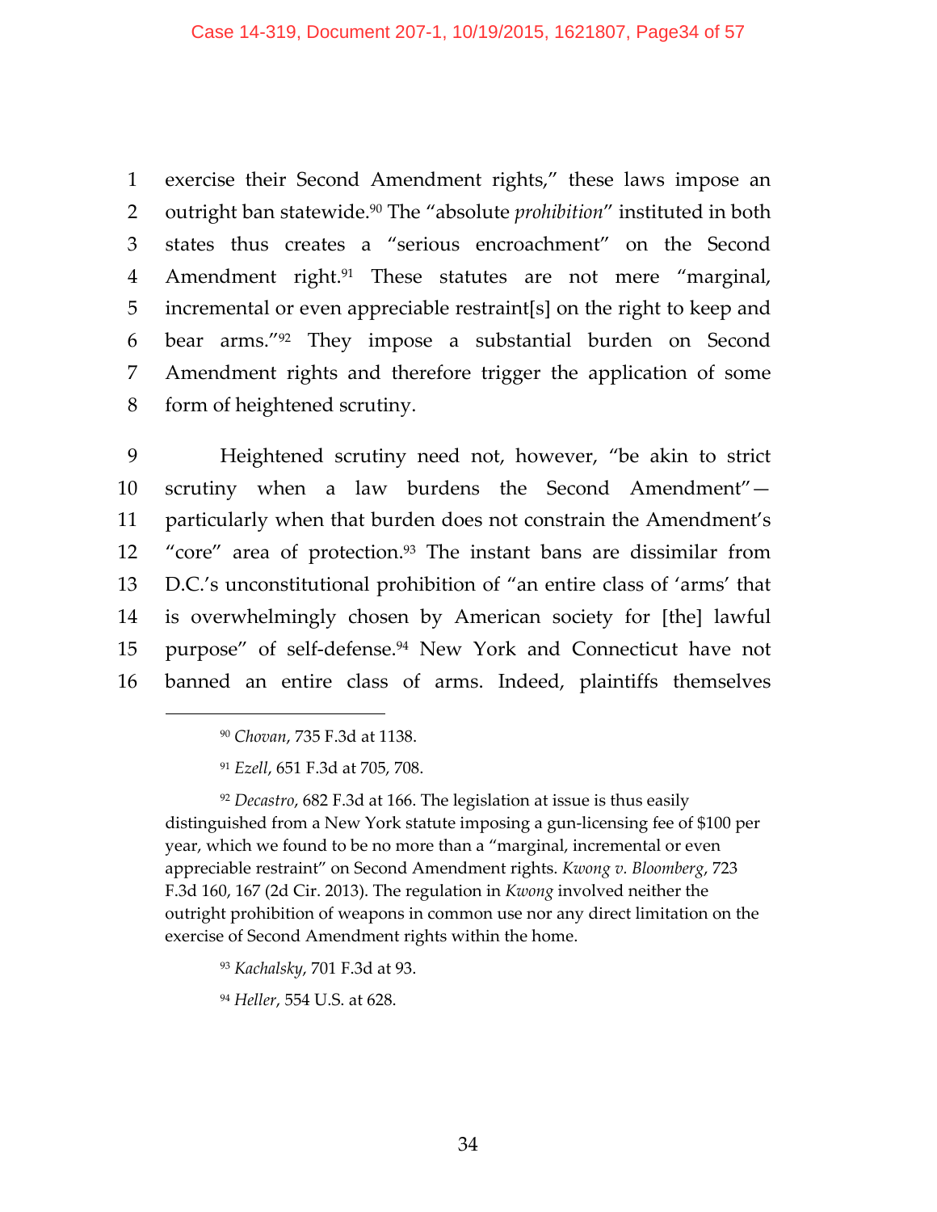exercise their Second Amendment rights," these laws impose an outright ban statewide.[90] The "absolute *prohibition*" instituted in both states thus creates a "serious encroachment" on the Second Amendment right.[91] These statutes are not mere "marginal, incremental or even appreciable restraint[s] on the right to keep and bear arms."[92] They impose a substantial burden on Second Amendment rights and therefore trigger the application of some form of heightened scrutiny.

Heightened scrutiny need not, however, "be akin to strict scrutiny when a law burdens the Second Amendment"—particularly when that burden does not constrain the Amendment's "core" area of protection.[93] The instant bans are dissimilar from D.C.'s unconstitutional prohibition of "an entire class of 'arms' that is overwhelmingly chosen by American society for [the] lawful purpose" of self-defense.[94] New York and Connecticut have not banned an entire class of arms. Indeed, plaintiffs themselves

---

[90] *Chovan*, 735 F.3d at 1138.

[91] *Ezell*, 651 F.3d at 705, 708.

[92] *Decastro*, 682 F.3d at 166. The legislation at issue is thus easily distinguished from a New York statute imposing a gun-licensing fee of $100 per year, which we found to be no more than a "marginal, incremental or even appreciable restraint" on Second Amendment rights. *Kwong v. Bloomberg*, 723 F.3d 160, 167 (2d Cir. 2013). The regulation in *Kwong* involved neither the outright prohibition of weapons in common use nor any direct limitation on the exercise of Second Amendment rights within the home.

[93] *Kachalsky*, 701 F.3d at 93.

[94] *Heller*, 554 U.S. at 628.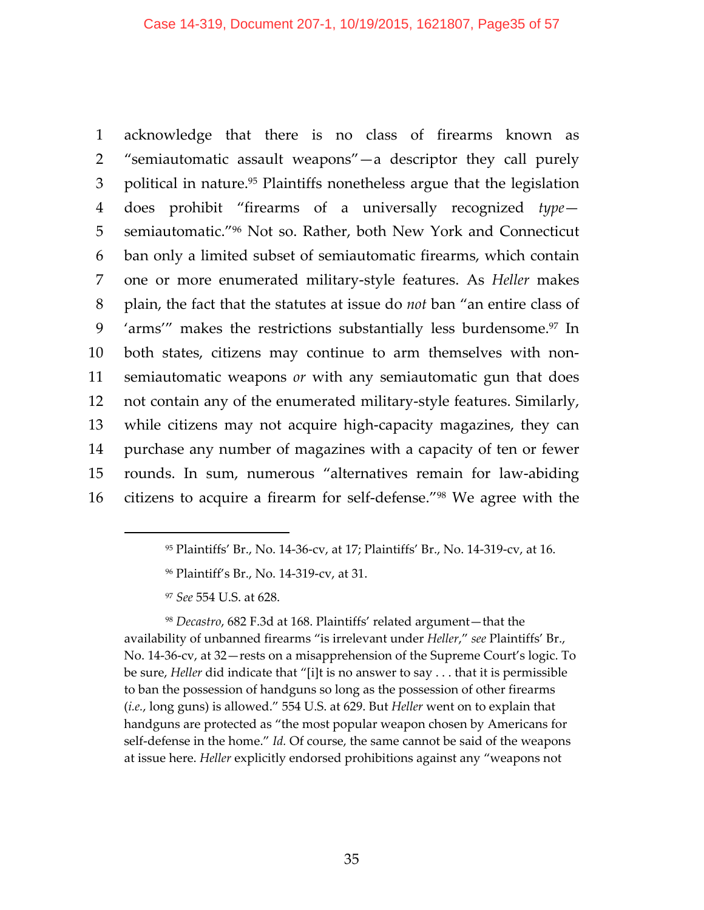acknowledge that there is no class of firearms known as "semiautomatic assault weapons"—a descriptor they call purely political in nature.[95] Plaintiffs nonetheless argue that the legislation does prohibit "firearms of a universally recognized *type*—semiautomatic."[96] Not so. Rather, both New York and Connecticut ban only a limited subset of semiautomatic firearms, which contain one or more enumerated military-style features. As *Heller* makes plain, the fact that the statutes at issue do *not* ban "an entire class of 'arms'" makes the restrictions substantially less burdensome.[97] In both states, citizens may continue to arm themselves with non-semiautomatic weapons *or* with any semiautomatic gun that does not contain any of the enumerated military-style features. Similarly, while citizens may not acquire high-capacity magazines, they can purchase any number of magazines with a capacity of ten or fewer rounds. In sum, numerous "alternatives remain for law-abiding citizens to acquire a firearm for self-defense."[98] We agree with the

---

[95] Plaintiffs' Br., No. 14-36-cv, at 17; Plaintiffs' Br., No. 14-319-cv, at 16.

[96] Plaintiff's Br., No. 14-319-cv, at 31.

[97] *See* 554 U.S. at 628.

[98] *Decastro*, 682 F.3d at 168. Plaintiffs' related argument—that the availability of unbanned firearms "is irrelevant under *Heller*," *see* Plaintiffs' Br., No. 14-36-cv, at 32—rests on a misapprehension of the Supreme Court's logic. To be sure, *Heller* did indicate that "[i]t is no answer to say . . . that it is permissible to ban the possession of handguns so long as the possession of other firearms (*i.e.*, long guns) is allowed." 554 U.S. at 629. But *Heller* went on to explain that handguns are protected as "the most popular weapon chosen by Americans for self-defense in the home." *Id.* Of course, the same cannot be said of the weapons at issue here. *Heller* explicitly endorsed prohibitions against any "weapons not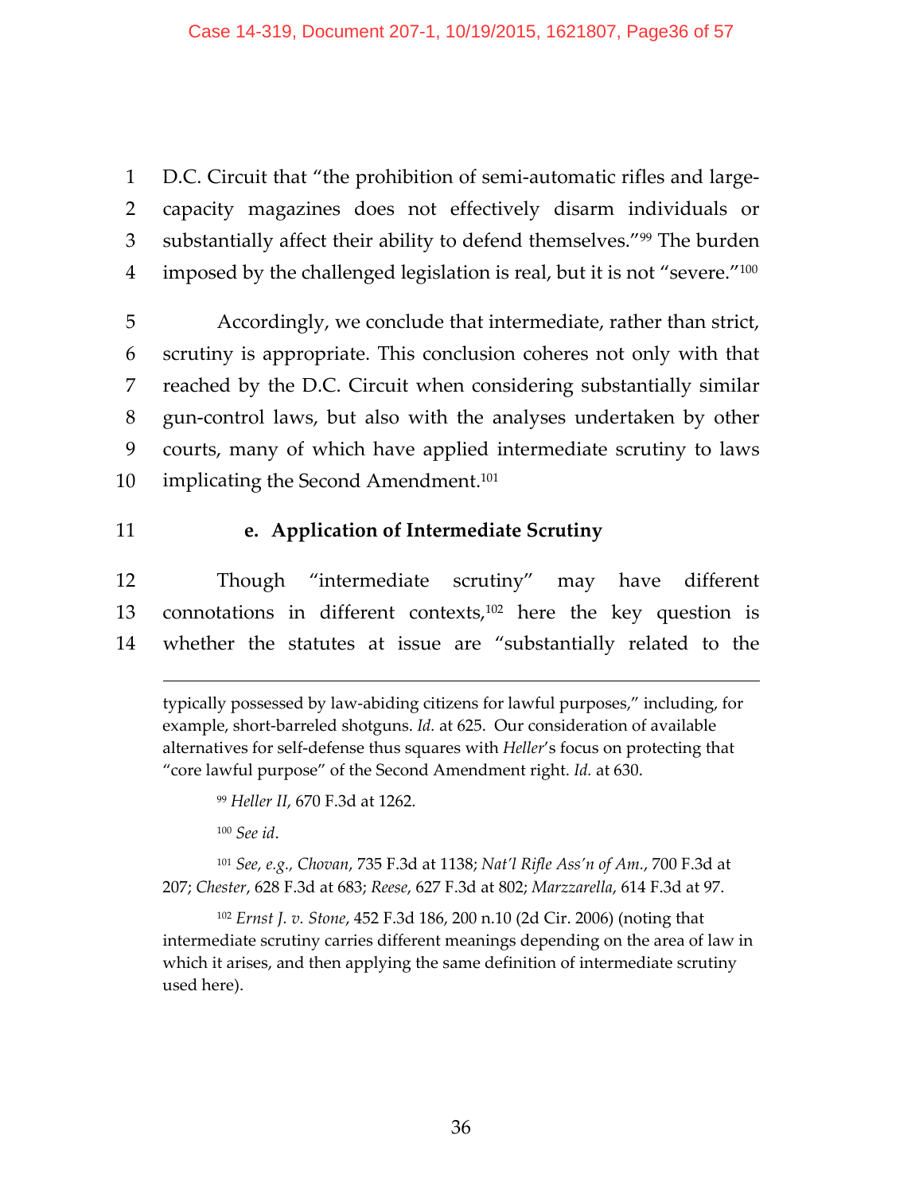D.C. Circuit that "the prohibition of semi-automatic rifles and large-capacity magazines does not effectively disarm individuals or substantially affect their ability to defend themselves."[99] The burden imposed by the challenged legislation is real, but it is not "severe."[100]

Accordingly, we conclude that intermediate, rather than strict, scrutiny is appropriate. This conclusion coheres not only with that reached by the D.C. Circuit when considering substantially similar gun-control laws, but also with the analyses undertaken by other courts, many of which have applied intermediate scrutiny to laws implicating the Second Amendment.[101]

**e. Application of Intermediate Scrutiny**

Though "intermediate scrutiny" may have different connotations in different contexts,[102] here the key question is whether the statutes at issue are "substantially related to the

---

typically possessed by law-abiding citizens for lawful purposes," including, for example, short-barreled shotguns. *Id.* at 625. Our consideration of available alternatives for self-defense thus squares with *Heller*'s focus on protecting that "core lawful purpose" of the Second Amendment right. *Id.* at 630.

[99] *Heller II*, 670 F.3d at 1262.

[100] *See id*.

[101] *See, e.g., Chovan*, 735 F.3d at 1138; *Nat'l Rifle Ass'n of Am.*, 700 F.3d at 207; *Chester*, 628 F.3d at 683; *Reese*, 627 F.3d at 802; *Marzzarella*, 614 F.3d at 97.

[102] *Ernst J. v. Stone*, 452 F.3d 186, 200 n.10 (2d Cir. 2006) (noting that intermediate scrutiny carries different meanings depending on the area of law in which it arises, and then applying the same definition of intermediate scrutiny used here).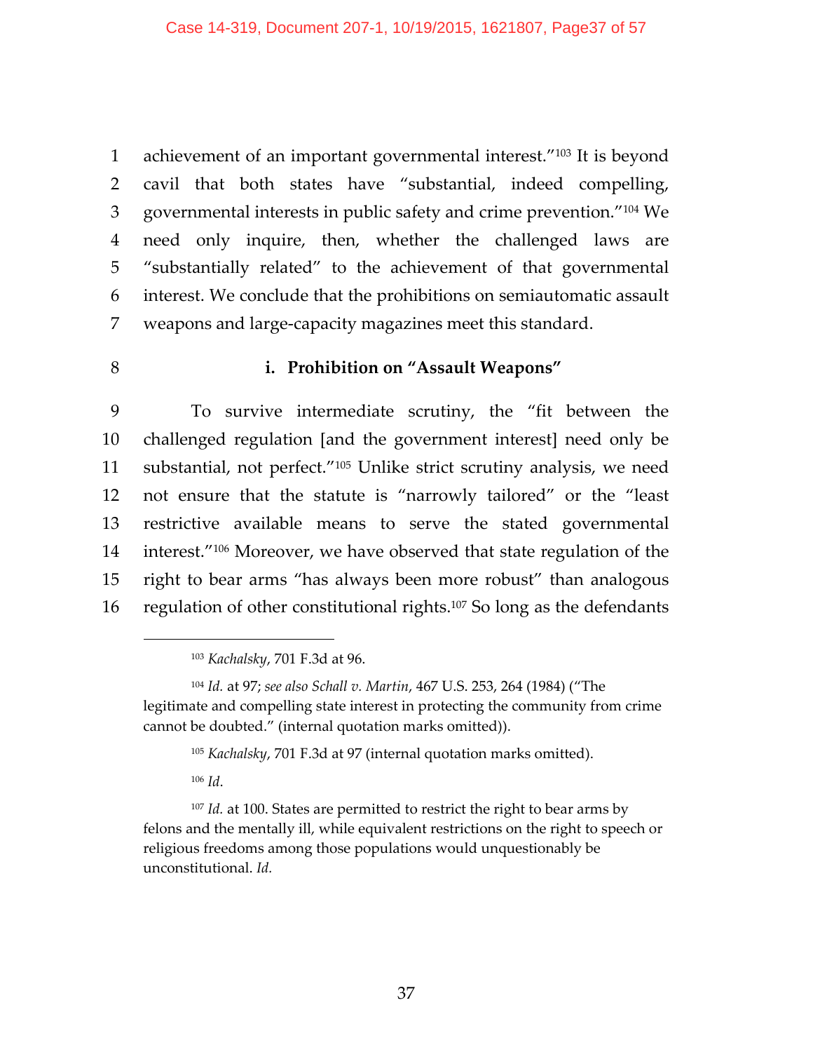achievement of an important governmental interest."[103] It is beyond cavil that both states have "substantial, indeed compelling, governmental interests in public safety and crime prevention."[104] We need only inquire, then, whether the challenged laws are "substantially related" to the achievement of that governmental interest. We conclude that the prohibitions on semiautomatic assault weapons and large-capacity magazines meet this standard.

#### i. Prohibition on "Assault Weapons"

To survive intermediate scrutiny, the "fit between the challenged regulation [and the government interest] need only be substantial, not perfect."[105] Unlike strict scrutiny analysis, we need not ensure that the statute is "narrowly tailored" or the "least restrictive available means to serve the stated governmental interest."[106] Moreover, we have observed that state regulation of the right to bear arms "has always been more robust" than analogous regulation of other constitutional rights.[107] So long as the defendants

---

[103] *Kachalsky*, 701 F.3d at 96.

[104] *Id.* at 97; *see also Schall v. Martin*, 467 U.S. 253, 264 (1984) ("The legitimate and compelling state interest in protecting the community from crime cannot be doubted." (internal quotation marks omitted)).

[105] *Kachalsky*, 701 F.3d at 97 (internal quotation marks omitted).

[106] *Id*.

[107] *Id.* at 100. States are permitted to restrict the right to bear arms by felons and the mentally ill, while equivalent restrictions on the right to speech or religious freedoms among those populations would unquestionably be unconstitutional. *Id.*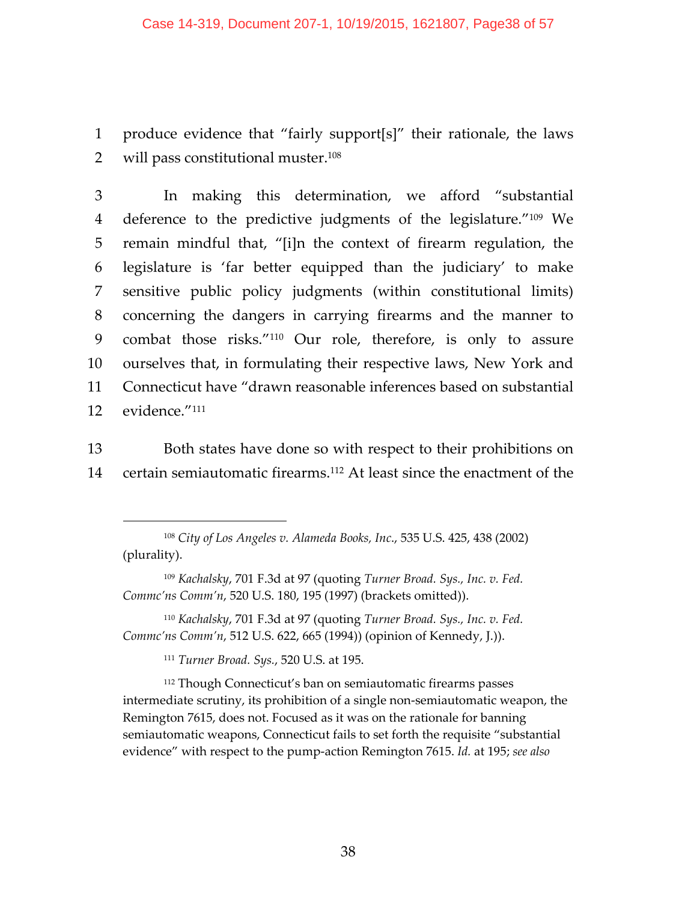produce evidence that "fairly support[s]" their rationale, the laws will pass constitutional muster.[108]

In making this determination, we afford "substantial deference to the predictive judgments of the legislature."[109] We remain mindful that, "[i]n the context of firearm regulation, the legislature is 'far better equipped than the judiciary' to make sensitive public policy judgments (within constitutional limits) concerning the dangers in carrying firearms and the manner to combat those risks."[110] Our role, therefore, is only to assure ourselves that, in formulating their respective laws, New York and Connecticut have "drawn reasonable inferences based on substantial evidence."[111]

Both states have done so with respect to their prohibitions on certain semiautomatic firearms.[112] At least since the enactment of the

---

[108] *City of Los Angeles v. Alameda Books, Inc.*, 535 U.S. 425, 438 (2002) (plurality).

[109] *Kachalsky*, 701 F.3d at 97 (quoting *Turner Broad. Sys., Inc. v. Fed. Commc'ns Comm'n*, 520 U.S. 180, 195 (1997) (brackets omitted)).

[110] *Kachalsky*, 701 F.3d at 97 (quoting *Turner Broad. Sys., Inc. v. Fed. Commc'ns Comm'n*, 512 U.S. 622, 665 (1994)) (opinion of Kennedy, J.)).

[111] *Turner Broad. Sys.*, 520 U.S. at 195.

[112] Though Connecticut's ban on semiautomatic firearms passes intermediate scrutiny, its prohibition of a single non-semiautomatic weapon, the Remington 7615, does not. Focused as it was on the rationale for banning semiautomatic weapons, Connecticut fails to set forth the requisite "substantial evidence" with respect to the pump-action Remington 7615. *Id.* at 195; *see also*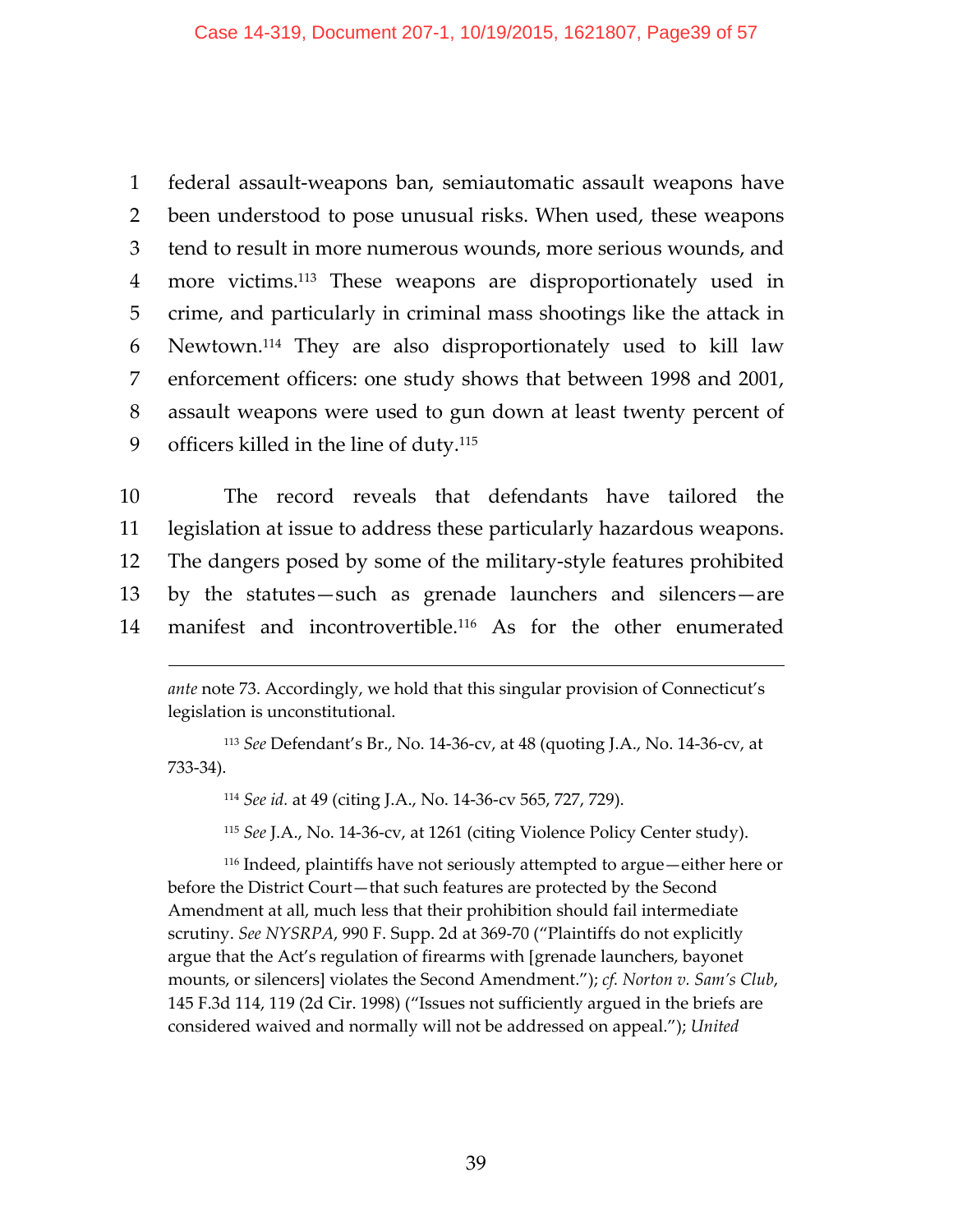federal assault-weapons ban, semiautomatic assault weapons have been understood to pose unusual risks. When used, these weapons tend to result in more numerous wounds, more serious wounds, and more victims.[113] These weapons are disproportionately used in crime, and particularly in criminal mass shootings like the attack in Newtown.[114] They are also disproportionately used to kill law enforcement officers: one study shows that between 1998 and 2001, assault weapons were used to gun down at least twenty percent of officers killed in the line of duty.[115]

The record reveals that defendants have tailored the legislation at issue to address these particularly hazardous weapons. The dangers posed by some of the military-style features prohibited by the statutes—such as grenade launchers and silencers—are manifest and incontrovertible.[116] As for the other enumerated

---

*ante* note 73. Accordingly, we hold that this singular provision of Connecticut's legislation is unconstitutional.

[113] *See* Defendant's Br., No. 14-36-cv, at 48 (quoting J.A., No. 14-36-cv, at 733-34).

[114] *See id.* at 49 (citing J.A., No. 14-36-cv 565, 727, 729).

[115] *See* J.A., No. 14-36-cv, at 1261 (citing Violence Policy Center study).

[116] Indeed, plaintiffs have not seriously attempted to argue—either here or before the District Court—that such features are protected by the Second Amendment at all, much less that their prohibition should fail intermediate scrutiny. *See NYSRPA*, 990 F. Supp. 2d at 369-70 ("Plaintiffs do not explicitly argue that the Act's regulation of firearms with [grenade launchers, bayonet mounts, or silencers] violates the Second Amendment."); *cf. Norton v. Sam's Club*, 145 F.3d 114, 119 (2d Cir. 1998) ("Issues not sufficiently argued in the briefs are considered waived and normally will not be addressed on appeal."); *United*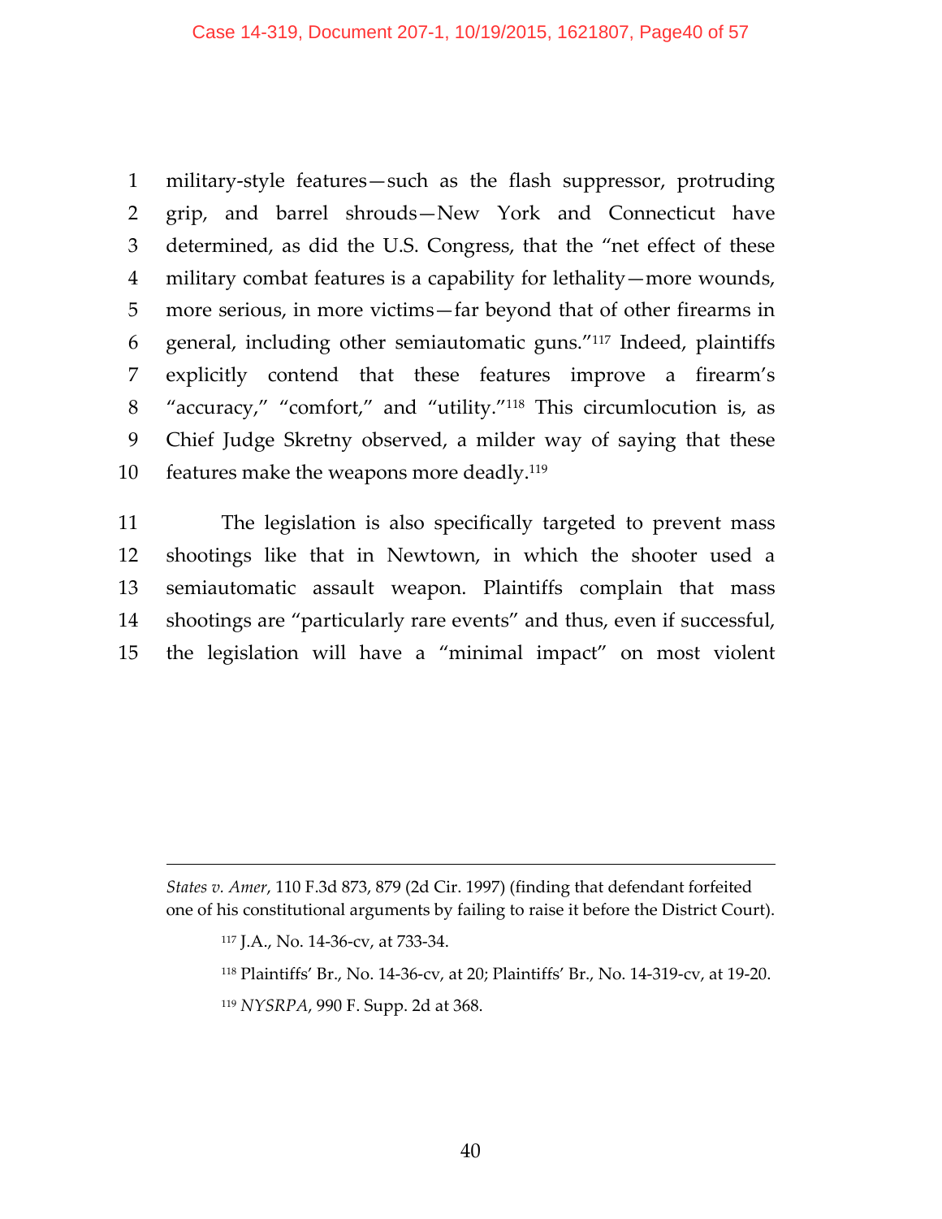military-style features—such as the flash suppressor, protruding grip, and barrel shrouds—New York and Connecticut have determined, as did the U.S. Congress, that the "net effect of these military combat features is a capability for lethality—more wounds, more serious, in more victims—far beyond that of other firearms in general, including other semiautomatic guns."[117] Indeed, plaintiffs explicitly contend that these features improve a firearm's "accuracy," "comfort," and "utility."[118] This circumlocution is, as Chief Judge Skretny observed, a milder way of saying that these features make the weapons more deadly.[119]

The legislation is also specifically targeted to prevent mass shootings like that in Newtown, in which the shooter used a semiautomatic assault weapon. Plaintiffs complain that mass shootings are "particularly rare events" and thus, even if successful, the legislation will have a "minimal impact" on most violent

---

*States v. Amer*, 110 F.3d 873, 879 (2d Cir. 1997) (finding that defendant forfeited one of his constitutional arguments by failing to raise it before the District Court).

[117] J.A., No. 14-36-cv, at 733-34.

[118] Plaintiffs' Br., No. 14-36-cv, at 20; Plaintiffs' Br., No. 14-319-cv, at 19-20.

[119] *NYSRPA*, 990 F. Supp. 2d at 368.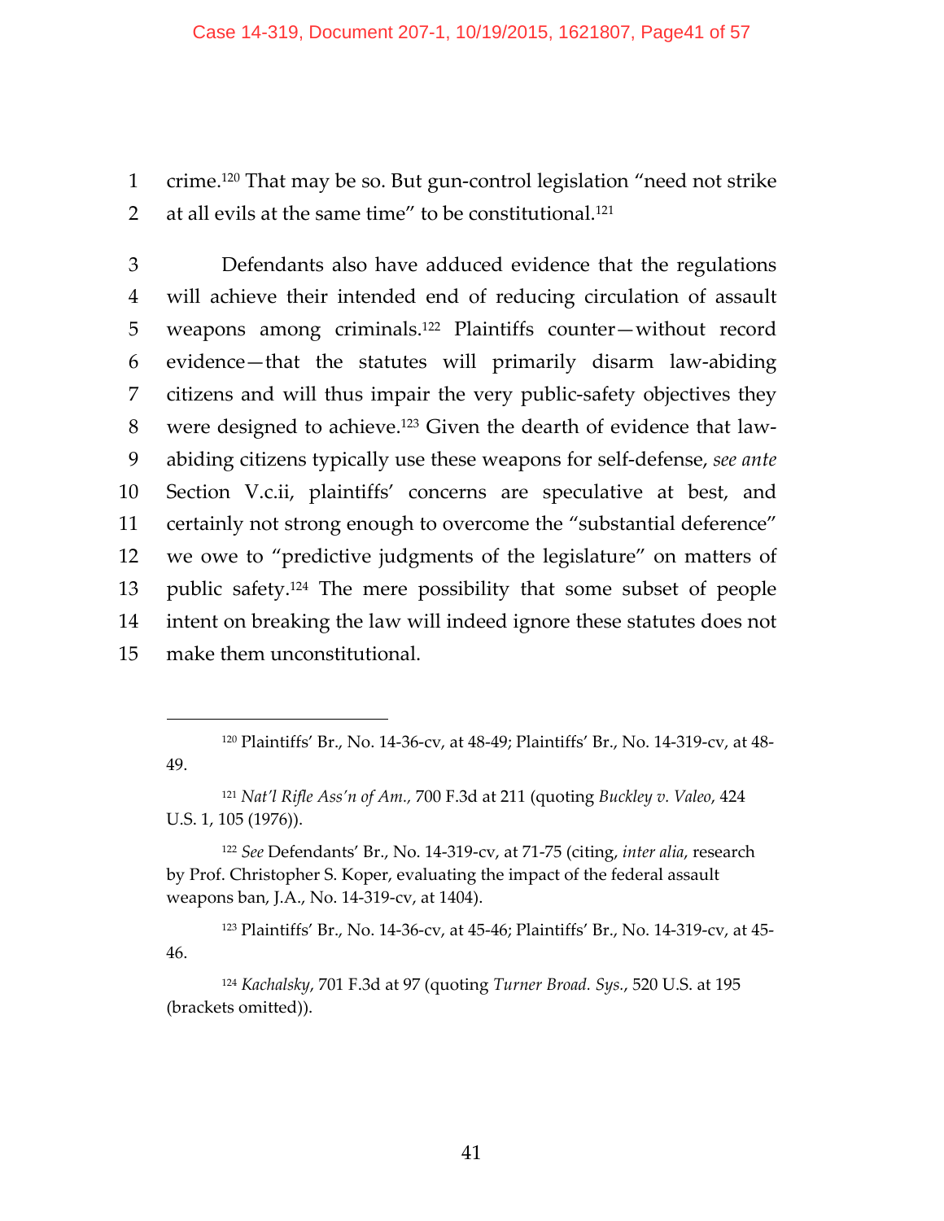crime.[120] That may be so. But gun-control legislation "need not strike at all evils at the same time" to be constitutional.[121]

Defendants also have adduced evidence that the regulations will achieve their intended end of reducing circulation of assault weapons among criminals.[122] Plaintiffs counter—without record evidence—that the statutes will primarily disarm law-abiding citizens and will thus impair the very public-safety objectives they were designed to achieve.[123] Given the dearth of evidence that law-abiding citizens typically use these weapons for self-defense, *see ante* Section V.c.ii, plaintiffs' concerns are speculative at best, and certainly not strong enough to overcome the "substantial deference" we owe to "predictive judgments of the legislature" on matters of public safety.[124] The mere possibility that some subset of people intent on breaking the law will indeed ignore these statutes does not make them unconstitutional.

---

[120] Plaintiffs' Br., No. 14-36-cv, at 48-49; Plaintiffs' Br., No. 14-319-cv, at 48-49.

[121] *Nat'l Rifle Ass'n of Am.*, 700 F.3d at 211 (quoting *Buckley v. Valeo*, 424 U.S. 1, 105 (1976)).

[122] *See* Defendants' Br., No. 14-319-cv, at 71-75 (citing, *inter alia*, research by Prof. Christopher S. Koper, evaluating the impact of the federal assault weapons ban, J.A., No. 14-319-cv, at 1404).

[123] Plaintiffs' Br., No. 14-36-cv, at 45-46; Plaintiffs' Br., No. 14-319-cv, at 45-46.

[124] *Kachalsky*, 701 F.3d at 97 (quoting *Turner Broad. Sys.*, 520 U.S. at 195 (brackets omitted)).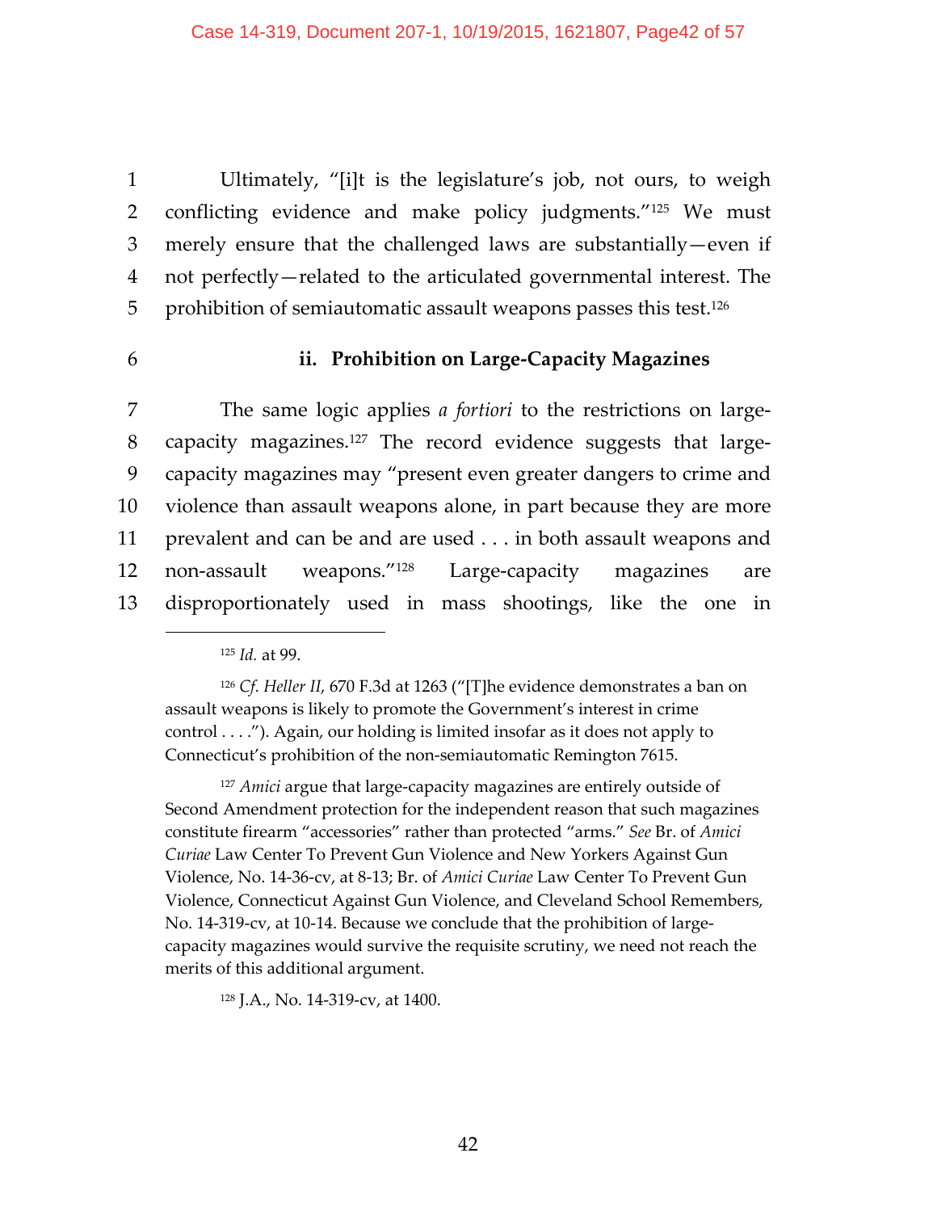Ultimately, "[i]t is the legislature's job, not ours, to weigh conflicting evidence and make policy judgments."[125] We must merely ensure that the challenged laws are substantially—even if not perfectly—related to the articulated governmental interest. The prohibition of semiautomatic assault weapons passes this test.[126]

#### ii. Prohibition on Large-Capacity Magazines

The same logic applies *a fortiori* to the restrictions on large-capacity magazines.[127] The record evidence suggests that large-capacity magazines may "present even greater dangers to crime and violence than assault weapons alone, in part because they are more prevalent and can be and are used . . . in both assault weapons and non-assault weapons."[128] Large-capacity magazines are disproportionately used in mass shootings, like the one in

---

[125] *Id.* at 99.

[126] *Cf. Heller II*, 670 F.3d at 1263 ("[T]he evidence demonstrates a ban on assault weapons is likely to promote the Government's interest in crime control . . . ."). Again, our holding is limited insofar as it does not apply to Connecticut's prohibition of the non-semiautomatic Remington 7615.

[127] *Amici* argue that large-capacity magazines are entirely outside of Second Amendment protection for the independent reason that such magazines constitute firearm "accessories" rather than protected "arms." *See* Br. of *Amici Curiae* Law Center To Prevent Gun Violence and New Yorkers Against Gun Violence, No. 14-36-cv, at 8-13; Br. of *Amici Curiae* Law Center To Prevent Gun Violence, Connecticut Against Gun Violence, and Cleveland School Remembers, No. 14-319-cv, at 10-14. Because we conclude that the prohibition of large-capacity magazines would survive the requisite scrutiny, we need not reach the merits of this additional argument.

[128] J.A., No. 14-319-cv, at 1400.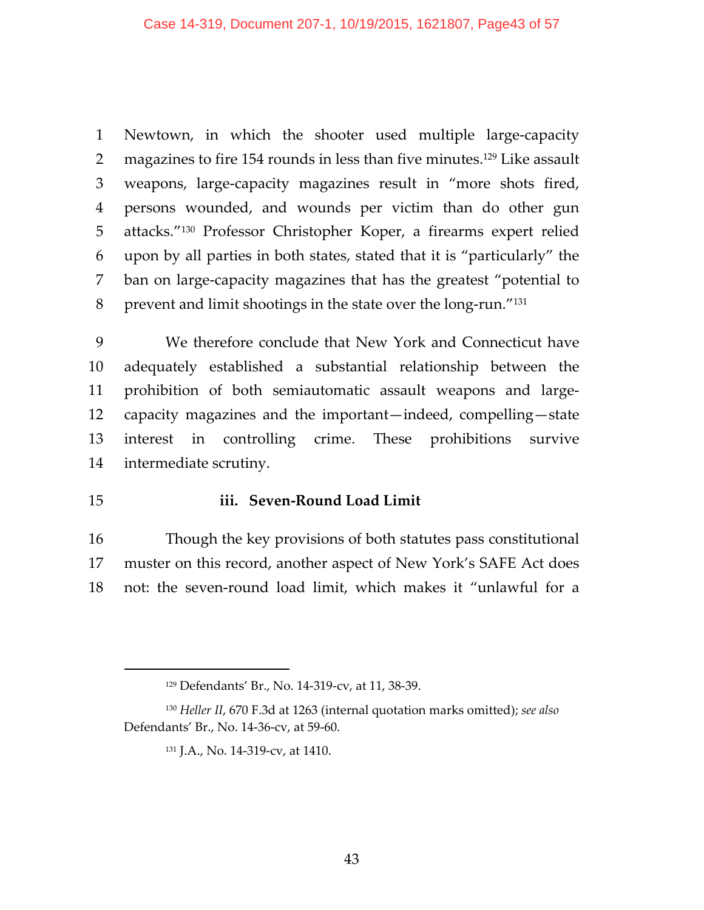Newtown, in which the shooter used multiple large-capacity magazines to fire 154 rounds in less than five minutes.[129] Like assault weapons, large-capacity magazines result in "more shots fired, persons wounded, and wounds per victim than do other gun attacks."[130] Professor Christopher Koper, a firearms expert relied upon by all parties in both states, stated that it is "particularly" the ban on large-capacity magazines that has the greatest "potential to prevent and limit shootings in the state over the long-run."[131]

We therefore conclude that New York and Connecticut have adequately established a substantial relationship between the prohibition of both semiautomatic assault weapons and large-capacity magazines and the important—indeed, compelling—state interest in controlling crime. These prohibitions survive intermediate scrutiny.

**iii. Seven-Round Load Limit**

Though the key provisions of both statutes pass constitutional muster on this record, another aspect of New York's SAFE Act does not: the seven-round load limit, which makes it "unlawful for a

---

[129] Defendants' Br., No. 14-319-cv, at 11, 38-39.

[130] *Heller II*, 670 F.3d at 1263 (internal quotation marks omitted); *see also* Defendants' Br., No. 14-36-cv, at 59-60.

[131] J.A., No. 14-319-cv, at 1410.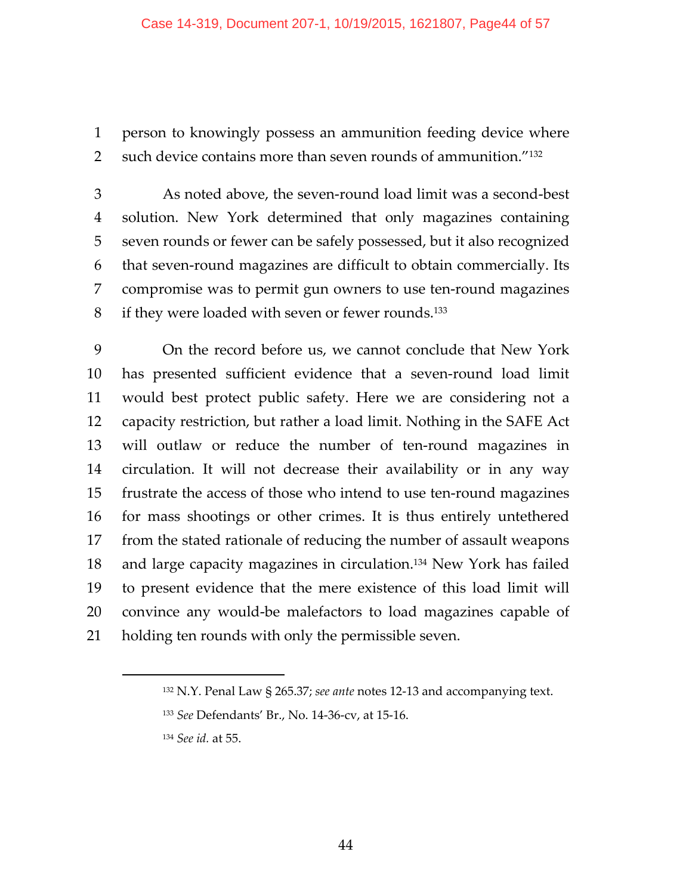person to knowingly possess an ammunition feeding device where such device contains more than seven rounds of ammunition."[132]

As noted above, the seven-round load limit was a second-best solution. New York determined that only magazines containing seven rounds or fewer can be safely possessed, but it also recognized that seven-round magazines are difficult to obtain commercially. Its compromise was to permit gun owners to use ten-round magazines if they were loaded with seven or fewer rounds.[133]

On the record before us, we cannot conclude that New York has presented sufficient evidence that a seven-round load limit would best protect public safety. Here we are considering not a capacity restriction, but rather a load limit. Nothing in the SAFE Act will outlaw or reduce the number of ten-round magazines in circulation. It will not decrease their availability or in any way frustrate the access of those who intend to use ten-round magazines for mass shootings or other crimes. It is thus entirely untethered from the stated rationale of reducing the number of assault weapons and large capacity magazines in circulation.[134] New York has failed to present evidence that the mere existence of this load limit will convince any would-be malefactors to load magazines capable of holding ten rounds with only the permissible seven.

---

[132] N.Y. Penal Law § 265.37; *see ante* notes 12-13 and accompanying text.

[133] *See* Defendants' Br., No. 14-36-cv, at 15-16.

[134] *See id.* at 55.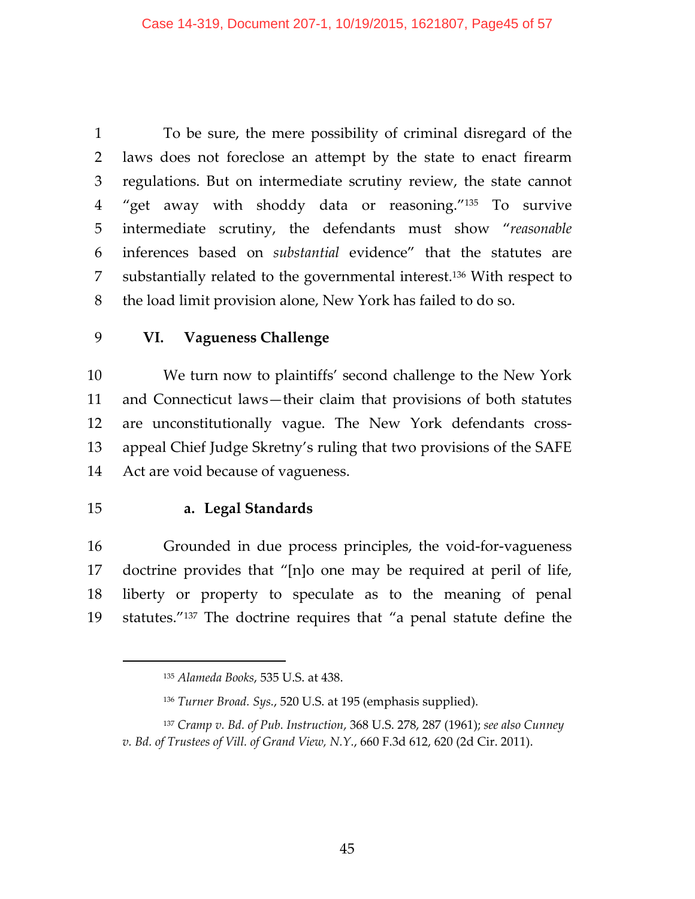To be sure, the mere possibility of criminal disregard of the laws does not foreclose an attempt by the state to enact firearm regulations. But on intermediate scrutiny review, the state cannot "get away with shoddy data or reasoning."[135] To survive intermediate scrutiny, the defendants must show "*reasonable* inferences based on *substantial* evidence" that the statutes are substantially related to the governmental interest.[136] With respect to the load limit provision alone, New York has failed to do so.

## VI. Vagueness Challenge

We turn now to plaintiffs' second challenge to the New York and Connecticut laws—their claim that provisions of both statutes are unconstitutionally vague. The New York defendants cross-appeal Chief Judge Skretny's ruling that two provisions of the SAFE Act are void because of vagueness.

### a. Legal Standards

Grounded in due process principles, the void-for-vagueness doctrine provides that "[n]o one may be required at peril of life, liberty or property to speculate as to the meaning of penal statutes."[137] The doctrine requires that "a penal statute define the

---

[135] *Alameda Books*, 535 U.S. at 438.

[136] *Turner Broad. Sys.*, 520 U.S. at 195 (emphasis supplied).

[137] *Cramp v. Bd. of Pub. Instruction*, 368 U.S. 278, 287 (1961); *see also Cunney v. Bd. of Trustees of Vill. of Grand View, N.Y.*, 660 F.3d 612, 620 (2d Cir. 2011).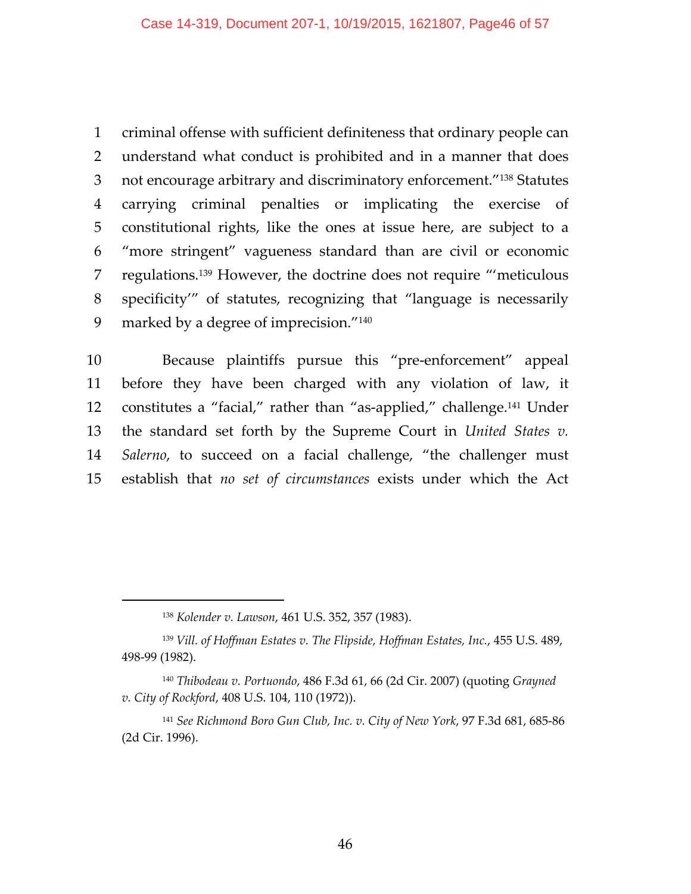criminal offense with sufficient definiteness that ordinary people can understand what conduct is prohibited and in a manner that does not encourage arbitrary and discriminatory enforcement."[138] Statutes carrying criminal penalties or implicating the exercise of constitutional rights, like the ones at issue here, are subject to a "more stringent" vagueness standard than are civil or economic regulations.[139] However, the doctrine does not require "'meticulous specificity'" of statutes, recognizing that "language is necessarily marked by a degree of imprecision."[140]

Because plaintiffs pursue this "pre-enforcement" appeal before they have been charged with any violation of law, it constitutes a "facial," rather than "as-applied," challenge.[141] Under the standard set forth by the Supreme Court in *United States v. Salerno*, to succeed on a facial challenge, "the challenger must establish that *no set of circumstances* exists under which the Act

---

[138] *Kolender v. Lawson*, 461 U.S. 352, 357 (1983).

[139] *Vill. of Hoffman Estates v. The Flipside, Hoffman Estates, Inc.*, 455 U.S. 489, 498-99 (1982).

[140] *Thibodeau v. Portuondo*, 486 F.3d 61, 66 (2d Cir. 2007) (quoting *Grayned v. City of Rockford*, 408 U.S. 104, 110 (1972)).

[141] *See Richmond Boro Gun Club, Inc. v. City of New York*, 97 F.3d 681, 685-86 (2d Cir. 1996).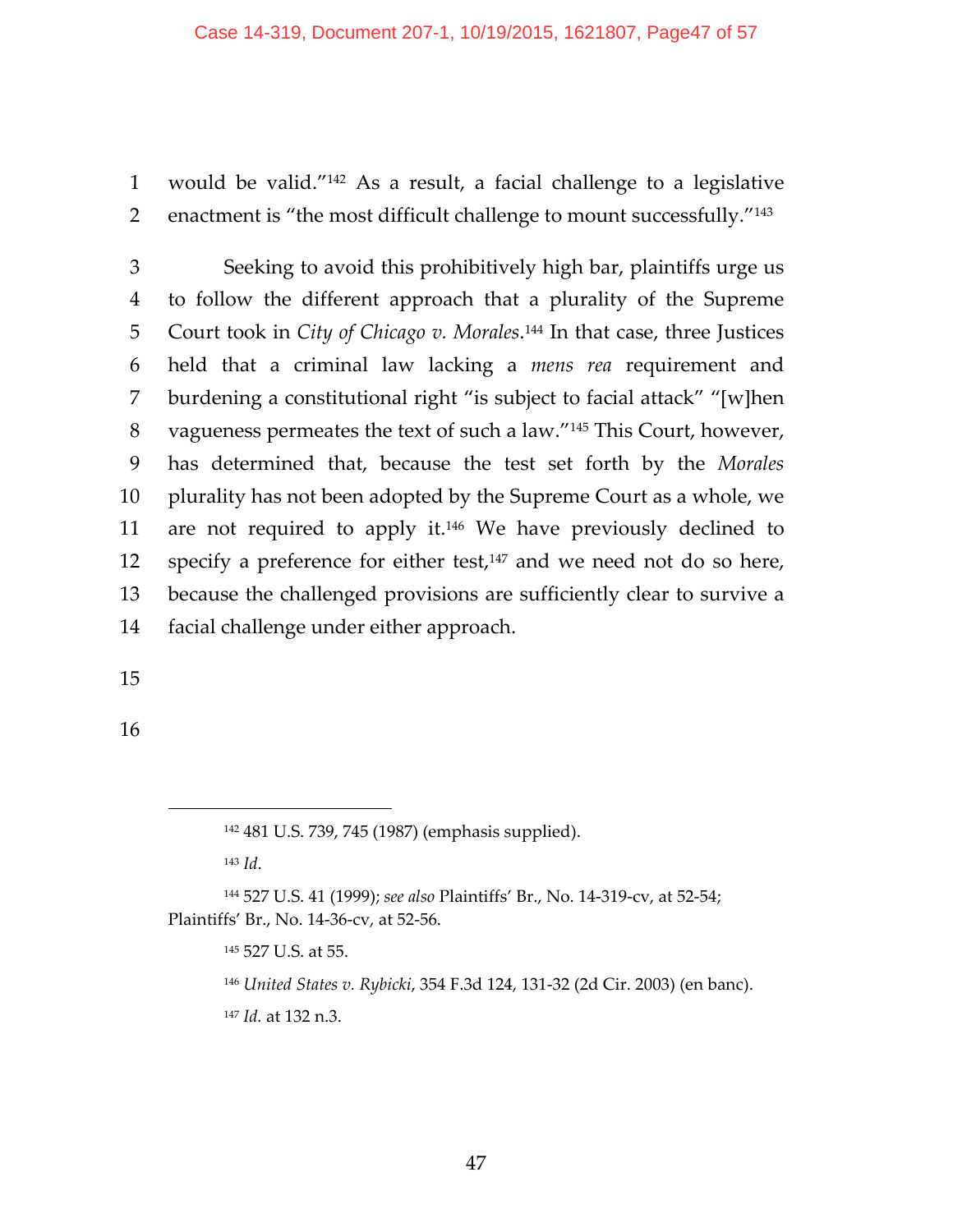would be valid."[142] As a result, a facial challenge to a legislative enactment is "the most difficult challenge to mount successfully."[143]

Seeking to avoid this prohibitively high bar, plaintiffs urge us to follow the different approach that a plurality of the Supreme Court took in *City of Chicago v. Morales*.[144] In that case, three Justices held that a criminal law lacking a *mens rea* requirement and burdening a constitutional right "is subject to facial attack" "[w]hen vagueness permeates the text of such a law."[145] This Court, however, has determined that, because the test set forth by the *Morales* plurality has not been adopted by the Supreme Court as a whole, we are not required to apply it.[146] We have previously declined to specify a preference for either test,[147] and we need not do so here, because the challenged provisions are sufficiently clear to survive a facial challenge under either approach.

---

[142] 481 U.S. 739, 745 (1987) (emphasis supplied).

[143] *Id.*

[144] 527 U.S. 41 (1999); *see also* Plaintiffs' Br., No. 14-319-cv, at 52-54; Plaintiffs' Br., No. 14-36-cv, at 52-56.

[145] 527 U.S. at 55.

[146] *United States v. Rybicki*, 354 F.3d 124, 131-32 (2d Cir. 2003) (en banc).

[147] *Id.* at 132 n.3.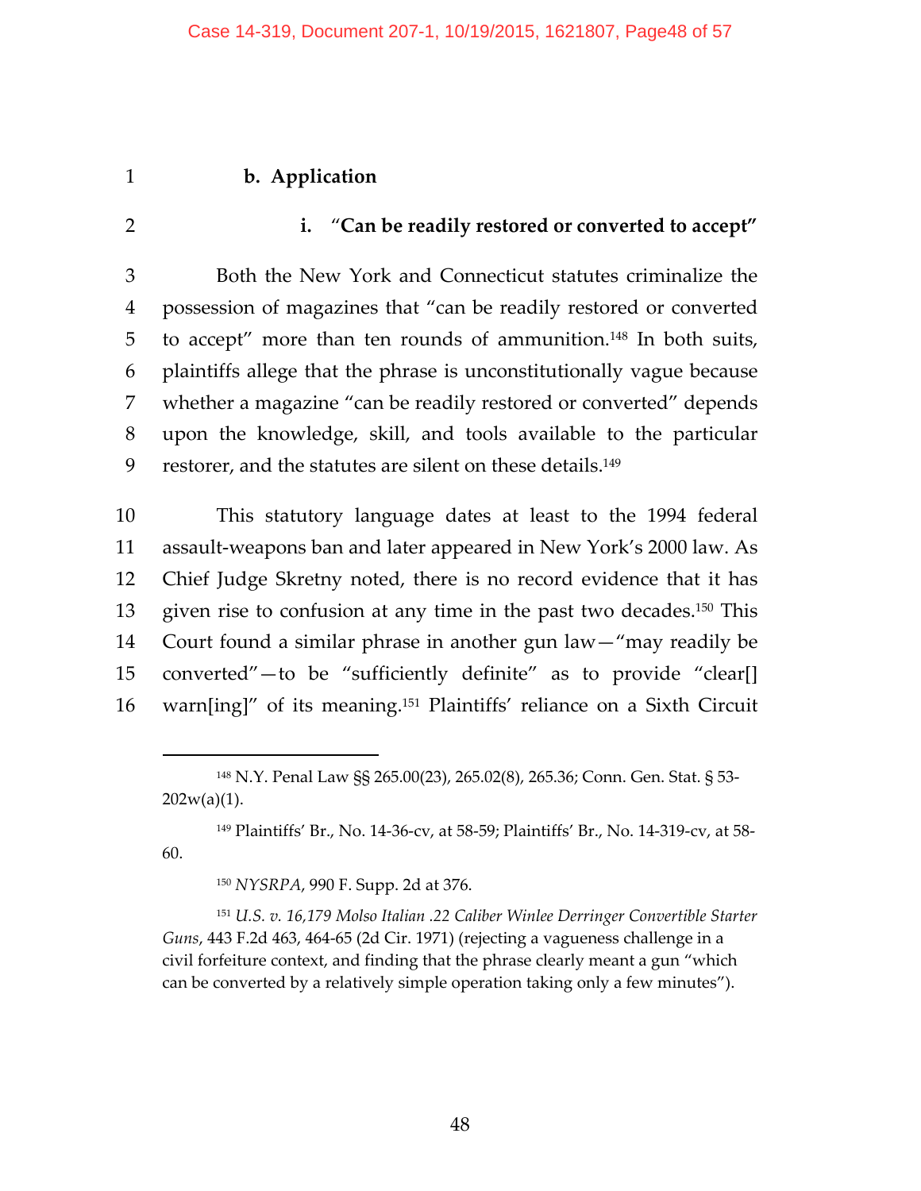#### b. Application

##### i. "Can be readily restored or converted to accept"

Both the New York and Connecticut statutes criminalize the possession of magazines that "can be readily restored or converted to accept" more than ten rounds of ammunition.[148] In both suits, plaintiffs allege that the phrase is unconstitutionally vague because whether a magazine "can be readily restored or converted" depends upon the knowledge, skill, and tools available to the particular restorer, and the statutes are silent on these details.[149]

This statutory language dates at least to the 1994 federal assault-weapons ban and later appeared in New York's 2000 law. As Chief Judge Skretny noted, there is no record evidence that it has given rise to confusion at any time in the past two decades.[150] This Court found a similar phrase in another gun law—"may readily be converted"—to be "sufficiently definite" as to provide "clear[] warn[ing]" of its meaning.[151] Plaintiffs' reliance on a Sixth Circuit

---

[148] N.Y. Penal Law §§ 265.00(23), 265.02(8), 265.36; Conn. Gen. Stat. § 53-202w(a)(1).

[149] Plaintiffs' Br., No. 14-36-cv, at 58-59; Plaintiffs' Br., No. 14-319-cv, at 58-60.

[150] *NYSRPA*, 990 F. Supp. 2d at 376.

[151] *U.S. v. 16,179 Molso Italian .22 Caliber Winlee Derringer Convertible Starter Guns*, 443 F.2d 463, 464-65 (2d Cir. 1971) (rejecting a vagueness challenge in a civil forfeiture context, and finding that the phrase clearly meant a gun "which can be converted by a relatively simple operation taking only a few minutes").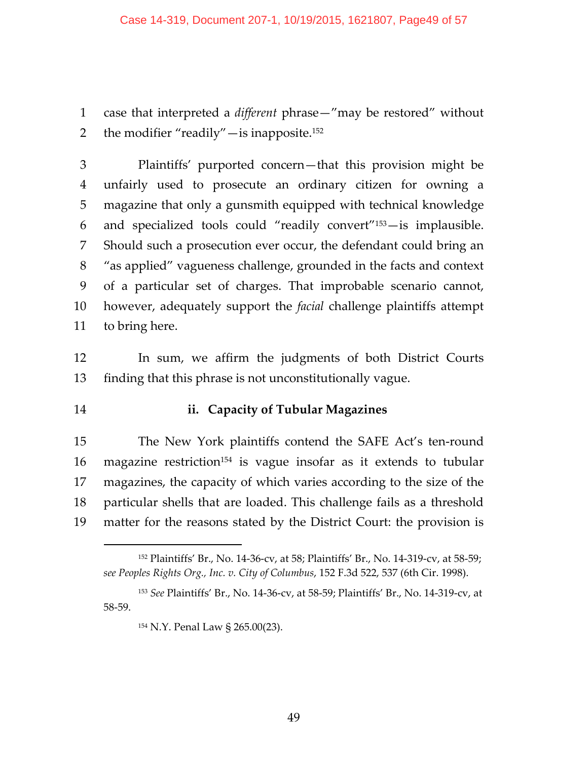case that interpreted a *different* phrase—"may be restored" without the modifier "readily"—is inapposite.[152]

Plaintiffs' purported concern—that this provision might be unfairly used to prosecute an ordinary citizen for owning a magazine that only a gunsmith equipped with technical knowledge and specialized tools could "readily convert"[153]—is implausible. Should such a prosecution ever occur, the defendant could bring an "as applied" vagueness challenge, grounded in the facts and context of a particular set of charges. That improbable scenario cannot, however, adequately support the *facial* challenge plaintiffs attempt to bring here.

In sum, we affirm the judgments of both District Courts finding that this phrase is not unconstitutionally vague.

#### ii. Capacity of Tubular Magazines

The New York plaintiffs contend the SAFE Act's ten-round magazine restriction[154] is vague insofar as it extends to tubular magazines, the capacity of which varies according to the size of the particular shells that are loaded. This challenge fails as a threshold matter for the reasons stated by the District Court: the provision is

---

[152] Plaintiffs' Br., No. 14-36-cv, at 58; Plaintiffs' Br., No. 14-319-cv, at 58-59; *see Peoples Rights Org., Inc. v. City of Columbus*, 152 F.3d 522, 537 (6th Cir. 1998).

[153] *See* Plaintiffs' Br., No. 14-36-cv, at 58-59; Plaintiffs' Br., No. 14-319-cv, at 58-59.

[154] N.Y. Penal Law § 265.00(23).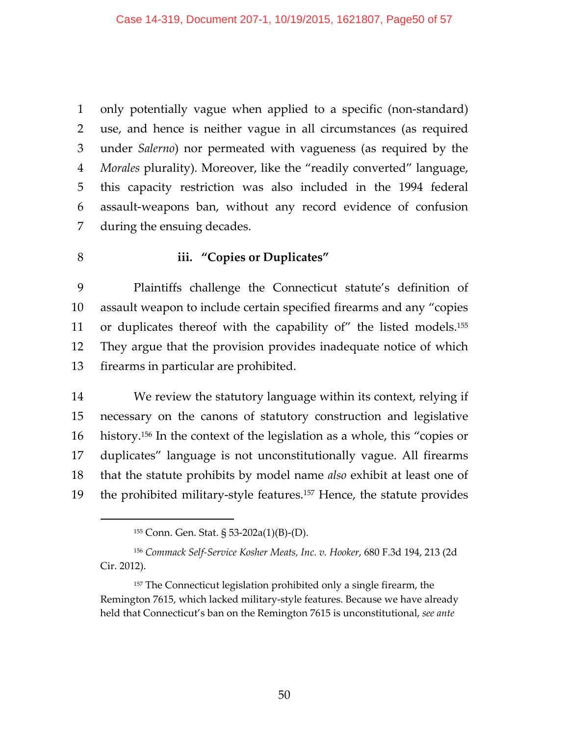only potentially vague when applied to a specific (non-standard) use, and hence is neither vague in all circumstances (as required under *Salerno*) nor permeated with vagueness (as required by the *Morales* plurality). Moreover, like the "readily converted" language, this capacity restriction was also included in the 1994 federal assault-weapons ban, without any record evidence of confusion during the ensuing decades.

### iii. "Copies or Duplicates"

Plaintiffs challenge the Connecticut statute's definition of assault weapon to include certain specified firearms and any "copies or duplicates thereof with the capability of" the listed models.[155] They argue that the provision provides inadequate notice of which firearms in particular are prohibited.

We review the statutory language within its context, relying if necessary on the canons of statutory construction and legislative history.[156] In the context of the legislation as a whole, this "copies or duplicates" language is not unconstitutionally vague. All firearms that the statute prohibits by model name *also* exhibit at least one of the prohibited military-style features.[157] Hence, the statute provides

---

[155] Conn. Gen. Stat. § 53-202a(1)(B)-(D).

[156] *Commack Self-Service Kosher Meats, Inc. v. Hooker*, 680 F.3d 194, 213 (2d Cir. 2012).

[157] The Connecticut legislation prohibited only a single firearm, the Remington 7615, which lacked military-style features. Because we have already held that Connecticut's ban on the Remington 7615 is unconstitutional, *see ante*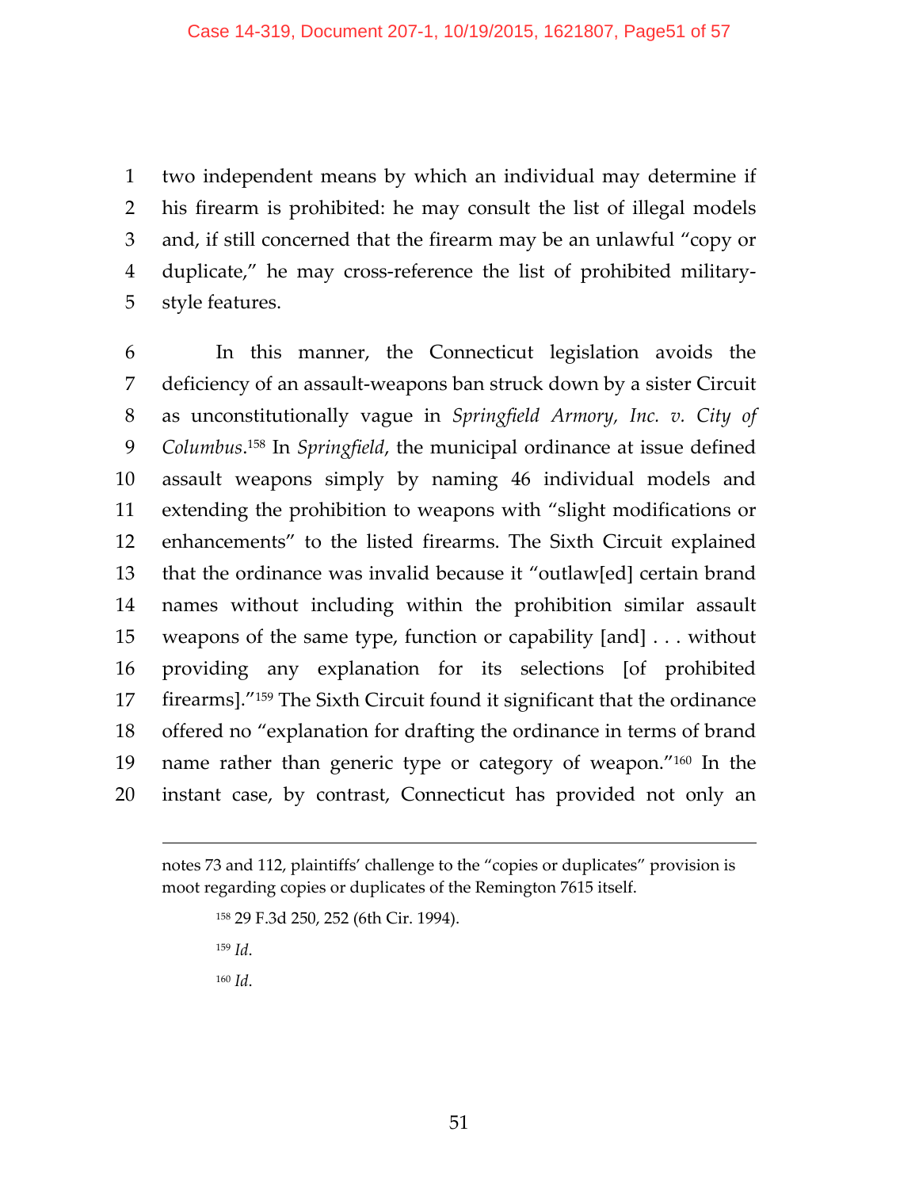two independent means by which an individual may determine if his firearm is prohibited: he may consult the list of illegal models and, if still concerned that the firearm may be an unlawful "copy or duplicate," he may cross-reference the list of prohibited military-style features.

In this manner, the Connecticut legislation avoids the deficiency of an assault-weapons ban struck down by a sister Circuit as unconstitutionally vague in *Springfield Armory, Inc. v. City of Columbus*.[158] In *Springfield*, the municipal ordinance at issue defined assault weapons simply by naming 46 individual models and extending the prohibition to weapons with "slight modifications or enhancements" to the listed firearms. The Sixth Circuit explained that the ordinance was invalid because it "outlaw[ed] certain brand names without including within the prohibition similar assault weapons of the same type, function or capability [and] . . . without providing any explanation for its selections [of prohibited firearms]."[159] The Sixth Circuit found it significant that the ordinance offered no "explanation for drafting the ordinance in terms of brand name rather than generic type or category of weapon."[160] In the instant case, by contrast, Connecticut has provided not only an

---

notes 73 and 112, plaintiffs' challenge to the "copies or duplicates" provision is moot regarding copies or duplicates of the Remington 7615 itself.

[158] 29 F.3d 250, 252 (6th Cir. 1994).

[159] *Id*.

[160] *Id*.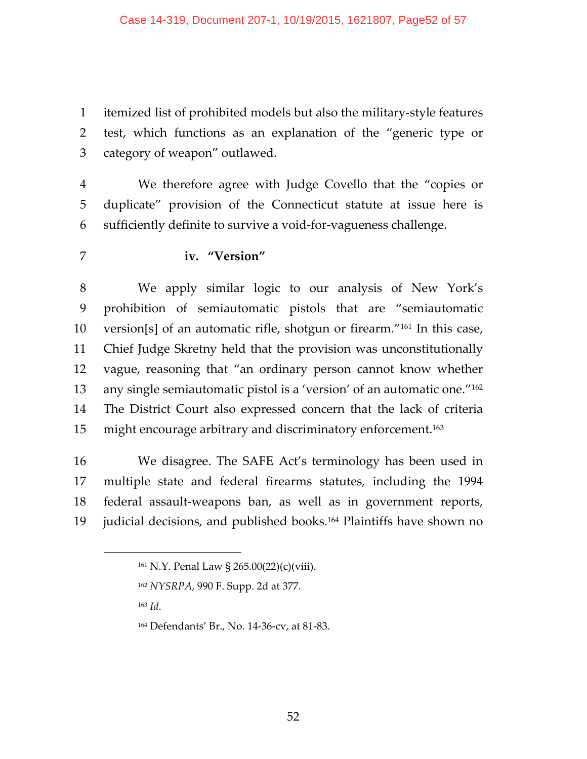itemized list of prohibited models but also the military-style features test, which functions as an explanation of the "generic type or category of weapon" outlawed.

We therefore agree with Judge Covello that the "copies or duplicate" provision of the Connecticut statute at issue here is sufficiently definite to survive a void-for-vagueness challenge.

**iv. "Version"**

We apply similar logic to our analysis of New York's prohibition of semiautomatic pistols that are "semiautomatic version[s] of an automatic rifle, shotgun or firearm."[161] In this case, Chief Judge Skretny held that the provision was unconstitutionally vague, reasoning that "an ordinary person cannot know whether any single semiautomatic pistol is a 'version' of an automatic one."[162] The District Court also expressed concern that the lack of criteria might encourage arbitrary and discriminatory enforcement.[163]

We disagree. The SAFE Act's terminology has been used in multiple state and federal firearms statutes, including the 1994 federal assault-weapons ban, as well as in government reports, judicial decisions, and published books.[164] Plaintiffs have shown no

---

[161] N.Y. Penal Law § 265.00(22)(c)(viii).

[162] *NYSRPA*, 990 F. Supp. 2d at 377.

[163] *Id*.

[164] Defendants' Br., No. 14-36-cv, at 81-83.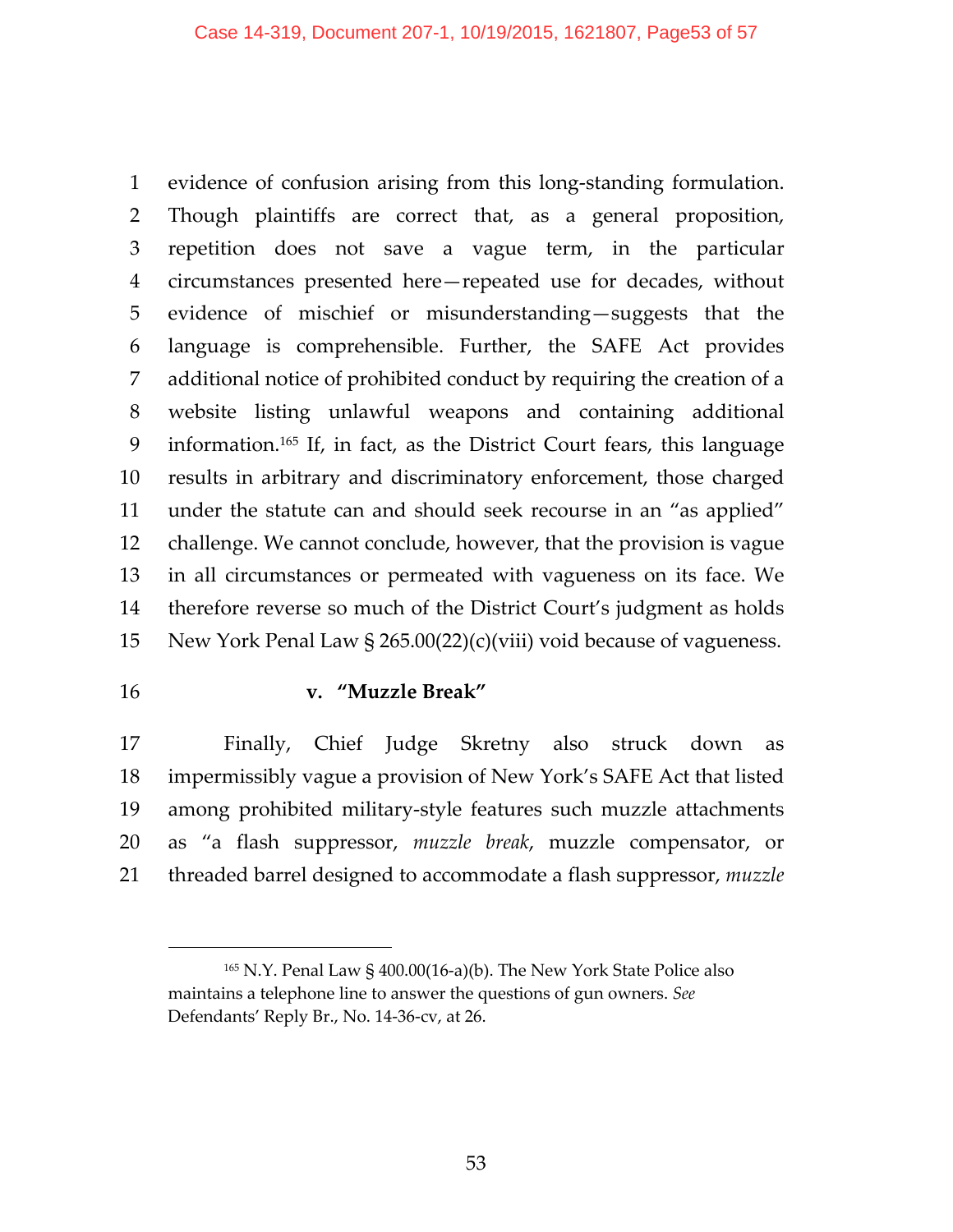evidence of confusion arising from this long-standing formulation. Though plaintiffs are correct that, as a general proposition, repetition does not save a vague term, in the particular circumstances presented here—repeated use for decades, without evidence of mischief or misunderstanding—suggests that the language is comprehensible. Further, the SAFE Act provides additional notice of prohibited conduct by requiring the creation of a website listing unlawful weapons and containing additional information.[165] If, in fact, as the District Court fears, this language results in arbitrary and discriminatory enforcement, those charged under the statute can and should seek recourse in an "as applied" challenge. We cannot conclude, however, that the provision is vague in all circumstances or permeated with vagueness on its face. We therefore reverse so much of the District Court's judgment as holds New York Penal Law § 265.00(22)(c)(viii) void because of vagueness.

**v. "Muzzle Break"**

Finally, Chief Judge Skretny also struck down as impermissibly vague a provision of New York's SAFE Act that listed among prohibited military-style features such muzzle attachments as "a flash suppressor, *muzzle break*, muzzle compensator, or threaded barrel designed to accommodate a flash suppressor, *muzzle*

---

[165] N.Y. Penal Law § 400.00(16-a)(b). The New York State Police also maintains a telephone line to answer the questions of gun owners. *See* Defendants' Reply Br., No. 14-36-cv, at 26.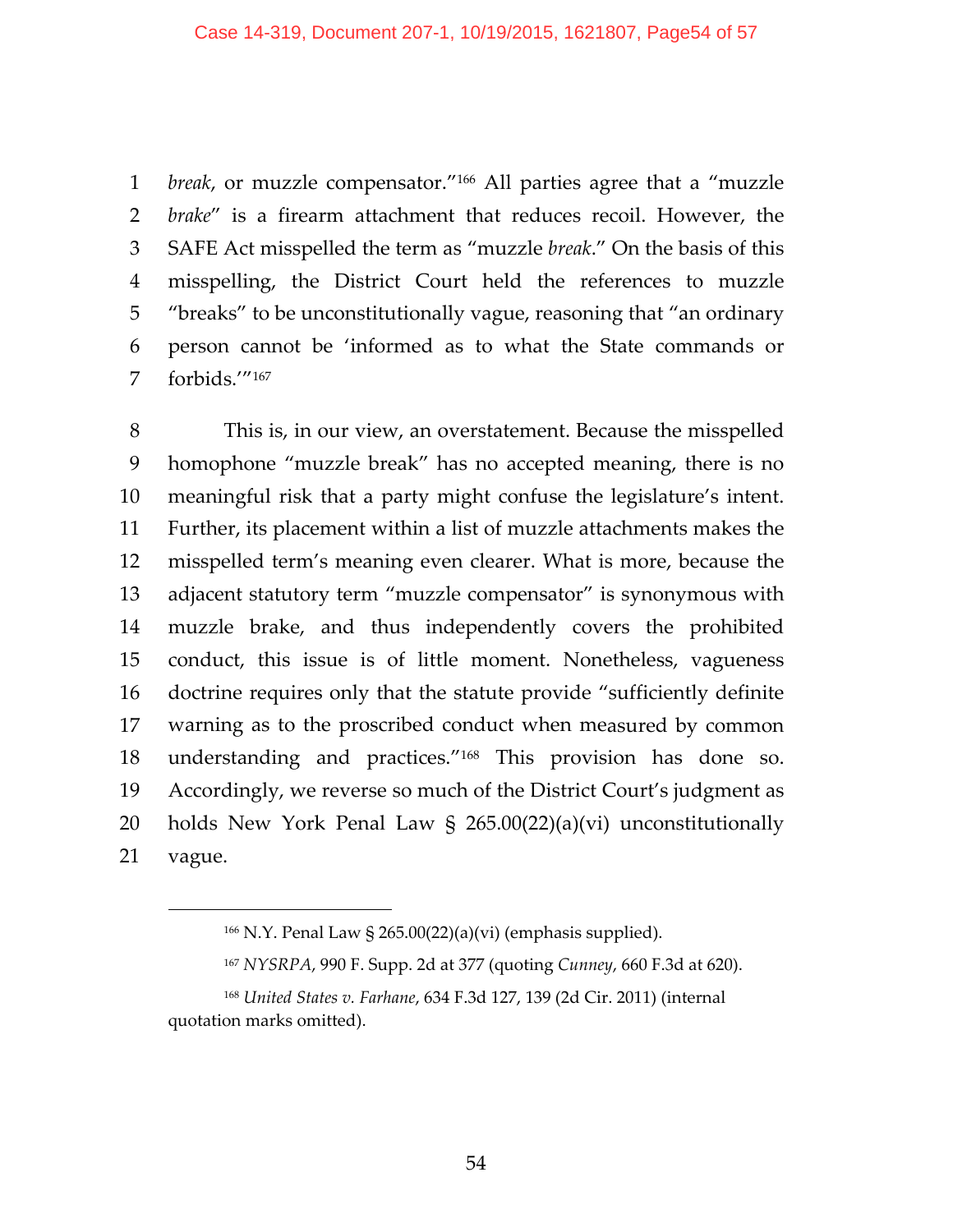*break*, or muzzle compensator."[166] All parties agree that a "muzzle *brake*" is a firearm attachment that reduces recoil. However, the SAFE Act misspelled the term as "muzzle *break*." On the basis of this misspelling, the District Court held the references to muzzle "breaks" to be unconstitutionally vague, reasoning that "an ordinary person cannot be 'informed as to what the State commands or forbids.'"[167]

This is, in our view, an overstatement. Because the misspelled homophone "muzzle break" has no accepted meaning, there is no meaningful risk that a party might confuse the legislature's intent. Further, its placement within a list of muzzle attachments makes the misspelled term's meaning even clearer. What is more, because the adjacent statutory term "muzzle compensator" is synonymous with muzzle brake, and thus independently covers the prohibited conduct, this issue is of little moment. Nonetheless, vagueness doctrine requires only that the statute provide "sufficiently definite warning as to the proscribed conduct when measured by common understanding and practices."[168] This provision has done so. Accordingly, we reverse so much of the District Court's judgment as holds New York Penal Law § 265.00(22)(a)(vi) unconstitutionally vague.

---

[166] N.Y. Penal Law § 265.00(22)(a)(vi) (emphasis supplied).

[167] *NYSRPA*, 990 F. Supp. 2d at 377 (quoting *Cunney*, 660 F.3d at 620).

[168] *United States v. Farhane*, 634 F.3d 127, 139 (2d Cir. 2011) (internal quotation marks omitted).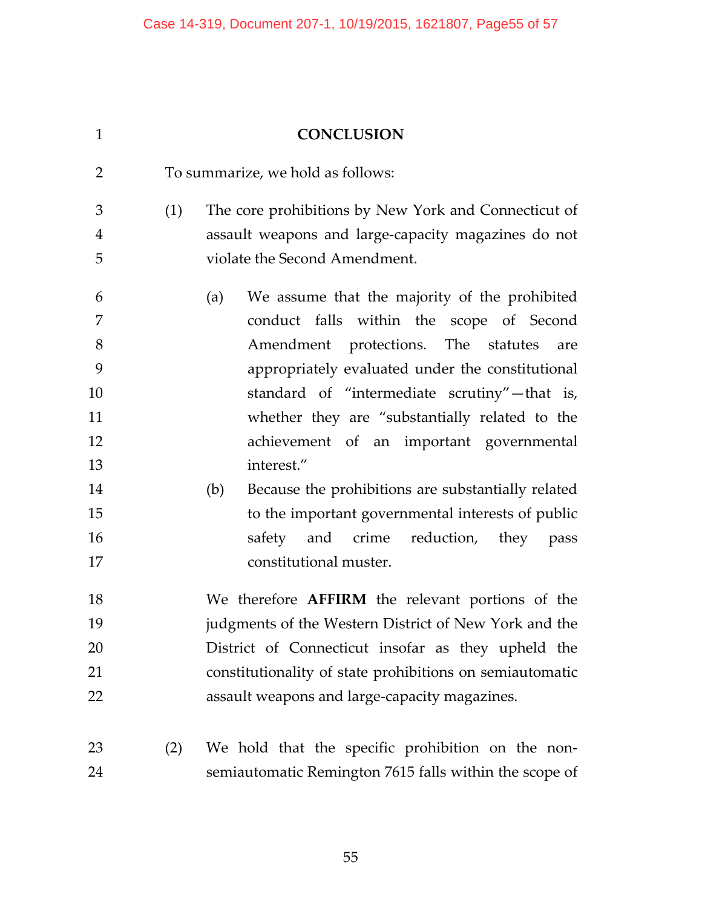## CONCLUSION

To summarize, we hold as follows:

(1) The core prohibitions by New York and Connecticut of assault weapons and large-capacity magazines do not violate the Second Amendment.

  (a) We assume that the majority of the prohibited conduct falls within the scope of Second Amendment protections. The statutes are appropriately evaluated under the constitutional standard of "intermediate scrutiny"—that is, whether they are "substantially related to the achievement of an important governmental interest."

  (b) Because the prohibitions are substantially related to the important governmental interests of public safety and crime reduction, they pass constitutional muster.

  We therefore **AFFIRM** the relevant portions of the judgments of the Western District of New York and the District of Connecticut insofar as they upheld the constitutionality of state prohibitions on semiautomatic assault weapons and large-capacity magazines.

(2) We hold that the specific prohibition on the non-semiautomatic Remington 7615 falls within the scope of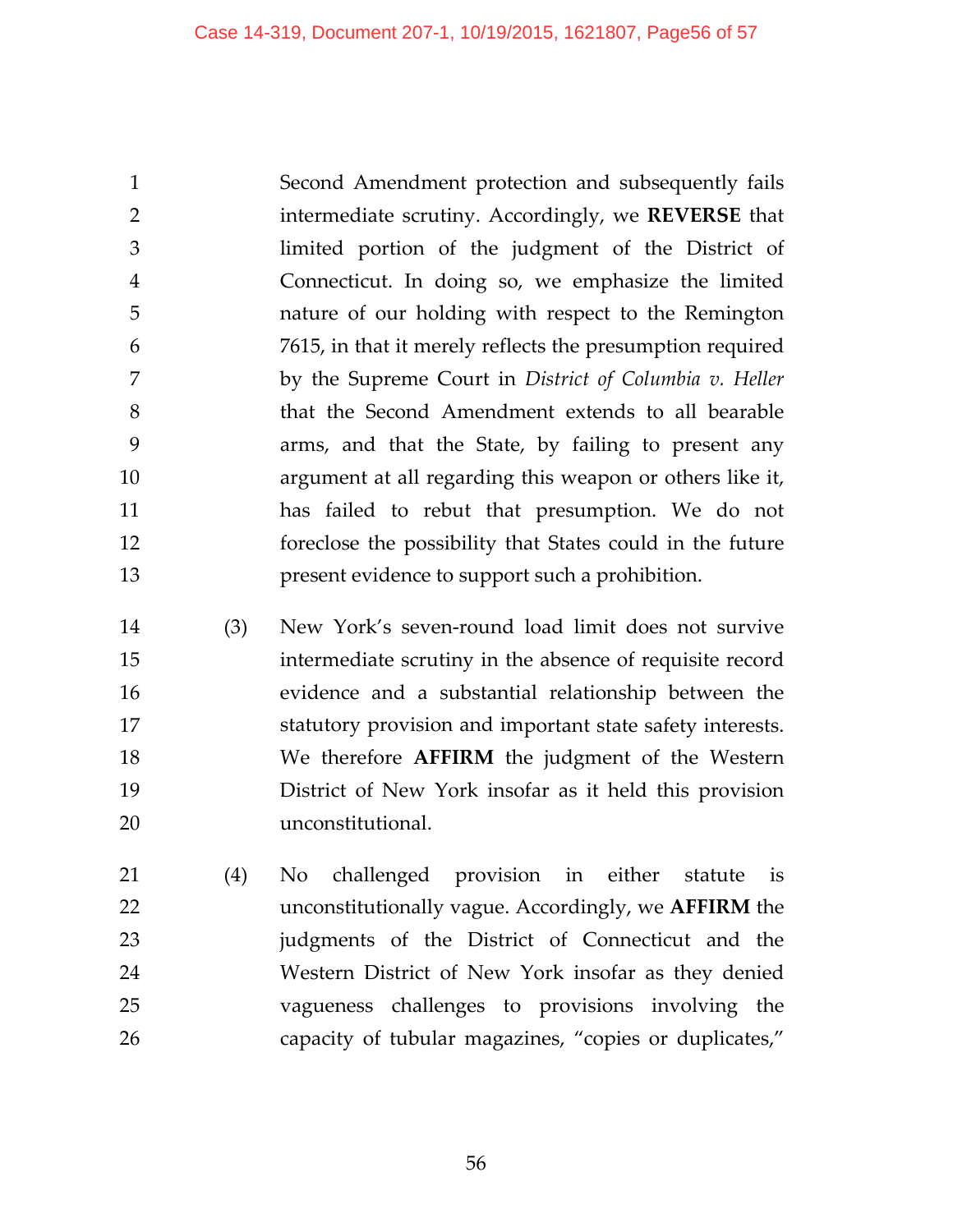Second Amendment protection and subsequently fails intermediate scrutiny. Accordingly, we **REVERSE** that limited portion of the judgment of the District of Connecticut. In doing so, we emphasize the limited nature of our holding with respect to the Remington 7615, in that it merely reflects the presumption required by the Supreme Court in *District of Columbia v. Heller* that the Second Amendment extends to all bearable arms, and that the State, by failing to present any argument at all regarding this weapon or others like it, has failed to rebut that presumption. We do not foreclose the possibility that States could in the future present evidence to support such a prohibition.

(3) New York's seven-round load limit does not survive intermediate scrutiny in the absence of requisite record evidence and a substantial relationship between the statutory provision and important state safety interests. We therefore **AFFIRM** the judgment of the Western District of New York insofar as it held this provision unconstitutional.

(4) No challenged provision in either statute is unconstitutionally vague. Accordingly, we **AFFIRM** the judgments of the District of Connecticut and the Western District of New York insofar as they denied vagueness challenges to provisions involving the capacity of tubular magazines, "copies or duplicates,"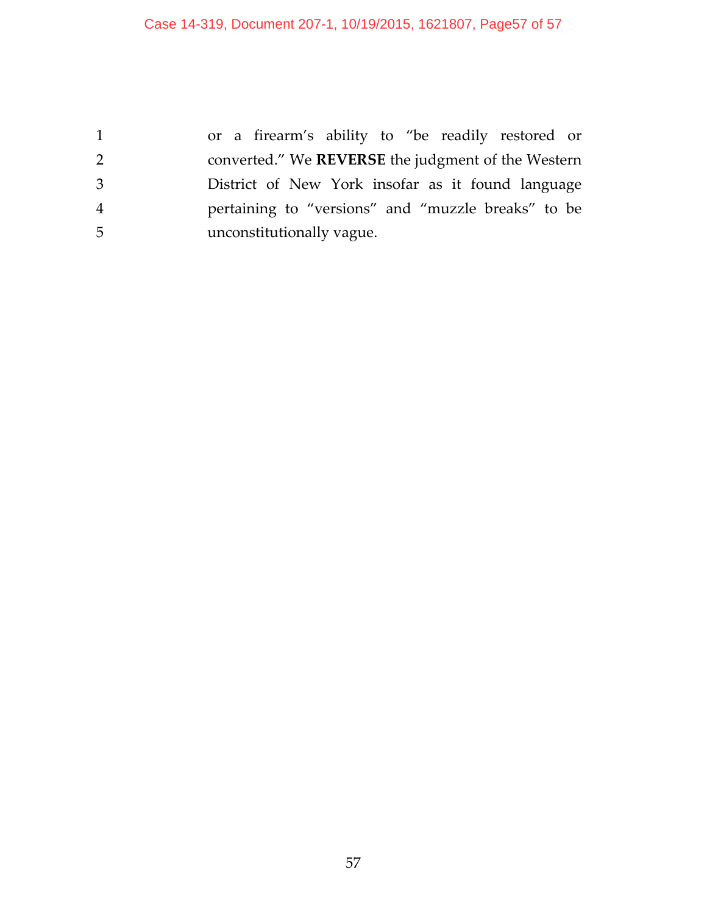or a firearm's ability to "be readily restored or converted." We **REVERSE** the judgment of the Western District of New York insofar as it found language pertaining to "versions" and "muzzle breaks" to be unconstitutionally vague.